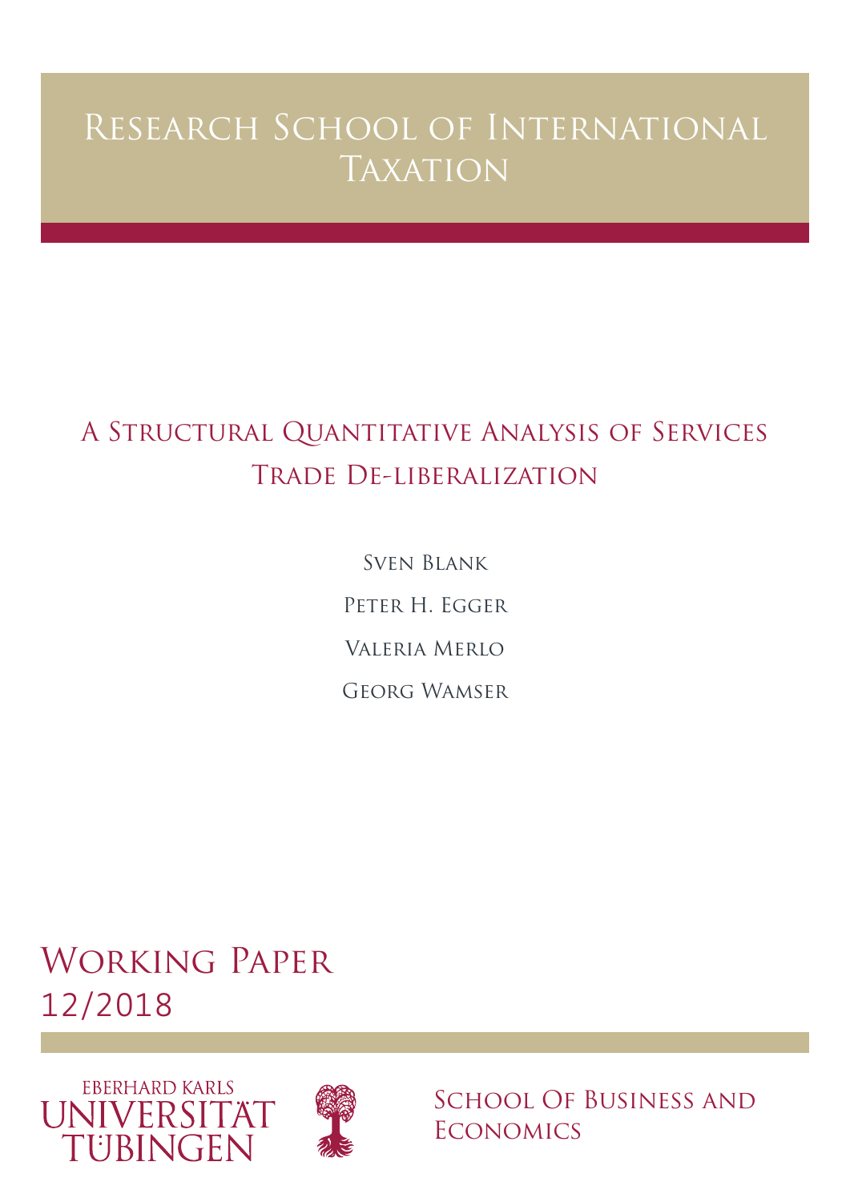# Research School of International Taxation

## A Structural Quantitative Analysis of Services Trade De-liberalization

Sven Blank

Peter H. Egger

Valeria Merlo

Georg Wamser

**Working Paper**
**12/2018**

Eberhard Karls Universität Tübingen

School Of Business and Economics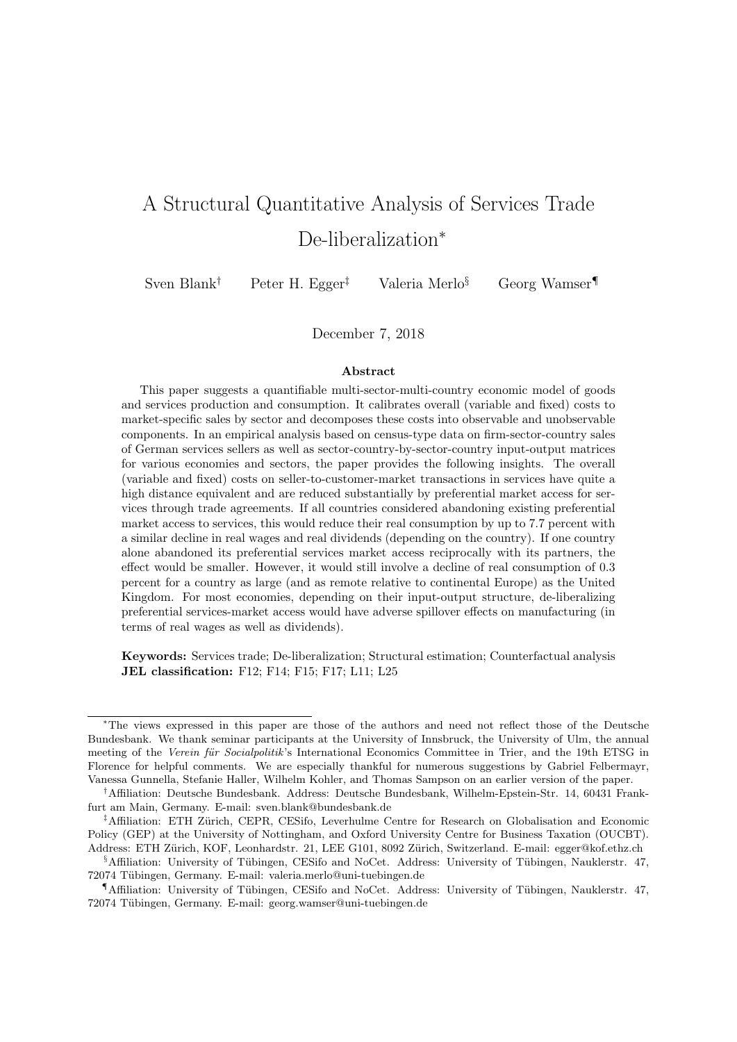# A Structural Quantitative Analysis of Services Trade De-liberalization[*]

Sven Blank[†] Peter H. Egger[‡] Valeria Merlo[§] Georg Wamser[¶]

December 7, 2018

### Abstract

This paper suggests a quantifiable multi-sector-multi-country economic model of goods and services production and consumption. It calibrates overall (variable and fixed) costs to market-specific sales by sector and decomposes these costs into observable and unobservable components. In an empirical analysis based on census-type data on firm-sector-country sales of German services sellers as well as sector-country-by-sector-country input-output matrices for various economies and sectors, the paper provides the following insights. The overall (variable and fixed) costs on seller-to-customer-market transactions in services have quite a high distance equivalent and are reduced substantially by preferential market access for services through trade agreements. If all countries considered abandoning existing preferential market access to services, this would reduce their real consumption by up to 7.7 percent with a similar decline in real wages and real dividends (depending on the country). If one country alone abandoned its preferential services market access reciprocally with its partners, the effect would be smaller. However, it would still involve a decline of real consumption of 0.3 percent for a country as large (and as remote relative to continental Europe) as the United Kingdom. For most economies, depending on their input-output structure, de-liberalizing preferential services-market access would have adverse spillover effects on manufacturing (in terms of real wages as well as dividends).

**Keywords:** Services trade; De-liberalization; Structural estimation; Counterfactual analysis
**JEL classification:** F12; F14; F15; F17; L11; L25

---

[*] The views expressed in this paper are those of the authors and need not reflect those of the Deutsche Bundesbank. We thank seminar participants at the University of Innsbruck, the University of Ulm, the annual meeting of the *Verein für Socialpolitik*'s International Economics Committee in Trier, and the 19th ETSG in Florence for helpful comments. We are especially thankful for numerous suggestions by Gabriel Felbermayr, Vanessa Gunnella, Stefanie Haller, Wilhelm Kohler, and Thomas Sampson on an earlier version of the paper.

[†] Affiliation: Deutsche Bundesbank. Address: Deutsche Bundesbank, Wilhelm-Epstein-Str. 14, 60431 Frankfurt am Main, Germany. E-mail: sven.blank@bundesbank.de

[‡] Affiliation: ETH Zürich, CEPR, CESifo, Leverhulme Centre for Research on Globalisation and Economic Policy (GEP) at the University of Nottingham, and Oxford University Centre for Business Taxation (OUCBT). Address: ETH Zürich, KOF, Leonhardstr. 21, LEE G101, 8092 Zürich, Switzerland. E-mail: egger@kof.ethz.ch

[§] Affiliation: University of Tübingen, CESifo and NoCet. Address: University of Tübingen, Nauklerstr. 47, 72074 Tübingen, Germany. E-mail: valeria.merlo@uni-tuebingen.de

[¶] Affiliation: University of Tübingen, CESifo and NoCet. Address: University of Tübingen, Nauklerstr. 47, 72074 Tübingen, Germany. E-mail: georg.wamser@uni-tuebingen.de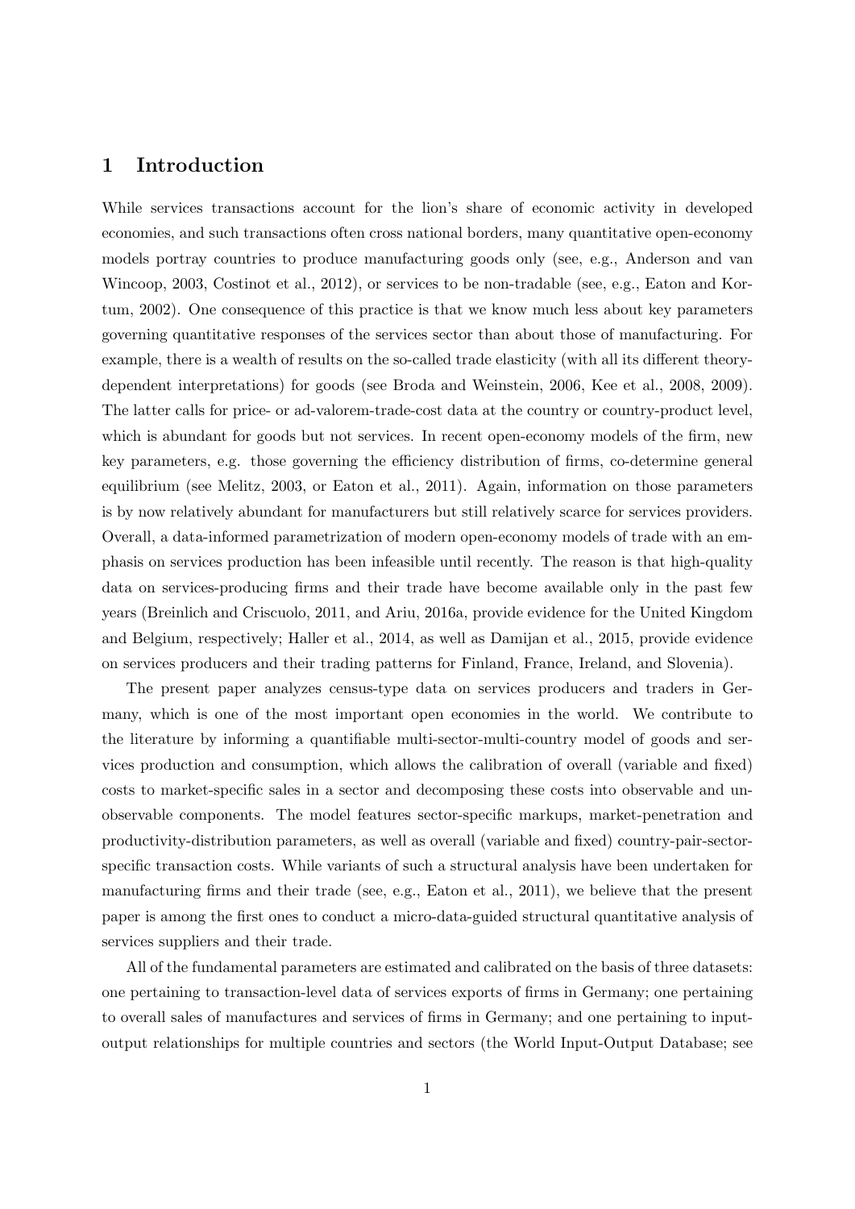# 1 Introduction

While services transactions account for the lion's share of economic activity in developed economies, and such transactions often cross national borders, many quantitative open-economy models portray countries to produce manufacturing goods only (see, e.g., Anderson and van Wincoop, 2003, Costinot et al., 2012), or services to be non-tradable (see, e.g., Eaton and Kortum, 2002). One consequence of this practice is that we know much less about key parameters governing quantitative responses of the services sector than about those of manufacturing. For example, there is a wealth of results on the so-called trade elasticity (with all its different theory-dependent interpretations) for goods (see Broda and Weinstein, 2006, Kee et al., 2008, 2009). The latter calls for price- or ad-valorem-trade-cost data at the country or country-product level, which is abundant for goods but not services. In recent open-economy models of the firm, new key parameters, e.g. those governing the efficiency distribution of firms, co-determine general equilibrium (see Melitz, 2003, or Eaton et al., 2011). Again, information on those parameters is by now relatively abundant for manufacturers but still relatively scarce for services providers. Overall, a data-informed parametrization of modern open-economy models of trade with an emphasis on services production has been infeasible until recently. The reason is that high-quality data on services-producing firms and their trade have become available only in the past few years (Breinlich and Criscuolo, 2011, and Ariu, 2016a, provide evidence for the United Kingdom and Belgium, respectively; Haller et al., 2014, as well as Damijan et al., 2015, provide evidence on services producers and their trading patterns for Finland, France, Ireland, and Slovenia).

The present paper analyzes census-type data on services producers and traders in Germany, which is one of the most important open economies in the world. We contribute to the literature by informing a quantifiable multi-sector-multi-country model of goods and services production and consumption, which allows the calibration of overall (variable and fixed) costs to market-specific sales in a sector and decomposing these costs into observable and unobservable components. The model features sector-specific markups, market-penetration and productivity-distribution parameters, as well as overall (variable and fixed) country-pair-sector-specific transaction costs. While variants of such a structural analysis have been undertaken for manufacturing firms and their trade (see, e.g., Eaton et al., 2011), we believe that the present paper is among the first ones to conduct a micro-data-guided structural quantitative analysis of services suppliers and their trade.

All of the fundamental parameters are estimated and calibrated on the basis of three datasets: one pertaining to transaction-level data of services exports of firms in Germany; one pertaining to overall sales of manufactures and services of firms in Germany; and one pertaining to input-output relationships for multiple countries and sectors (the World Input-Output Database; see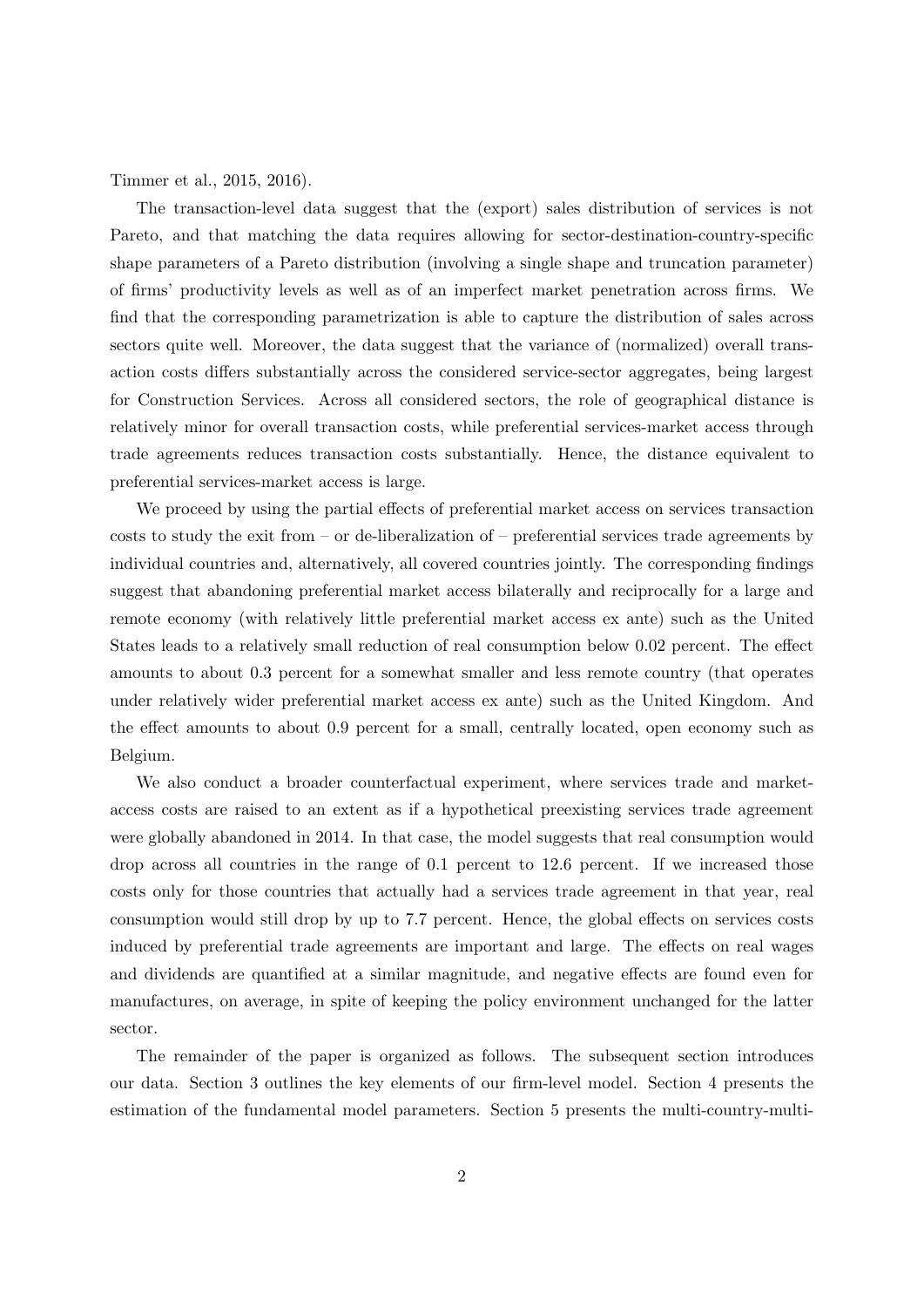Timmer et al., 2015, 2016).

The transaction-level data suggest that the (export) sales distribution of services is not Pareto, and that matching the data requires allowing for sector-destination-country-specific shape parameters of a Pareto distribution (involving a single shape and truncation parameter) of firms' productivity levels as well as of an imperfect market penetration across firms. We find that the corresponding parametrization is able to capture the distribution of sales across sectors quite well. Moreover, the data suggest that the variance of (normalized) overall transaction costs differs substantially across the considered service-sector aggregates, being largest for Construction Services. Across all considered sectors, the role of geographical distance is relatively minor for overall transaction costs, while preferential services-market access through trade agreements reduces transaction costs substantially. Hence, the distance equivalent to preferential services-market access is large.

We proceed by using the partial effects of preferential market access on services transaction costs to study the exit from – or de-liberalization of – preferential services trade agreements by individual countries and, alternatively, all covered countries jointly. The corresponding findings suggest that abandoning preferential market access bilaterally and reciprocally for a large and remote economy (with relatively little preferential market access ex ante) such as the United States leads to a relatively small reduction of real consumption below 0.02 percent. The effect amounts to about 0.3 percent for a somewhat smaller and less remote country (that operates under relatively wider preferential market access ex ante) such as the United Kingdom. And the effect amounts to about 0.9 percent for a small, centrally located, open economy such as Belgium.

We also conduct a broader counterfactual experiment, where services trade and market-access costs are raised to an extent as if a hypothetical preexisting services trade agreement were globally abandoned in 2014. In that case, the model suggests that real consumption would drop across all countries in the range of 0.1 percent to 12.6 percent. If we increased those costs only for those countries that actually had a services trade agreement in that year, real consumption would still drop by up to 7.7 percent. Hence, the global effects on services costs induced by preferential trade agreements are important and large. The effects on real wages and dividends are quantified at a similar magnitude, and negative effects are found even for manufactures, on average, in spite of keeping the policy environment unchanged for the latter sector.

The remainder of the paper is organized as follows. The subsequent section introduces our data. Section 3 outlines the key elements of our firm-level model. Section 4 presents the estimation of the fundamental model parameters. Section 5 presents the multi-country-multi-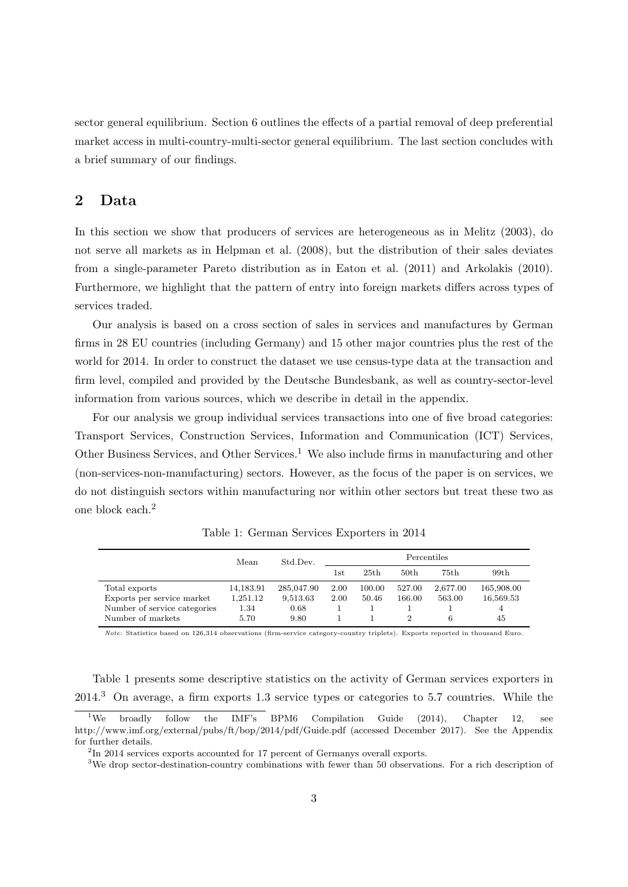sector general equilibrium. Section 6 outlines the effects of a partial removal of deep preferential market access in multi-country-multi-sector general equilibrium. The last section concludes with a brief summary of our findings.

## 2 Data

In this section we show that producers of services are heterogeneous as in Melitz (2003), do not serve all markets as in Helpman et al. (2008), but the distribution of their sales deviates from a single-parameter Pareto distribution as in Eaton et al. (2011) and Arkolakis (2010). Furthermore, we highlight that the pattern of entry into foreign markets differs across types of services traded.

Our analysis is based on a cross section of sales in services and manufactures by German firms in 28 EU countries (including Germany) and 15 other major countries plus the rest of the world for 2014. In order to construct the dataset we use census-type data at the transaction and firm level, compiled and provided by the Deutsche Bundesbank, as well as country-sector-level information from various sources, which we describe in detail in the appendix.

For our analysis we group individual services transactions into one of five broad categories: Transport Services, Construction Services, Information and Communication (ICT) Services, Other Business Services, and Other Services.[1] We also include firms in manufacturing and other (non-services-non-manufacturing) sectors. However, as the focus of the paper is on services, we do not distinguish sectors within manufacturing nor within other sectors but treat these two as one block each.[2]

Table 1: German Services Exporters in 2014

| | Mean | Std.Dev. | Percentiles | | | | |
|---|---|---|---|---|---|---|---|
| | | | 1st | 25th | 50th | 75th | 99th |
| Total exports | 14,183.91 | 285,047.90 | 2.00 | 100.00 | 527.00 | 2,677.00 | 165,908.00 |
| Exports per service market | 1,251.12 | 9,513.63 | 2.00 | 50.46 | 166.00 | 563.00 | 16,569.53 |
| Number of service categories | 1.34 | 0.68 | 1 | 1 | 1 | 1 | 4 |
| Number of markets | 5.70 | 9.80 | 1 | 1 | 2 | 6 | 45 |

*Note*: Statistics based on 126,314 observations (firm-service category-country triplets). Exports reported in thousand Euro.

Table 1 presents some descriptive statistics on the activity of German services exporters in 2014.[3] On average, a firm exports 1.3 service types or categories to 5.7 countries. While the

[1] We broadly follow the IMF's BPM6 Compilation Guide (2014), Chapter 12, see http://www.imf.org/external/pubs/ft/bop/2014/pdf/Guide.pdf (accessed December 2017). See the Appendix for further details.

[2] In 2014 services exports accounted for 17 percent of Germanys overall exports.

[3] We drop sector-destination-country combinations with fewer than 50 observations. For a rich description of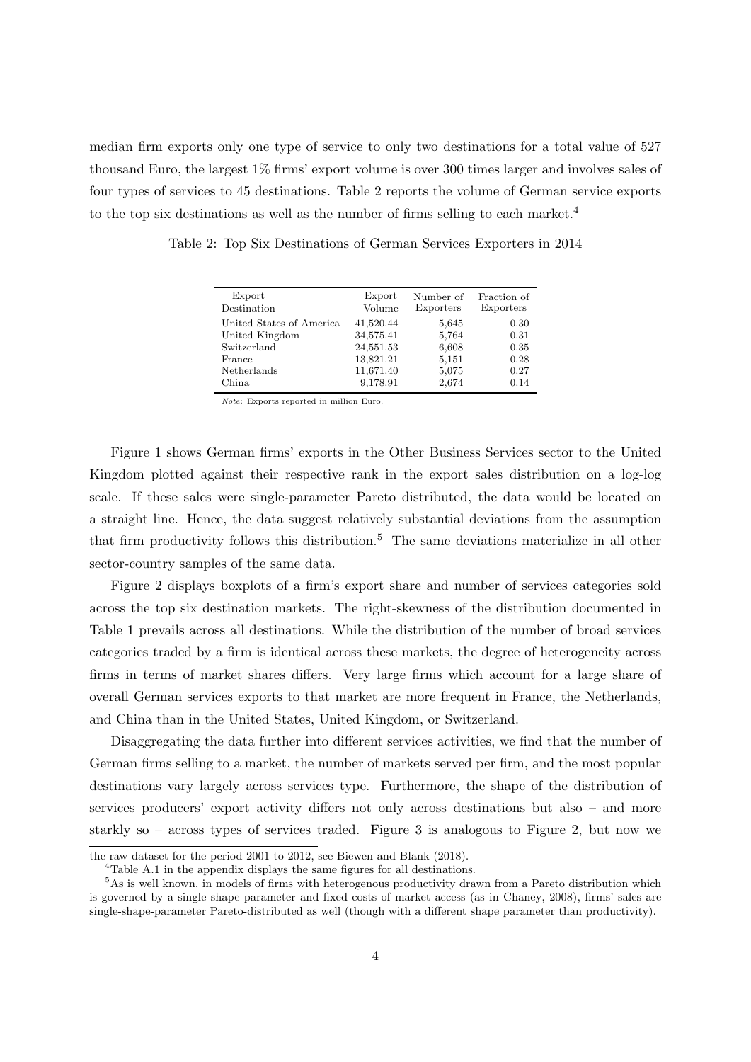median firm exports only one type of service to only two destinations for a total value of 527 thousand Euro, the largest 1% firms' export volume is over 300 times larger and involves sales of four types of services to 45 destinations. Table 2 reports the volume of German service exports to the top six destinations as well as the number of firms selling to each market.[4]

Table 2: Top Six Destinations of German Services Exporters in 2014

| Export Destination | Export Volume | Number of Exporters | Fraction of Exporters |
|---|---|---|---|
| United States of America | 41,520.44 | 5,645 | 0.30 |
| United Kingdom | 34,575.41 | 5,764 | 0.31 |
| Switzerland | 24,551.53 | 6,608 | 0.35 |
| France | 13,821.21 | 5,151 | 0.28 |
| Netherlands | 11,671.40 | 5,075 | 0.27 |
| China | 9,178.91 | 2,674 | 0.14 |

*Note*: Exports reported in million Euro.

Figure 1 shows German firms' exports in the Other Business Services sector to the United Kingdom plotted against their respective rank in the export sales distribution on a log-log scale. If these sales were single-parameter Pareto distributed, the data would be located on a straight line. Hence, the data suggest relatively substantial deviations from the assumption that firm productivity follows this distribution.[5] The same deviations materialize in all other sector-country samples of the same data.

Figure 2 displays boxplots of a firm's export share and number of services categories sold across the top six destination markets. The right-skewness of the distribution documented in Table 1 prevails across all destinations. While the distribution of the number of broad services categories traded by a firm is identical across these markets, the degree of heterogeneity across firms in terms of market shares differs. Very large firms which account for a large share of overall German services exports to that market are more frequent in France, the Netherlands, and China than in the United States, United Kingdom, or Switzerland.

Disaggregating the data further into different services activities, we find that the number of German firms selling to a market, the number of markets served per firm, and the most popular destinations vary largely across services type. Furthermore, the shape of the distribution of services producers' export activity differs not only across destinations but also – and more starkly so – across types of services traded. Figure 3 is analogous to Figure 2, but now we

the raw dataset for the period 2001 to 2012, see Biewen and Blank (2018).

[4] Table A.1 in the appendix displays the same figures for all destinations.

[5] As is well known, in models of firms with heterogenous productivity drawn from a Pareto distribution which is governed by a single shape parameter and fixed costs of market access (as in Chaney, 2008), firms' sales are single-shape-parameter Pareto-distributed as well (though with a different shape parameter than productivity).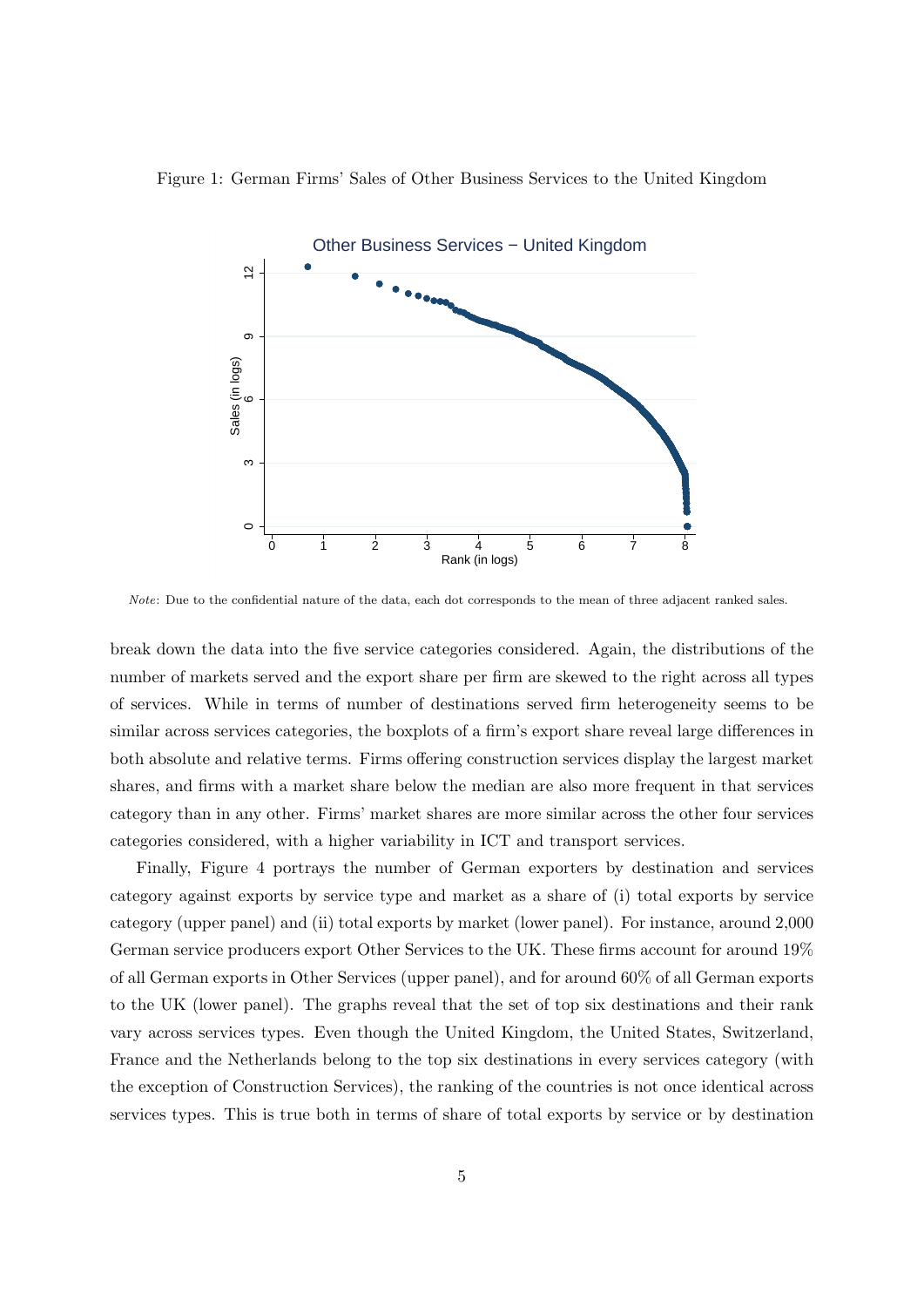Figure 1: German Firms' Sales of Other Business Services to the United Kingdom

*Note*: Due to the confidential nature of the data, each dot corresponds to the mean of three adjacent ranked sales.

break down the data into the five service categories considered. Again, the distributions of the number of markets served and the export share per firm are skewed to the right across all types of services. While in terms of number of destinations served firm heterogeneity seems to be similar across services categories, the boxplots of a firm's export share reveal large differences in both absolute and relative terms. Firms offering construction services display the largest market shares, and firms with a market share below the median are also more frequent in that services category than in any other. Firms' market shares are more similar across the other four services categories considered, with a higher variability in ICT and transport services.

Finally, Figure 4 portrays the number of German exporters by destination and services category against exports by service type and market as a share of (i) total exports by service category (upper panel) and (ii) total exports by market (lower panel). For instance, around 2,000 German service producers export Other Services to the UK. These firms account for around 19% of all German exports in Other Services (upper panel), and for around 60% of all German exports to the UK (lower panel). The graphs reveal that the set of top six destinations and their rank vary across services types. Even though the United Kingdom, the United States, Switzerland, France and the Netherlands belong to the top six destinations in every services category (with the exception of Construction Services), the ranking of the countries is not once identical across services types. This is true both in terms of share of total exports by service or by destination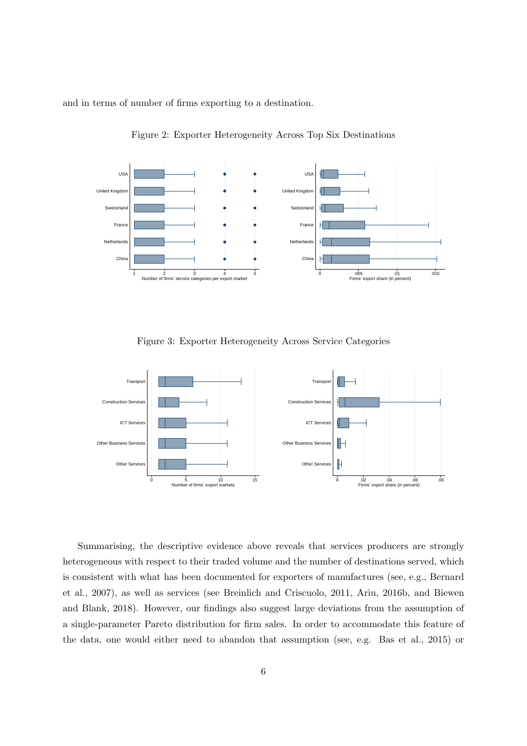and in terms of number of firms exporting to a destination.

Figure 2: Exporter Heterogeneity Across Top Six Destinations

Figure 3: Exporter Heterogeneity Across Service Categories

Summarising, the descriptive evidence above reveals that services producers are strongly heterogeneous with respect to their traded volume and the number of destinations served, which is consistent with what has been documented for exporters of manufactures (see, e.g., Bernard et al., 2007), as well as services (see Breinlich and Criscuolo, 2011, Ariu, 2016b, and Biewen and Blank, 2018). However, our findings also suggest large deviations from the assumption of a single-parameter Pareto distribution for firm sales. In order to accommodate this feature of the data, one would either need to abandon that assumption (see, e.g. Bas et al., 2015) or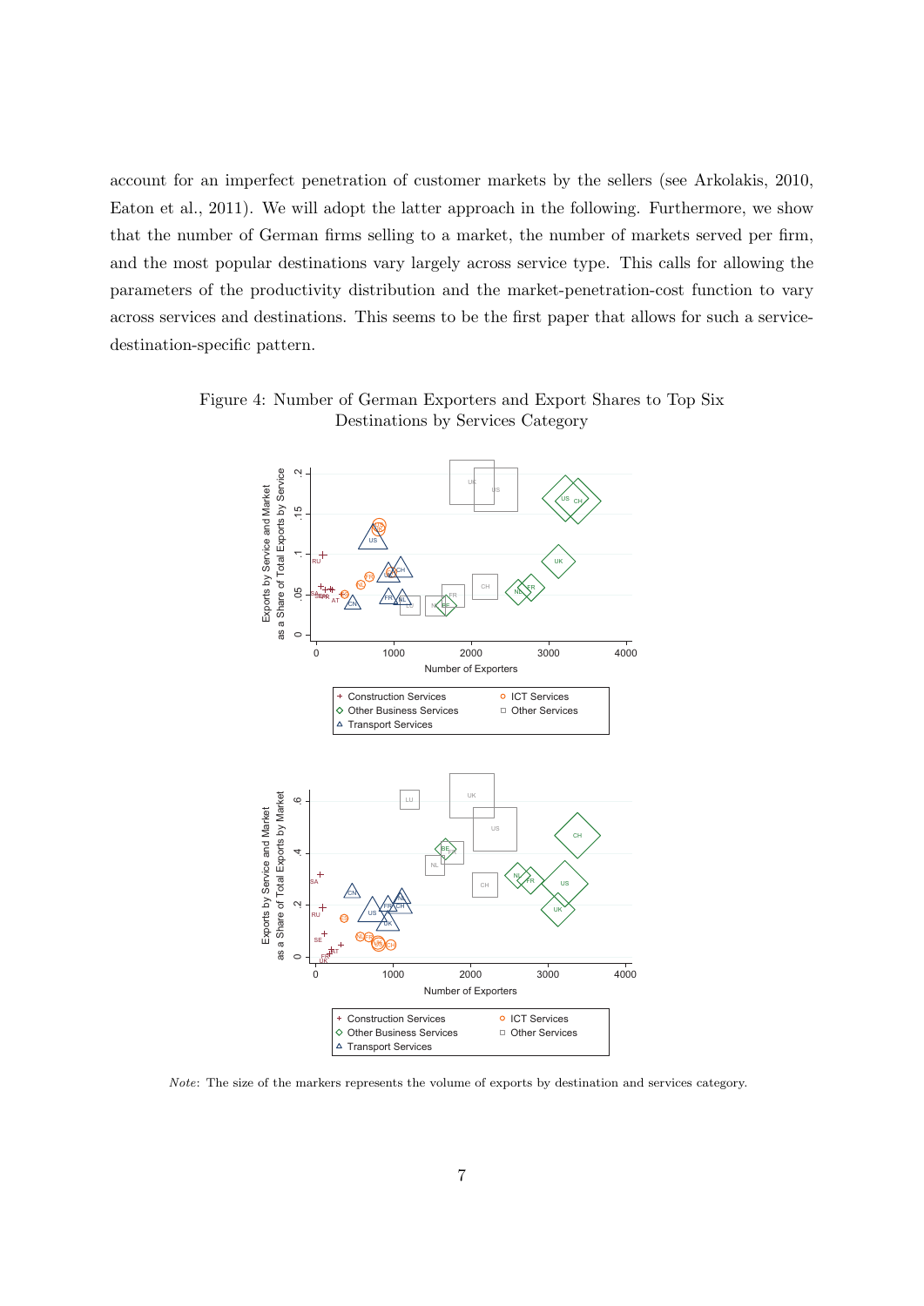account for an imperfect penetration of customer markets by the sellers (see Arkolakis, 2010, Eaton et al., 2011). We will adopt the latter approach in the following. Furthermore, we show that the number of German firms selling to a market, the number of markets served per firm, and the most popular destinations vary largely across service type. This calls for allowing the parameters of the productivity distribution and the market-penetration-cost function to vary across services and destinations. This seems to be the first paper that allows for such a service-destination-specific pattern.

Figure 4: Number of German Exporters and Export Shares to Top Six Destinations by Services Category

*Note*: The size of the markers represents the volume of exports by destination and services category.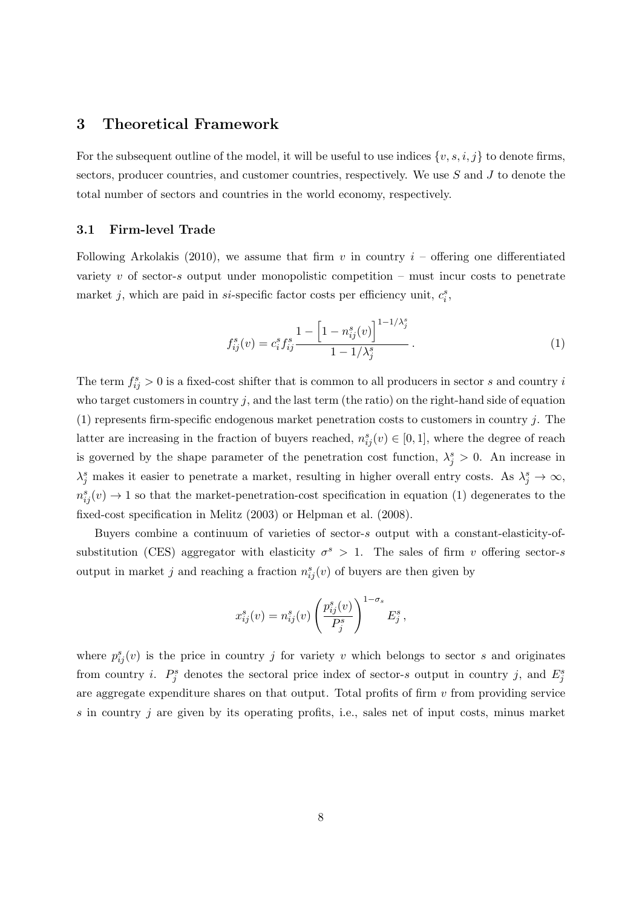## 3 Theoretical Framework

For the subsequent outline of the model, it will be useful to use indices $\{v, s, i, j\}$ to denote firms, sectors, producer countries, and customer countries, respectively. We use $S$ and $J$ to denote the total number of sectors and countries in the world economy, respectively.

### 3.1 Firm-level Trade

Following Arkolakis (2010), we assume that firm $v$ in country $i$ – offering one differentiated variety $v$ of sector-$s$ output under monopolistic competition – must incur costs to penetrate market $j$, which are paid in $si$-specific factor costs per efficiency unit, $c_i^s$,

$$f_{ij}^s(v) = c_i^s f_{ij}^s \frac{1 - \left[1 - n_{ij}^s(v)\right]^{1-1/\lambda_j^s}}{1 - 1/\lambda_j^s} \,. \tag{1}$$

The term $f_{ij}^s > 0$ is a fixed-cost shifter that is common to all producers in sector $s$ and country $i$ who target customers in country $j$, and the last term (the ratio) on the right-hand side of equation (1) represents firm-specific endogenous market penetration costs to customers in country $j$. The latter are increasing in the fraction of buyers reached, $n_{ij}^s(v) \in [0, 1]$, where the degree of reach is governed by the shape parameter of the penetration cost function, $\lambda_j^s > 0$. An increase in $\lambda_j^s$ makes it easier to penetrate a market, resulting in higher overall entry costs. As $\lambda_j^s \to \infty$, $n_{ij}^s(v) \to 1$ so that the market-penetration-cost specification in equation (1) degenerates to the fixed-cost specification in Melitz (2003) or Helpman et al. (2008).

Buyers combine a continuum of varieties of sector-$s$ output with a constant-elasticity-of-substitution (CES) aggregator with elasticity $\sigma^s > 1$. The sales of firm $v$ offering sector-$s$ output in market $j$ and reaching a fraction $n_{ij}^s(v)$ of buyers are then given by

$$x_{ij}^s(v) = n_{ij}^s(v) \left(\frac{p_{ij}^s(v)}{P_j^s}\right)^{1-\sigma_s} E_j^s \,,$$

where $p_{ij}^s(v)$ is the price in country $j$ for variety $v$ which belongs to sector $s$ and originates from country $i$. $P_j^s$ denotes the sectoral price index of sector-$s$ output in country $j$, and $E_j^s$ are aggregate expenditure shares on that output. Total profits of firm $v$ from providing service $s$ in country $j$ are given by its operating profits, i.e., sales net of input costs, minus market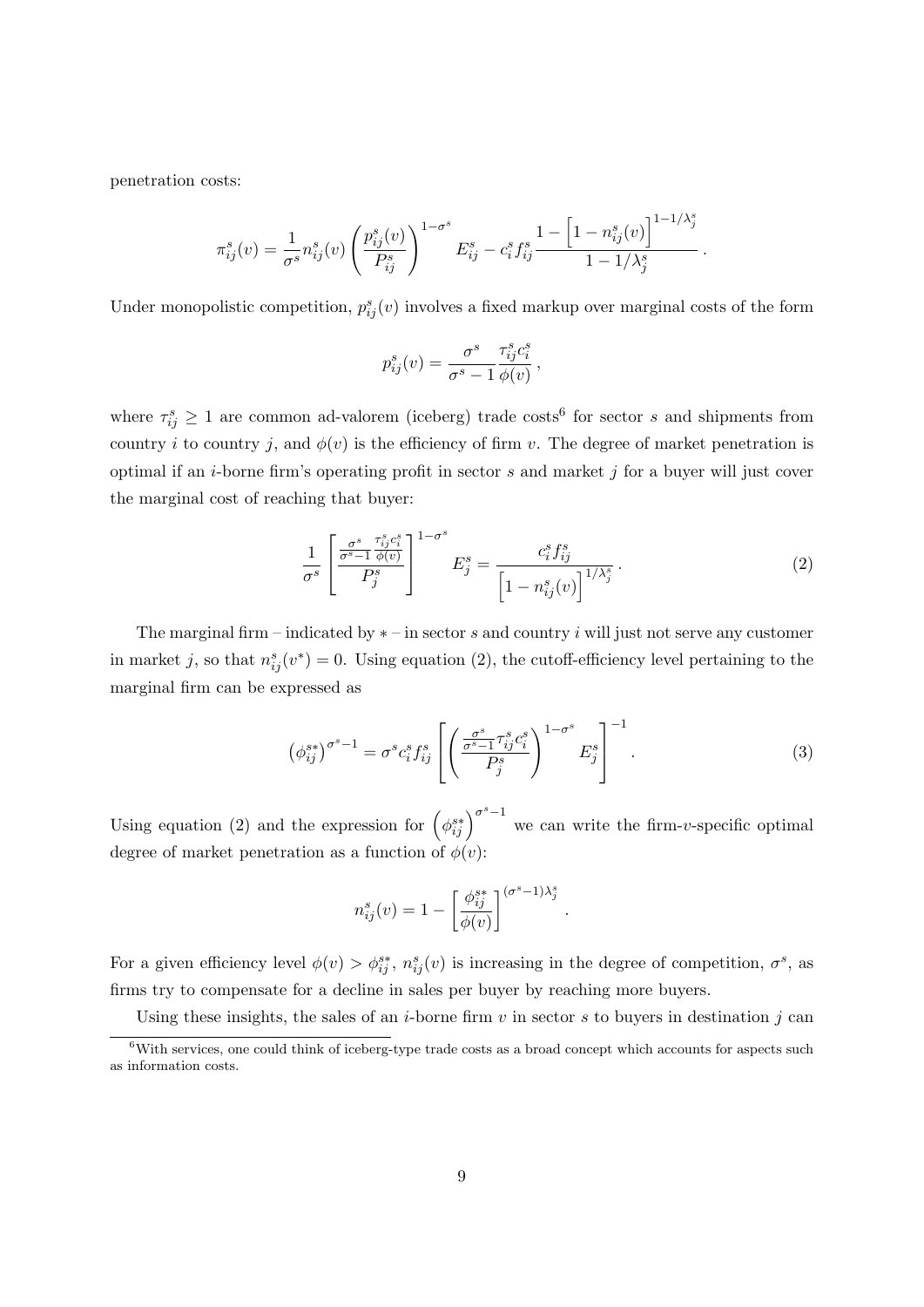penetration costs:

$$\pi_{ij}^s(v) = \frac{1}{\sigma^s} n_{ij}^s(v) \left( \frac{p_{ij}^s(v)}{P_{ij}^s} \right)^{1-\sigma^s} E_{ij}^s - c_i^s f_{ij}^s \frac{1 - \left[1 - n_{ij}^s(v)\right]^{1-1/\lambda_j^s}}{1 - 1/\lambda_j^s} .$$

Under monopolistic competition, $p_{ij}^s(v)$ involves a fixed markup over marginal costs of the form

$$p_{ij}^s(v) = \frac{\sigma^s}{\sigma^s - 1} \frac{\tau_{ij}^s c_i^s}{\phi(v)} ,$$

where $\tau_{ij}^s \geq 1$ are common ad-valorem (iceberg) trade costs[6] for sector $s$ and shipments from country $i$ to country $j$, and $\phi(v)$ is the efficiency of firm $v$. The degree of market penetration is optimal if an $i$-borne firm's operating profit in sector $s$ and market $j$ for a buyer will just cover the marginal cost of reaching that buyer:

$$\frac{1}{\sigma^s} \left[ \frac{\frac{\sigma^s}{\sigma^s-1} \frac{\tau_{ij}^s c_i^s}{\phi(v)}}{P_j^s} \right]^{1-\sigma^s} E_j^s = \frac{c_i^s f_{ij}^s}{\left[1 - n_{ij}^s(v)\right]^{1/\lambda_j^s}} . \tag{2}$$

The marginal firm – indicated by $*$ – in sector $s$ and country $i$ will just not serve any customer in market $j$, so that $n_{ij}^s(v^*) = 0$. Using equation (2), the cutoff-efficiency level pertaining to the marginal firm can be expressed as

$$\left(\phi_{ij}^{s*}\right)^{\sigma^s - 1} = \sigma^s c_i^s f_{ij}^s \left[ \left( \frac{\frac{\sigma^s}{\sigma^s-1} \tau_{ij}^s c_i^s}{P_j^s} \right)^{1-\sigma^s} E_j^s \right]^{-1} . \tag{3}$$

Using equation (2) and the expression for $\left(\phi_{ij}^{s*}\right)^{\sigma^s - 1}$ we can write the firm-$v$-specific optimal degree of market penetration as a function of $\phi(v)$:

$$n_{ij}^s(v) = 1 - \left[ \frac{\phi_{ij}^{s*}}{\phi(v)} \right]^{(\sigma^s - 1)\lambda_j^s} .$$

For a given efficiency level $\phi(v) > \phi_{ij}^{s*}$, $n_{ij}^s(v)$ is increasing in the degree of competition, $\sigma^s$, as firms try to compensate for a decline in sales per buyer by reaching more buyers.

Using these insights, the sales of an $i$-borne firm $v$ in sector $s$ to buyers in destination $j$ can

[6] With services, one could think of iceberg-type trade costs as a broad concept which accounts for aspects such as information costs.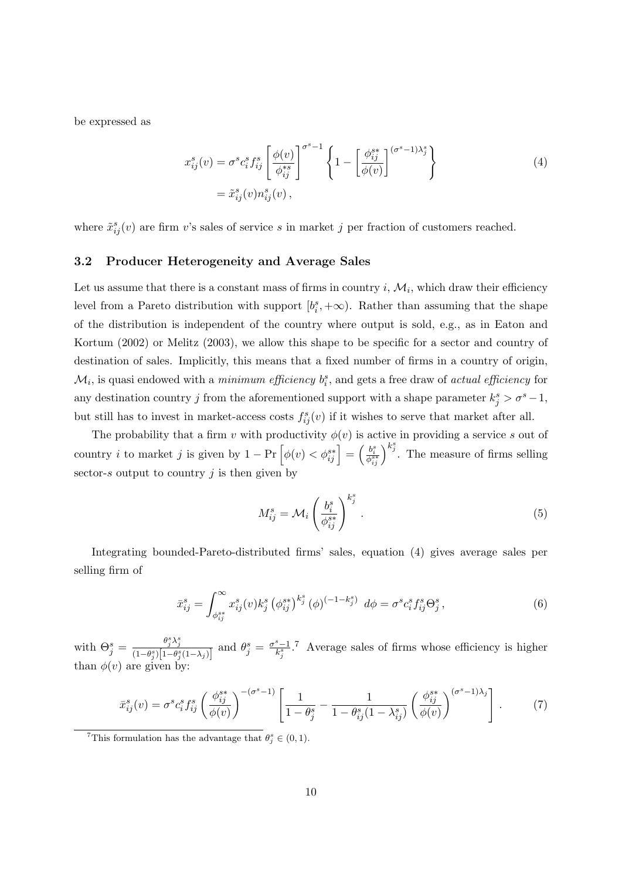be expressed as

$$
\begin{aligned}
x_{ij}^s(v) &= \sigma^s c_i^s f_{ij}^s \left[\frac{\phi(v)}{\phi_{ij}^{*s}}\right]^{\sigma^s-1} \left\{1 - \left[\frac{\phi_{ij}^{s*}}{\phi(v)}\right]^{(\sigma^s-1)\lambda_j^s}\right\} \\
&= \tilde{x}_{ij}^s(v) n_{ij}^s(v) \,,
\end{aligned}
\tag{4}
$$

where $\tilde{x}_{ij}^s(v)$ are firm $v$'s sales of service $s$ in market $j$ per fraction of customers reached.

### 3.2 Producer Heterogeneity and Average Sales

Let us assume that there is a constant mass of firms in country $i$, $\mathcal{M}_i$, which draw their efficiency level from a Pareto distribution with support $[b_i^s, +\infty)$. Rather than assuming that the shape of the distribution is independent of the country where output is sold, e.g., as in Eaton and Kortum (2002) or Melitz (2003), we allow this shape to be specific for a sector and country of destination of sales. Implicitly, this means that a fixed number of firms in a country of origin, $\mathcal{M}_i$, is quasi endowed with a *minimum efficiency* $b_i^s$, and gets a free draw of *actual efficiency* for any destination country $j$ from the aforementioned support with a shape parameter $k_j^s > \sigma^s - 1$, but still has to invest in market-access costs $f_{ij}^s(v)$ if it wishes to serve that market after all.

The probability that a firm $v$ with productivity $\phi(v)$ is active in providing a service $s$ out of country $i$ to market $j$ is given by $1 - \Pr\left[\phi(v) < \phi_{ij}^{s*}\right] = \left(\frac{b_i^s}{\phi_{ij}^{s*}}\right)^{k_j^s}$. The measure of firms selling sector-$s$ output to country $j$ is then given by

$$
M_{ij}^s = \mathcal{M}_i \left(\frac{b_i^s}{\phi_{ij}^{s*}}\right)^{k_j^s} . \tag{5}
$$

Integrating bounded-Pareto-distributed firms' sales, equation (4) gives average sales per selling firm of

$$
\bar{x}_{ij}^s = \int_{\phi_{ij}^{s*}}^{\infty} x_{ij}^s(v) k_j^s \left(\phi_{ij}^{s*}\right)^{k_j^s} (\phi)^{(-1-k_j^s)} \, d\phi = \sigma^s c_i^s f_{ij}^s \Theta_j^s \,, \tag{6}
$$

with $\Theta_j^s = \frac{\theta_j^s \lambda_j^s}{(1-\theta_j^s)\left[1-\theta_j^s(1-\lambda_j)\right]}$ and $\theta_j^s = \frac{\sigma^s-1}{k_j^s}$.[7] Average sales of firms whose efficiency is higher than $\phi(v)$ are given by:

$$
\bar{x}_{ij}^s(v) = \sigma^s c_i^s f_{ij}^s \left(\frac{\phi_{ij}^{s*}}{\phi(v)}\right)^{-(\sigma^s-1)} \left[\frac{1}{1-\theta_j^s} - \frac{1}{1-\theta_{ij}^s(1-\lambda_{ij}^s)} \left(\frac{\phi_{ij}^{s*}}{\phi(v)}\right)^{(\sigma^s-1)\lambda_j}\right] . \tag{7}
$$

[7] This formulation has the advantage that $\theta_j^s \in (0, 1)$.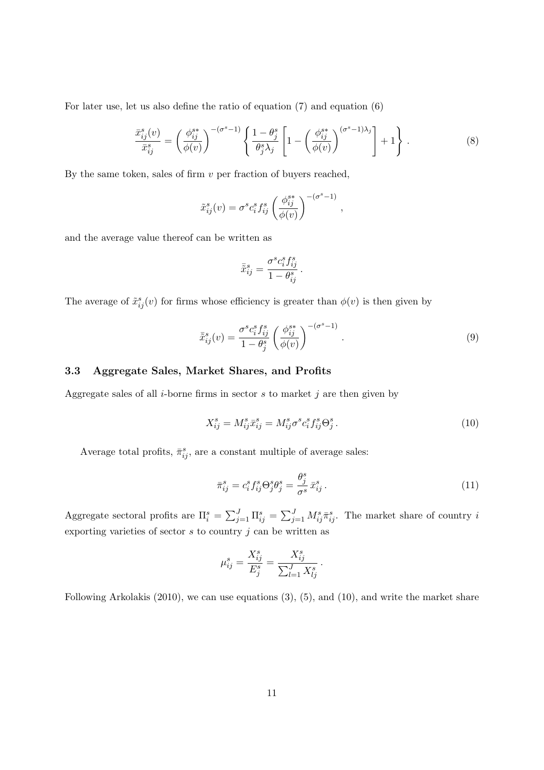For later use, let us also define the ratio of equation (7) and equation (6)

$$\frac{\bar{x}_{ij}^s(v)}{\bar{x}_{ij}^s} = \left(\frac{\phi_{ij}^{s*}}{\phi(v)}\right)^{-(\sigma^s-1)} \left\{ \frac{1-\theta_j^s}{\theta_j^s \lambda_j} \left[ 1 - \left(\frac{\phi_{ij}^{s*}}{\phi(v)}\right)^{(\sigma^s-1)\lambda_j} \right] + 1 \right\}. \tag{8}$$

By the same token, sales of firm $v$ per fraction of buyers reached,

$$\tilde{x}_{ij}^s(v) = \sigma^s c_i^s f_{ij}^s \left(\frac{\phi_{ij}^{s*}}{\phi(v)}\right)^{-(\sigma^s-1)},$$

and the average value thereof can be written as

$$\bar{\tilde{x}}_{ij}^s = \frac{\sigma^s c_i^s f_{ij}^s}{1-\theta_{ij}^s}.$$

The average of $\tilde{x}_{ij}^s(v)$ for firms whose efficiency is greater than $\phi(v)$ is then given by

$$\bar{\tilde{x}}_{ij}^s(v) = \frac{\sigma^s c_i^s f_{ij}^s}{1-\theta_j^s} \left(\frac{\phi_{ij}^{s*}}{\phi(v)}\right)^{-(\sigma^s-1)}. \tag{9}$$

### 3.3 Aggregate Sales, Market Shares, and Profits

Aggregate sales of all $i$-borne firms in sector $s$ to market $j$ are then given by

$$X_{ij}^s = M_{ij}^s \bar{x}_{ij}^s = M_{ij}^s \sigma^s c_i^s f_{ij}^s \Theta_j^s. \tag{10}$$

Average total profits, $\bar{\pi}_{ij}^s$, are a constant multiple of average sales:

$$\bar{\pi}_{ij}^s = c_i^s f_{ij}^s \Theta_j^s \theta_j^s = \frac{\theta_j^s}{\sigma^s} \bar{x}_{ij}^s. \tag{11}$$

Aggregate sectoral profits are $\Pi_i^s = \sum_{j=1}^J \Pi_{ij}^s = \sum_{j=1}^J M_{ij}^s \bar{\pi}_{ij}^s$. The market share of country $i$ exporting varieties of sector $s$ to country $j$ can be written as

$$\mu_{ij}^s = \frac{X_{ij}^s}{E_j^s} = \frac{X_{ij}^s}{\sum_{l=1}^J X_{lj}^s}.$$

Following Arkolakis (2010), we can use equations (3), (5), and (10), and write the market share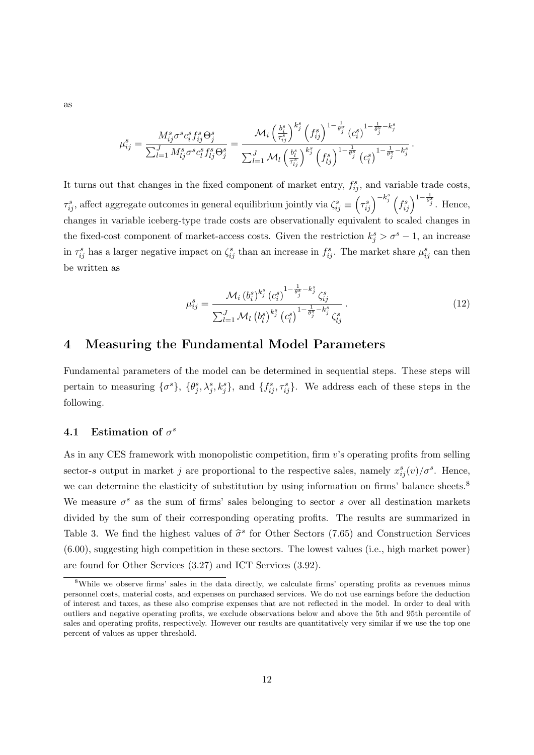as

$$\mu_{ij}^s = \frac{M_{ij}^s \sigma^s c_i^s f_{ij}^s \Theta_j^s}{\sum_{l=1}^J M_{lj}^s \sigma^s c_l^s f_{lj}^s \Theta_j^s} = \frac{\mathcal{M}_i \left(\frac{b_i^s}{\tau_{ij}^s}\right)^{k_j^s} \left(f_{ij}^s\right)^{1-\frac{1}{\theta_j^s}} \left(c_i^s\right)^{1-\frac{1}{\theta_j^s}-k_j^s}}{\sum_{l=1}^J \mathcal{M}_l \left(\frac{b_l^s}{\tau_{lj}^s}\right)^{k_j^s} \left(f_{lj}^s\right)^{1-\frac{1}{\theta_j^s}} \left(c_l^s\right)^{1-\frac{1}{\theta_j^s}-k_j^s}}.$$

It turns out that changes in the fixed component of market entry, $f_{ij}^s$, and variable trade costs, $\tau_{ij}^s$, affect aggregate outcomes in general equilibrium jointly via $\zeta_{ij}^s \equiv \left(\tau_{ij}^s\right)^{-k_j^s} \left(f_{ij}^s\right)^{1-\frac{1}{\theta_j^s}}$. Hence, changes in variable iceberg-type trade costs are observationally equivalent to scaled changes in the fixed-cost component of market-access costs. Given the restriction $k_j^s > \sigma^s - 1$, an increase in $\tau_{ij}^s$ has a larger negative impact on $\zeta_{ij}^s$ than an increase in $f_{ij}^s$. The market share $\mu_{ij}^s$ can then be written as

$$\mu_{ij}^s = \frac{\mathcal{M}_i \left(b_i^s\right)^{k_j^s} \left(c_i^s\right)^{1-\frac{1}{\theta_j^s}-k_j^s} \zeta_{ij}^s}{\sum_{l=1}^J \mathcal{M}_l \left(b_l^s\right)^{k_j^s} \left(c_l^s\right)^{1-\frac{1}{\theta_j^s}-k_j^s} \zeta_{lj}^s}. \tag{12}$$

## 4 Measuring the Fundamental Model Parameters

Fundamental parameters of the model can be determined in sequential steps. These steps will pertain to measuring $\{\sigma^s\}$, $\{\theta_j^s, \lambda_j^s, k_j^s\}$, and $\{f_{ij}^s, \tau_{ij}^s\}$. We address each of these steps in the following.

### 4.1 Estimation of $\sigma^s$

As in any CES framework with monopolistic competition, firm $v$'s operating profits from selling sector-$s$ output in market $j$ are proportional to the respective sales, namely $x_{ij}^s(v)/\sigma^s$. Hence, we can determine the elasticity of substitution by using information on firms' balance sheets.[8] We measure $\sigma^s$ as the sum of firms' sales belonging to sector $s$ over all destination markets divided by the sum of their corresponding operating profits. The results are summarized in Table 3. We find the highest values of $\widehat{\sigma}^s$ for Other Sectors (7.65) and Construction Services (6.00), suggesting high competition in these sectors. The lowest values (i.e., high market power) are found for Other Services (3.27) and ICT Services (3.92).

[8]While we observe firms' sales in the data directly, we calculate firms' operating profits as revenues minus personnel costs, material costs, and expenses on purchased services. We do not use earnings before the deduction of interest and taxes, as these also comprise expenses that are not reflected in the model. In order to deal with outliers and negative operating profits, we exclude observations below and above the 5th and 95th percentile of sales and operating profits, respectively. However our results are quantitatively very similar if we use the top one percent of values as upper threshold.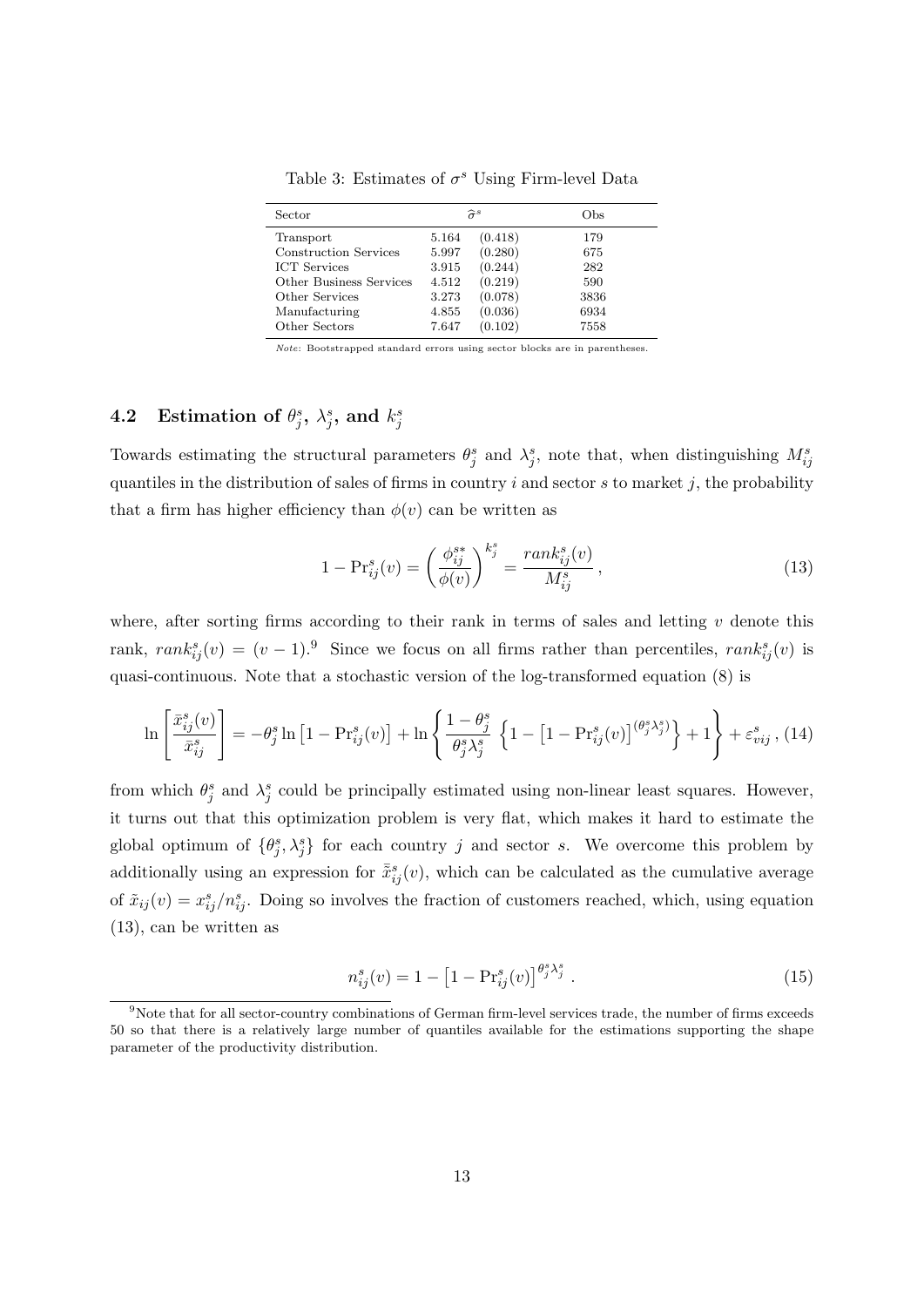Table 3: Estimates of $\sigma^s$ Using Firm-level Data

| Sector | $\widehat{\sigma}^s$ | | Obs |
|---|---|---|---|
| Transport | 5.164 | (0.418) | 179 |
| Construction Services | 5.997 | (0.280) | 675 |
| ICT Services | 3.915 | (0.244) | 282 |
| Other Business Services | 4.512 | (0.219) | 590 |
| Other Services | 3.273 | (0.078) | 3836 |
| Manufacturing | 4.855 | (0.036) | 6934 |
| Other Sectors | 7.647 | (0.102) | 7558 |

*Note*: Bootstrapped standard errors using sector blocks are in parentheses.

## 4.2 Estimation of $\theta_j^s$, $\lambda_j^s$, and $k_j^s$

Towards estimating the structural parameters $\theta_j^s$ and $\lambda_j^s$, note that, when distinguishing $M_{ij}^s$ quantiles in the distribution of sales of firms in country $i$ and sector $s$ to market $j$, the probability that a firm has higher efficiency than $\phi(v)$ can be written as

$$1 - \Pr_{ij}^s(v) = \left(\frac{\phi_{ij}^{s*}}{\phi(v)}\right)^{k_j^s} = \frac{rank_{ij}^s(v)}{M_{ij}^s}\,, \tag{13}$$

where, after sorting firms according to their rank in terms of sales and letting $v$ denote this rank, $rank_{ij}^s(v) = (v-1)$.[9] Since we focus on all firms rather than percentiles, $rank_{ij}^s(v)$ is quasi-continuous. Note that a stochastic version of the log-transformed equation (8) is

$$\ln\left[\frac{\bar{x}_{ij}^s(v)}{\bar{x}_{ij}^s}\right] = -\theta_j^s \ln\left[1 - \Pr_{ij}^s(v)\right] + \ln\left\{\frac{1-\theta_j^s}{\theta_j^s\lambda_j^s}\left\{1 - \left[1 - \Pr_{ij}^s(v)\right]^{(\theta_j^s\lambda_j^s)}\right\} + 1\right\} + \varepsilon_{vij}^s\,, \tag{14}$$

from which $\theta_j^s$ and $\lambda_j^s$ could be principally estimated using non-linear least squares. However, it turns out that this optimization problem is very flat, which makes it hard to estimate the global optimum of $\{\theta_j^s, \lambda_j^s\}$ for each country $j$ and sector $s$. We overcome this problem by additionally using an expression for $\bar{\tilde{x}}_{ij}^s(v)$, which can be calculated as the cumulative average of $\tilde{x}_{ij}(v) = x_{ij}^s/n_{ij}^s$. Doing so involves the fraction of customers reached, which, using equation (13), can be written as

$$n_{ij}^s(v) = 1 - \left[1 - \Pr_{ij}^s(v)\right]^{\theta_j^s\lambda_j^s}\,. \tag{15}$$

[9] Note that for all sector-country combinations of German firm-level services trade, the number of firms exceeds 50 so that there is a relatively large number of quantiles available for the estimations supporting the shape parameter of the productivity distribution.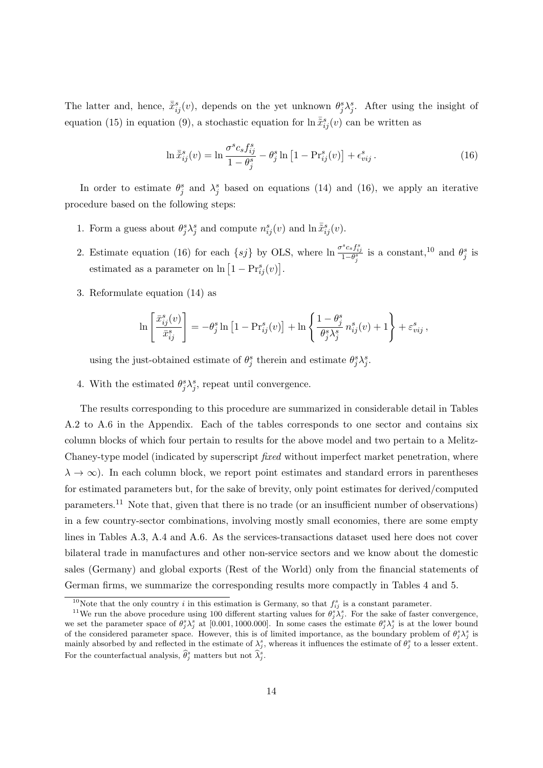The latter and, hence, $\bar{\tilde{x}}_{ij}^s(v)$, depends on the yet unknown $\theta_j^s\lambda_j^s$. After using the insight of equation (15) in equation (9), a stochastic equation for $\ln\bar{\tilde{x}}_{ij}^s(v)$ can be written as

$$\ln\bar{\tilde{x}}_{ij}^s(v) = \ln\frac{\sigma^s c_s f_{ij}^s}{1-\theta_j^s} - \theta_j^s \ln\left[1 - \Pr_{ij}^s(v)\right] + \epsilon_{vij}^s\,. \tag{16}$$

In order to estimate $\theta_j^s$ and $\lambda_j^s$ based on equations (14) and (16), we apply an iterative procedure based on the following steps:

1. Form a guess about $\theta_j^s\lambda_j^s$ and compute $n_{ij}^s(v)$ and $\ln\bar{\tilde{x}}_{ij}^s(v)$.
2. Estimate equation (16) for each $\{sj\}$ by OLS, where $\ln\frac{\sigma^s c_s f_{ij}^s}{1-\theta_j^s}$ is a constant,[10] and $\theta_j^s$ is estimated as a parameter on $\ln\left[1 - \Pr_{ij}^s(v)\right]$.
3. Reformulate equation (14) as

$$\ln\left[\frac{\bar{x}_{ij}^s(v)}{\bar{x}_{ij}^s}\right] = -\theta_j^s \ln\left[1 - \Pr_{ij}^s(v)\right] + \ln\left\{\frac{1-\theta_j^s}{\theta_j^s\lambda_j^s}\, n_{ij}^s(v) + 1\right\} + \varepsilon_{vij}^s\,,$$

   using the just-obtained estimate of $\theta_j^s$ therein and estimate $\theta_j^s\lambda_j^s$.
4. With the estimated $\theta_j^s\lambda_j^s$, repeat until convergence.

The results corresponding to this procedure are summarized in considerable detail in Tables A.2 to A.6 in the Appendix. Each of the tables corresponds to one sector and contains six column blocks of which four pertain to results for the above model and two pertain to a Melitz-Chaney-type model (indicated by superscript *fixed* without imperfect market penetration, where $\lambda \to \infty$). In each column block, we report point estimates and standard errors in parentheses for estimated parameters but, for the sake of brevity, only point estimates for derived/computed parameters.[11] Note that, given that there is no trade (or an insufficient number of observations) in a few country-sector combinations, involving mostly small economies, there are some empty lines in Tables A.3, A.4 and A.6. As the services-transactions dataset used here does not cover bilateral trade in manufactures and other non-service sectors and we know about the domestic sales (Germany) and global exports (Rest of the World) only from the financial statements of German firms, we summarize the corresponding results more compactly in Tables 4 and 5.

[10] Note that the only country $i$ in this estimation is Germany, so that $f_{ij}^s$ is a constant parameter.

[11] We run the above procedure using 100 different starting values for $\theta_j^s\lambda_j^s$. For the sake of faster convergence, we set the parameter space of $\theta_j^s\lambda_j^s$ at $[0.001, 1000.000]$. In some cases the estimate $\theta_j^s\lambda_j^s$ is at the lower bound of the considered parameter space. However, this is of limited importance, as the boundary problem of $\theta_j^s\lambda_j^s$ is mainly absorbed by and reflected in the estimate of $\lambda_j^s$, whereas it influences the estimate of $\theta_j^s$ to a lesser extent. For the counterfactual analysis, $\widehat{\theta}_j^s$ matters but not $\widehat{\lambda}_j^s$.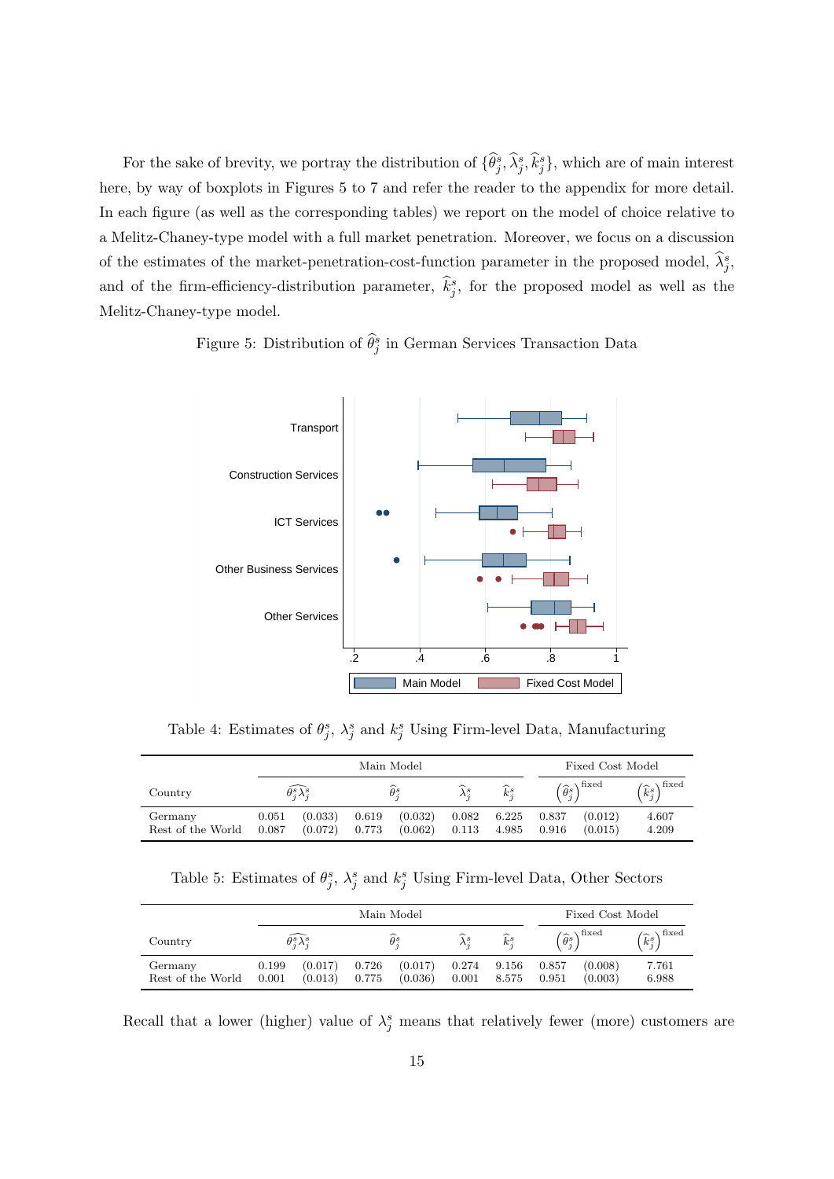For the sake of brevity, we portray the distribution of $\{\widehat{\theta}_j^s, \widehat{\lambda}_j^s, \widehat{k}_j^s\}$, which are of main interest here, by way of boxplots in Figures 5 to 7 and refer the reader to the appendix for more detail. In each figure (as well as the corresponding tables) we report on the model of choice relative to a Melitz-Chaney-type model with a full market penetration. Moreover, we focus on a discussion of the estimates of the market-penetration-cost-function parameter in the proposed model, $\widehat{\lambda}_j^s$, and of the firm-efficiency-distribution parameter, $\widehat{k}_j^s$, for the proposed model as well as the Melitz-Chaney-type model.

Figure 5: Distribution of $\widehat{\theta}_j^s$ in German Services Transaction Data

Table 4: Estimates of $\theta_j^s$, $\lambda_j^s$ and $k_j^s$ Using Firm-level Data, Manufacturing

| Country | Main Model | | | | | | Fixed Cost Model | | |
|---|---|---|---|---|---|---|---|---|---|
| | $\widehat{\theta_j^s \lambda_j^s}$ | | $\widehat{\theta}_j^s$ | | $\widehat{\lambda}_j^s$ | $\widehat{k}_j^s$ | $\left(\widehat{\theta}_j^s\right)^{\text{fixed}}$ | | $\left(\widehat{k}_j^s\right)^{\text{fixed}}$ |
| Germany | 0.051 | (0.033) | 0.619 | (0.032) | 0.082 | 6.225 | 0.837 | (0.012) | 4.607 |
| Rest of the World | 0.087 | (0.072) | 0.773 | (0.062) | 0.113 | 4.985 | 0.916 | (0.015) | 4.209 |

Table 5: Estimates of $\theta_j^s$, $\lambda_j^s$ and $k_j^s$ Using Firm-level Data, Other Sectors

| Country | Main Model | | | | | | Fixed Cost Model | | |
|---|---|---|---|---|---|---|---|---|---|
| | $\widehat{\theta_j^s \lambda_j^s}$ | | $\widehat{\theta}_j^s$ | | $\widehat{\lambda}_j^s$ | $\widehat{k}_j^s$ | $\left(\widehat{\theta}_j^s\right)^{\text{fixed}}$ | | $\left(\widehat{k}_j^s\right)^{\text{fixed}}$ |
| Germany | 0.199 | (0.017) | 0.726 | (0.017) | 0.274 | 9.156 | 0.857 | (0.008) | 7.761 |
| Rest of the World | 0.001 | (0.013) | 0.775 | (0.036) | 0.001 | 8.575 | 0.951 | (0.003) | 6.988 |

Recall that a lower (higher) value of $\lambda_j^s$ means that relatively fewer (more) customers are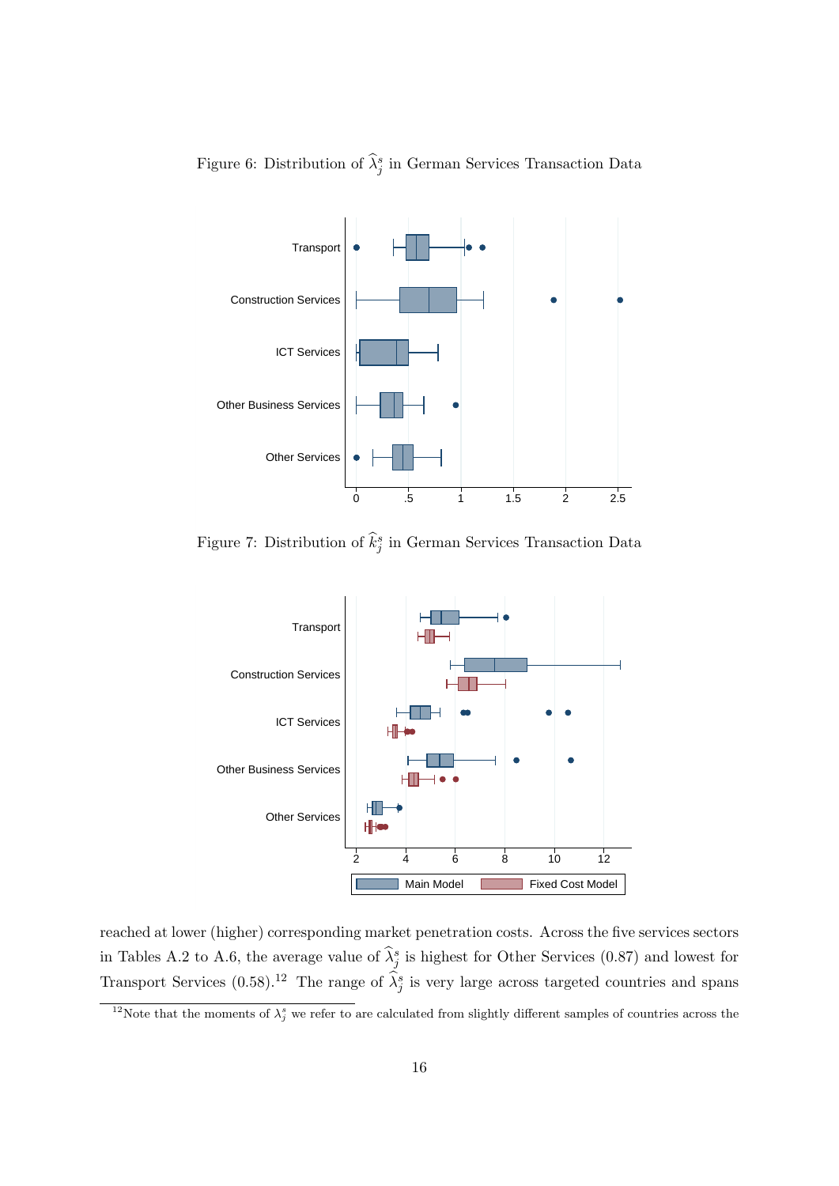Figure 6: Distribution of $\widehat{\lambda}_j^s$ in German Services Transaction Data

Figure 7: Distribution of $\widehat{k}_j^s$ in German Services Transaction Data

reached at lower (higher) corresponding market penetration costs. Across the five services sectors in Tables A.2 to A.6, the average value of $\widehat{\lambda}_j^s$ is highest for Other Services (0.87) and lowest for Transport Services (0.58).[12] The range of $\widehat{\lambda}_j^s$ is very large across targeted countries and spans

[12]Note that the moments of $\lambda_j^s$ we refer to are calculated from slightly different samples of countries across the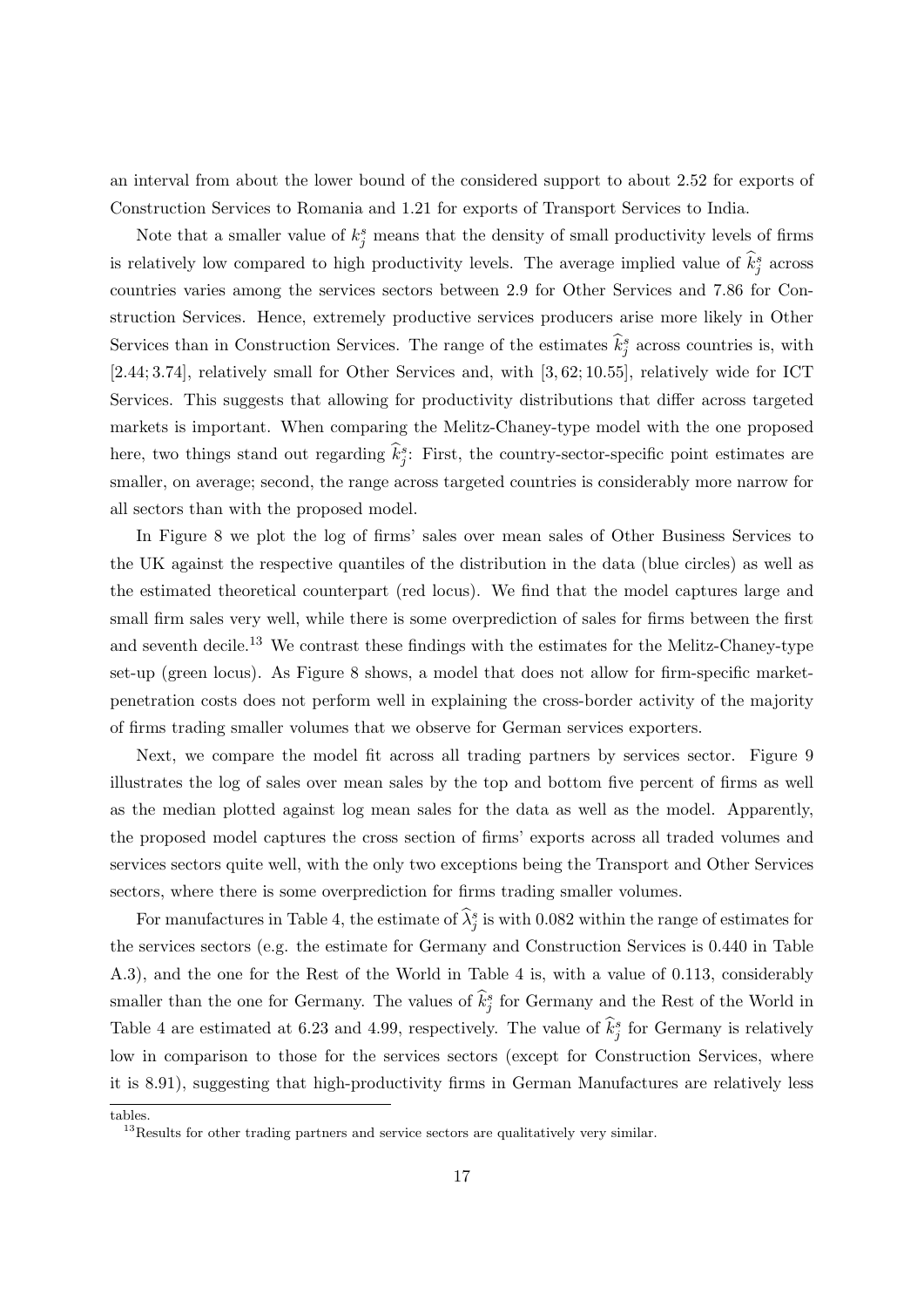an interval from about the lower bound of the considered support to about 2.52 for exports of Construction Services to Romania and 1.21 for exports of Transport Services to India.

Note that a smaller value of $k_j^s$ means that the density of small productivity levels of firms is relatively low compared to high productivity levels. The average implied value of $\widehat{k}_j^s$ across countries varies among the services sectors between 2.9 for Other Services and 7.86 for Construction Services. Hence, extremely productive services producers arise more likely in Other Services than in Construction Services. The range of the estimates $\widehat{k}_j^s$ across countries is, with [2.44; 3.74], relatively small for Other Services and, with [3, 62; 10.55], relatively wide for ICT Services. This suggests that allowing for productivity distributions that differ across targeted markets is important. When comparing the Melitz-Chaney-type model with the one proposed here, two things stand out regarding $\widehat{k}_j^s$: First, the country-sector-specific point estimates are smaller, on average; second, the range across targeted countries is considerably more narrow for all sectors than with the proposed model.

In Figure 8 we plot the log of firms' sales over mean sales of Other Business Services to the UK against the respective quantiles of the distribution in the data (blue circles) as well as the estimated theoretical counterpart (red locus). We find that the model captures large and small firm sales very well, while there is some overprediction of sales for firms between the first and seventh decile.[13] We contrast these findings with the estimates for the Melitz-Chaney-type set-up (green locus). As Figure 8 shows, a model that does not allow for firm-specific market-penetration costs does not perform well in explaining the cross-border activity of the majority of firms trading smaller volumes that we observe for German services exporters.

Next, we compare the model fit across all trading partners by services sector. Figure 9 illustrates the log of sales over mean sales by the top and bottom five percent of firms as well as the median plotted against log mean sales for the data as well as the model. Apparently, the proposed model captures the cross section of firms' exports across all traded volumes and services sectors quite well, with the only two exceptions being the Transport and Other Services sectors, where there is some overprediction for firms trading smaller volumes.

For manufactures in Table 4, the estimate of $\widehat{\lambda}_j^s$ is with 0.082 within the range of estimates for the services sectors (e.g. the estimate for Germany and Construction Services is 0.440 in Table A.3), and the one for the Rest of the World in Table 4 is, with a value of 0.113, considerably smaller than the one for Germany. The values of $\widehat{k}_j^s$ for Germany and the Rest of the World in Table 4 are estimated at 6.23 and 4.99, respectively. The value of $\widehat{k}_j^s$ for Germany is relatively low in comparison to those for the services sectors (except for Construction Services, where it is 8.91), suggesting that high-productivity firms in German Manufactures are relatively less

tables.

[13] Results for other trading partners and service sectors are qualitatively very similar.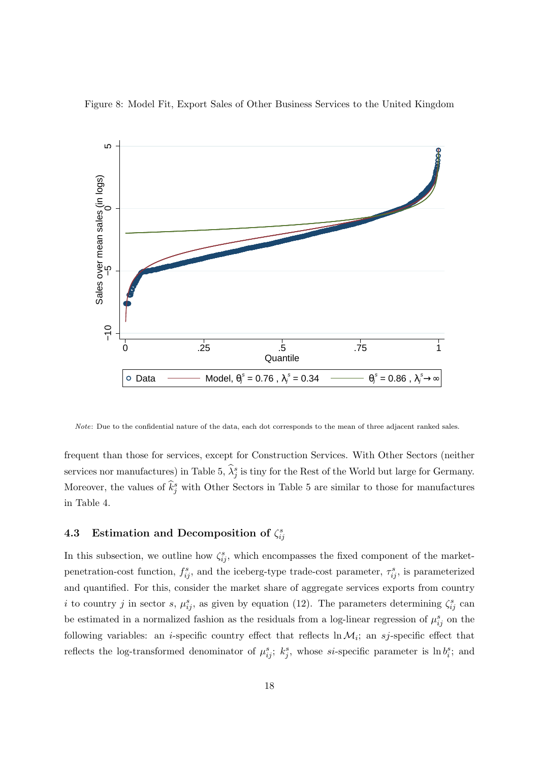Figure 8: Model Fit, Export Sales of Other Business Services to the United Kingdom

*Note*: Due to the confidential nature of the data, each dot corresponds to the mean of three adjacent ranked sales.

frequent than those for services, except for Construction Services. With Other Sectors (neither services nor manufactures) in Table 5, $\widehat{\lambda}_j^s$ is tiny for the Rest of the World but large for Germany. Moreover, the values of $\widehat{k}_j^s$ with Other Sectors in Table 5 are similar to those for manufactures in Table 4.

### 4.3 Estimation and Decomposition of $\zeta_{ij}^s$

In this subsection, we outline how $\zeta_{ij}^s$, which encompasses the fixed component of the market-penetration-cost function, $f_{ij}^s$, and the iceberg-type trade-cost parameter, $\tau_{ij}^s$, is parameterized and quantified. For this, consider the market share of aggregate services exports from country $i$ to country $j$ in sector $s$, $\mu_{ij}^s$, as given by equation (12). The parameters determining $\zeta_{ij}^s$ can be estimated in a normalized fashion as the residuals from a log-linear regression of $\mu_{ij}^s$ on the following variables: an $i$-specific country effect that reflects $\ln \mathcal{M}_i$; an $sj$-specific effect that reflects the log-transformed denominator of $\mu_{ij}^s$; $k_j^s$, whose $si$-specific parameter is $\ln b_i^s$; and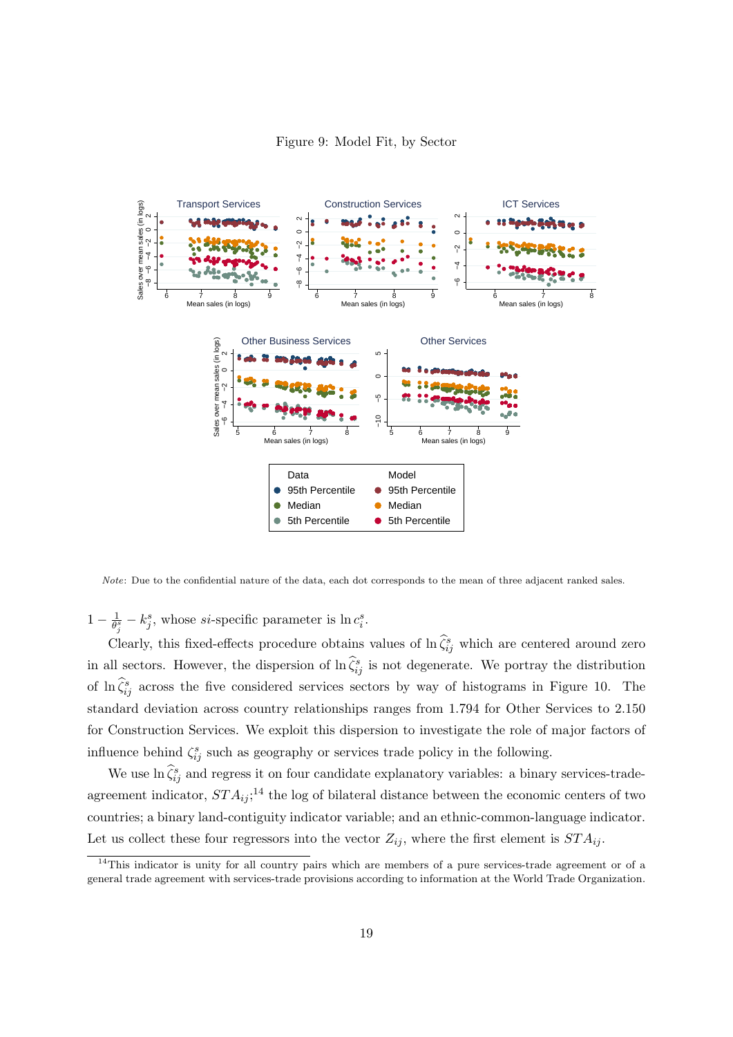Figure 9: Model Fit, by Sector

*Note*: Due to the confidential nature of the data, each dot corresponds to the mean of three adjacent ranked sales.

$1 - \frac{1}{\theta_j^s} - k_j^s$, whose *si*-specific parameter is $\ln c_i^s$.

Clearly, this fixed-effects procedure obtains values of $\ln \widehat{\zeta}_{ij}^s$ which are centered around zero in all sectors. However, the dispersion of $\ln \widehat{\zeta}_{ij}^s$ is not degenerate. We portray the distribution of $\ln \widehat{\zeta}_{ij}^s$ across the five considered services sectors by way of histograms in Figure 10. The standard deviation across country relationships ranges from 1.794 for Other Services to 2.150 for Construction Services. We exploit this dispersion to investigate the role of major factors of influence behind $\zeta_{ij}^s$ such as geography or services trade policy in the following.

We use $\ln \widehat{\zeta}_{ij}^s$ and regress it on four candidate explanatory variables: a binary services-trade-agreement indicator, $STA_{ij}$;[14] the log of bilateral distance between the economic centers of two countries; a binary land-contiguity indicator variable; and an ethnic-common-language indicator. Let us collect these four regressors into the vector $Z_{ij}$, where the first element is $STA_{ij}$.

[14] This indicator is unity for all country pairs which are members of a pure services-trade agreement or of a general trade agreement with services-trade provisions according to information at the World Trade Organization.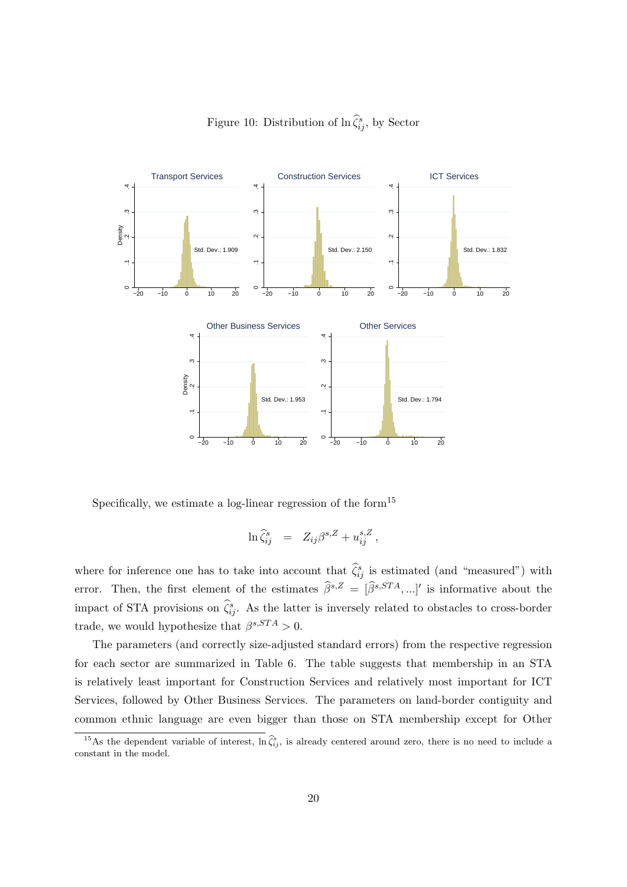Figure 10: Distribution of $\ln \widehat{\zeta}_{ij}^{s}$, by Sector

Specifically, we estimate a log-linear regression of the form[15]

$$\ln \widehat{\zeta}_{ij}^{s} \;\; = \;\; Z_{ij}\beta^{s,Z} + u_{ij}^{s,Z} \, ,$$

where for inference one has to take into account that $\widehat{\zeta}_{ij}^{s}$ is estimated (and "measured") with error. Then, the first element of the estimates $\widehat{\beta}^{s,Z} = [\widehat{\beta}^{s,STA}, ...]'$ is informative about the impact of STA provisions on $\widehat{\zeta}_{ij}^{s}$. As the latter is inversely related to obstacles to cross-border trade, we would hypothesize that $\beta^{s,STA} > 0$.

The parameters (and correctly size-adjusted standard errors) from the respective regression for each sector are summarized in Table 6. The table suggests that membership in an STA is relatively least important for Construction Services and relatively most important for ICT Services, followed by Other Business Services. The parameters on land-border contiguity and common ethnic language are even bigger than those on STA membership except for Other

[15] As the dependent variable of interest, $\ln \widehat{\zeta}_{ij}^{s}$, is already centered around zero, there is no need to include a constant in the model.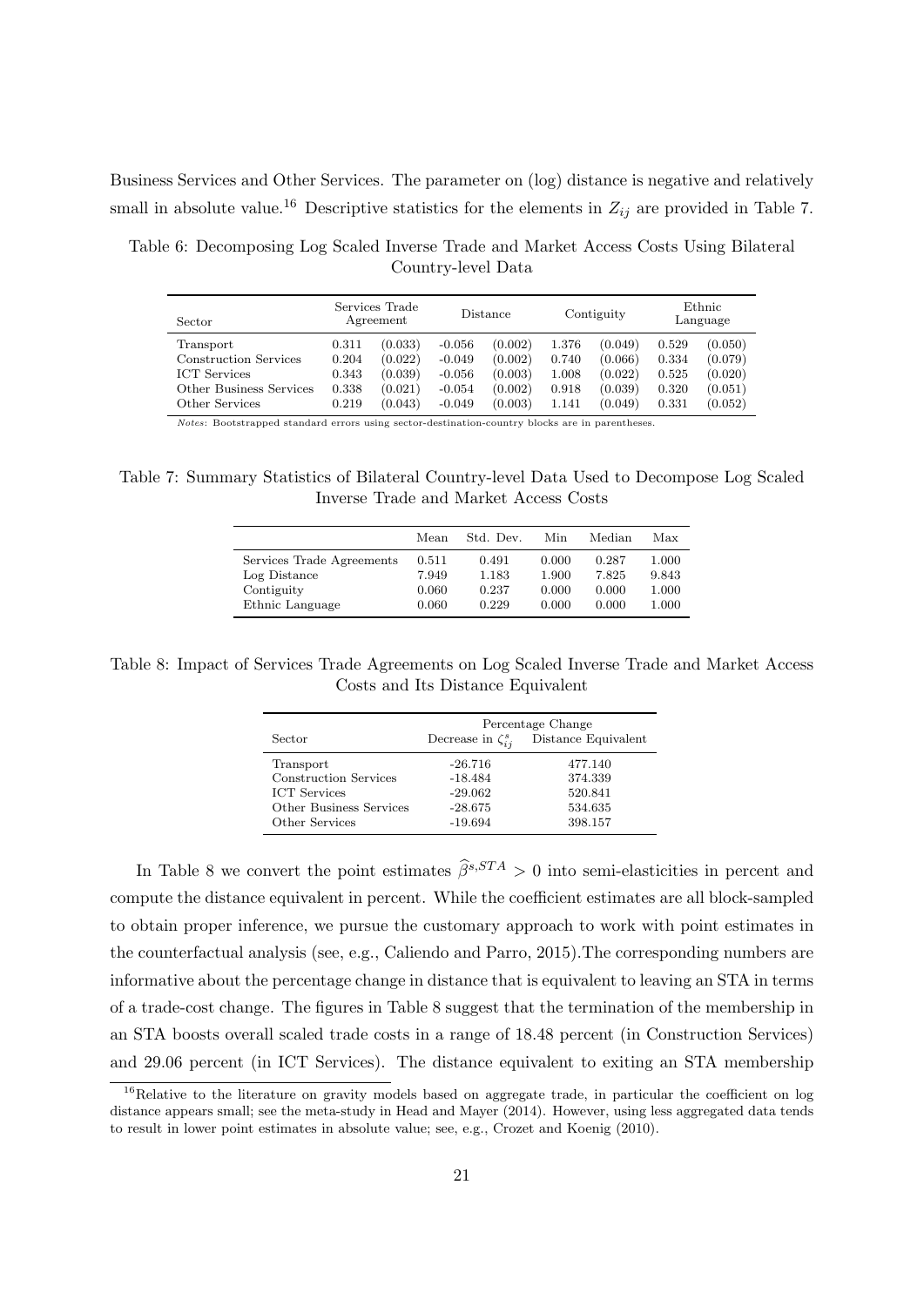Business Services and Other Services. The parameter on (log) distance is negative and relatively small in absolute value.[16] Descriptive statistics for the elements in $Z_{ij}$ are provided in Table 7.

Table 6: Decomposing Log Scaled Inverse Trade and Market Access Costs Using Bilateral Country-level Data

| Sector | Services Trade Agreement | | Distance | | Contiguity | | Ethnic Language | |
|---|---|---|---|---|---|---|---|---|
| Transport | 0.311 | (0.033) | -0.056 | (0.002) | 1.376 | (0.049) | 0.529 | (0.050) |
| Construction Services | 0.204 | (0.022) | -0.049 | (0.002) | 0.740 | (0.066) | 0.334 | (0.079) |
| ICT Services | 0.343 | (0.039) | -0.056 | (0.003) | 1.008 | (0.022) | 0.525 | (0.020) |
| Other Business Services | 0.338 | (0.021) | -0.054 | (0.002) | 0.918 | (0.039) | 0.320 | (0.051) |
| Other Services | 0.219 | (0.043) | -0.049 | (0.003) | 1.141 | (0.049) | 0.331 | (0.052) |

*Notes*: Bootstrapped standard errors using sector-destination-country blocks are in parentheses.

Table 7: Summary Statistics of Bilateral Country-level Data Used to Decompose Log Scaled Inverse Trade and Market Access Costs

| | Mean | Std. Dev. | Min | Median | Max |
|---|---|---|---|---|---|
| Services Trade Agreements | 0.511 | 0.491 | 0.000 | 0.287 | 1.000 |
| Log Distance | 7.949 | 1.183 | 1.900 | 7.825 | 9.843 |
| Contiguity | 0.060 | 0.237 | 0.000 | 0.000 | 1.000 |
| Ethnic Language | 0.060 | 0.229 | 0.000 | 0.000 | 1.000 |

Table 8: Impact of Services Trade Agreements on Log Scaled Inverse Trade and Market Access Costs and Its Distance Equivalent

| Sector | Percentage Change | |
|---|---|---|
| | Decrease in $\zeta_{ij}^s$ | Distance Equivalent |
| Transport | -26.716 | 477.140 |
| Construction Services | -18.484 | 374.339 |
| ICT Services | -29.062 | 520.841 |
| Other Business Services | -28.675 | 534.635 |
| Other Services | -19.694 | 398.157 |

In Table 8 we convert the point estimates $\widehat{\beta}^{s,STA} > 0$ into semi-elasticities in percent and compute the distance equivalent in percent. While the coefficient estimates are all block-sampled to obtain proper inference, we pursue the customary approach to work with point estimates in the counterfactual analysis (see, e.g., Caliendo and Parro, 2015).The corresponding numbers are informative about the percentage change in distance that is equivalent to leaving an STA in terms of a trade-cost change. The figures in Table 8 suggest that the termination of the membership in an STA boosts overall scaled trade costs in a range of 18.48 percent (in Construction Services) and 29.06 percent (in ICT Services). The distance equivalent to exiting an STA membership

[16] Relative to the literature on gravity models based on aggregate trade, in particular the coefficient on log distance appears small; see the meta-study in Head and Mayer (2014). However, using less aggregated data tends to result in lower point estimates in absolute value; see, e.g., Crozet and Koenig (2010).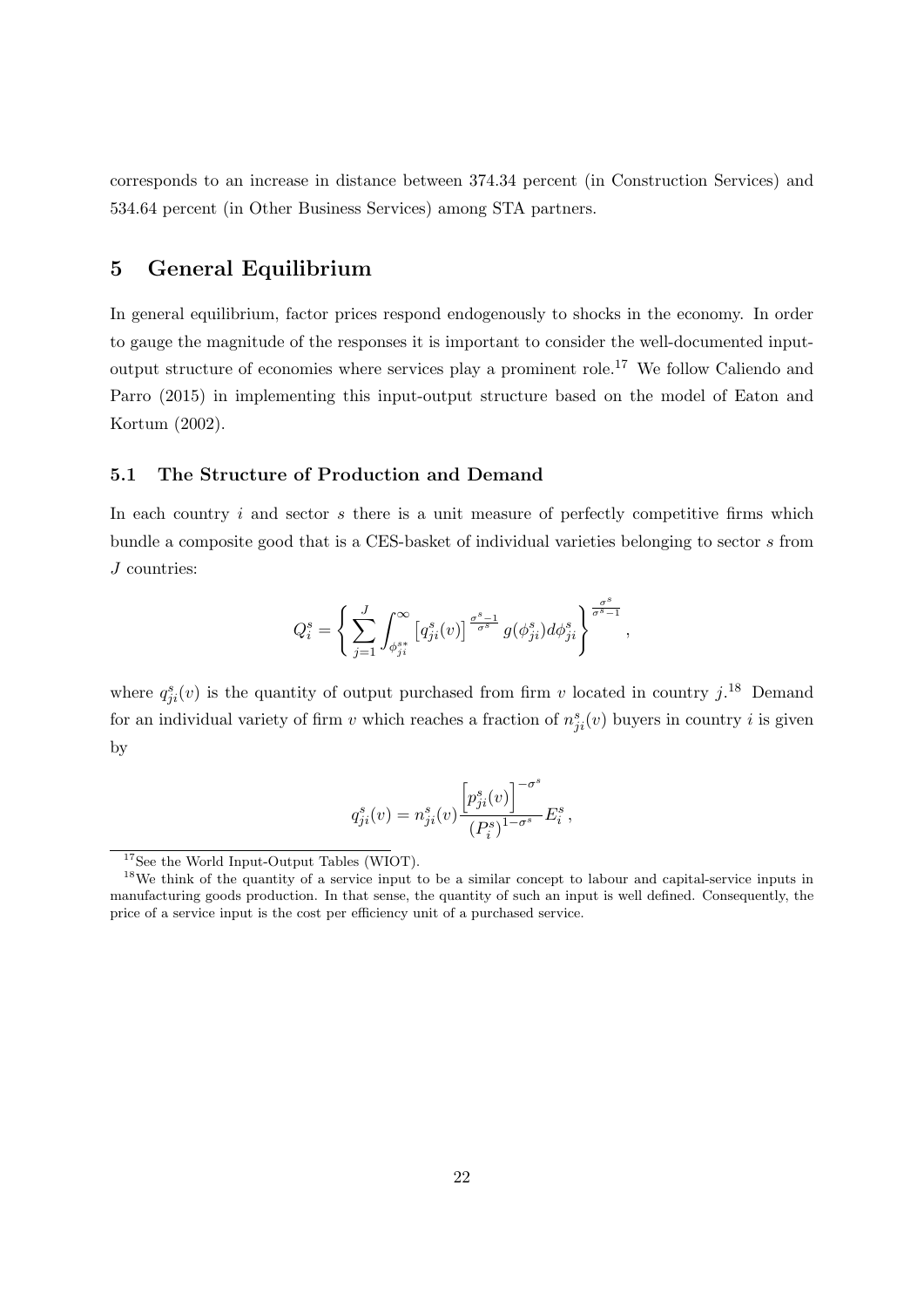corresponds to an increase in distance between 374.34 percent (in Construction Services) and 534.64 percent (in Other Business Services) among STA partners.

# 5 General Equilibrium

In general equilibrium, factor prices respond endogenously to shocks in the economy. In order to gauge the magnitude of the responses it is important to consider the well-documented input-output structure of economies where services play a prominent role.[17] We follow Caliendo and Parro (2015) in implementing this input-output structure based on the model of Eaton and Kortum (2002).

## 5.1 The Structure of Production and Demand

In each country $i$ and sector $s$ there is a unit measure of perfectly competitive firms which bundle a composite good that is a CES-basket of individual varieties belonging to sector $s$ from $J$ countries:

$$Q_i^s = \left\{ \sum_{j=1}^{J} \int_{\phi_{ji}^{s*}}^{\infty} \left[ q_{ji}^s(v) \right]^{\frac{\sigma^s - 1}{\sigma^s}} g(\phi_{ji}^s) d\phi_{ji}^s \right\}^{\frac{\sigma^s}{\sigma^s - 1}},$$

where $q_{ji}^s(v)$ is the quantity of output purchased from firm $v$ located in country $j$.[18] Demand for an individual variety of firm $v$ which reaches a fraction of $n_{ji}^s(v)$ buyers in country $i$ is given by

$$q_{ji}^s(v) = n_{ji}^s(v) \frac{\left[ p_{ji}^s(v) \right]^{-\sigma^s}}{\left( P_i^s \right)^{1-\sigma^s}} E_i^s,$$

[17] See the World Input-Output Tables (WIOT).

[18] We think of the quantity of a service input to be a similar concept to labour and capital-service inputs in manufacturing goods production. In that sense, the quantity of such an input is well defined. Consequently, the price of a service input is the cost per efficiency unit of a purchased service.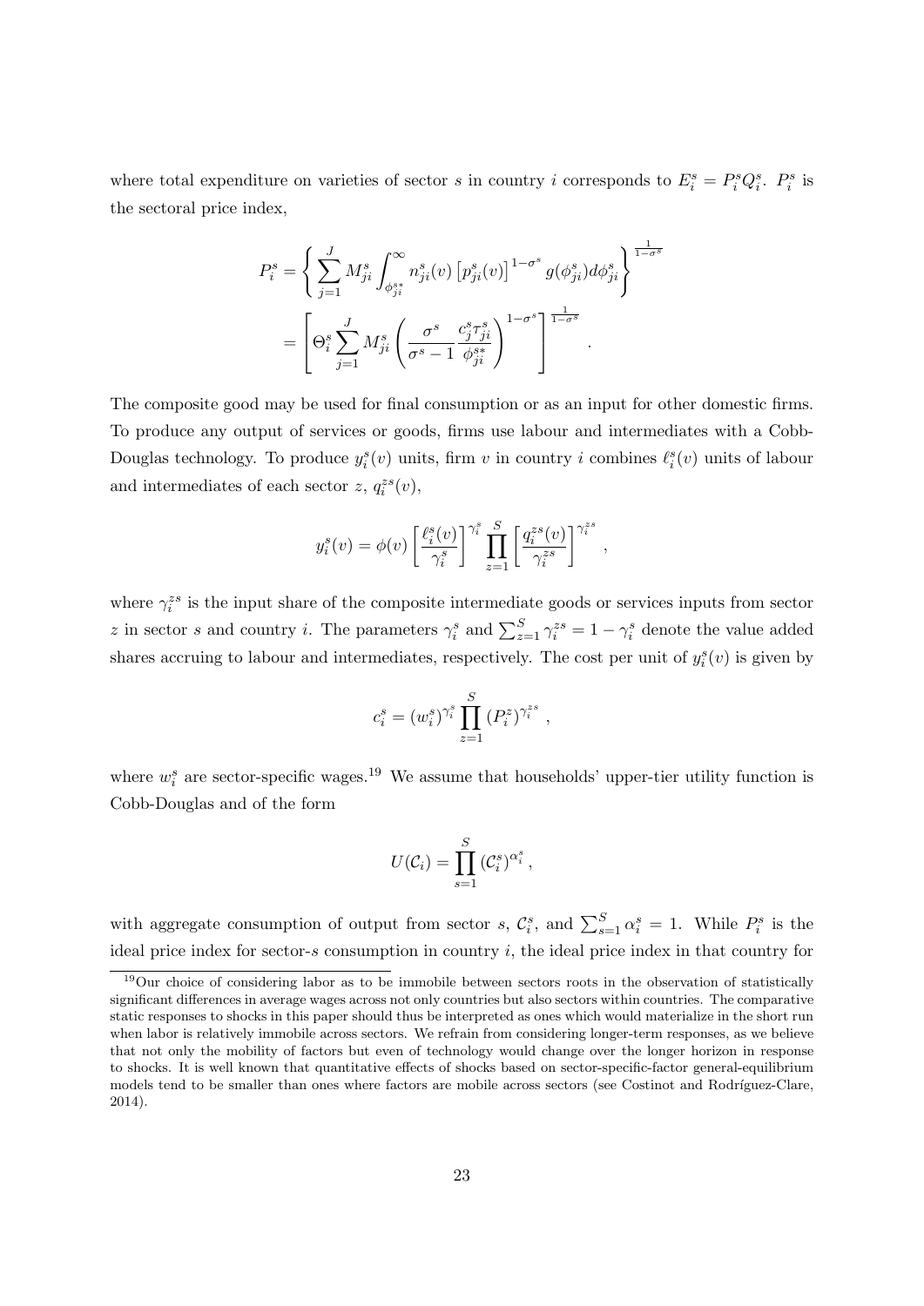where total expenditure on varieties of sector $s$ in country $i$ corresponds to $E_i^s = P_i^s Q_i^s$. $P_i^s$ is the sectoral price index,

$$
\begin{aligned}
P_i^s &= \left\{ \sum_{j=1}^{J} M_{ji}^s \int_{\phi_{ji}^{s*}}^{\infty} n_{ji}^s(v) \left[ p_{ji}^s(v) \right]^{1-\sigma^s} g(\phi_{ji}^s) d\phi_{ji}^s \right\}^{\frac{1}{1-\sigma^s}} \\
&= \left[ \Theta_i^s \sum_{j=1}^{J} M_{ji}^s \left( \frac{\sigma^s}{\sigma^s - 1} \frac{c_j^s \tau_{ji}^s}{\phi_{ji}^{s*}} \right)^{1-\sigma^s} \right]^{\frac{1}{1-\sigma^s}} .
\end{aligned}
$$

The composite good may be used for final consumption or as an input for other domestic firms. To produce any output of services or goods, firms use labour and intermediates with a Cobb-Douglas technology. To produce $y_i^s(v)$ units, firm $v$ in country $i$ combines $\ell_i^s(v)$ units of labour and intermediates of each sector $z$, $q_i^{zs}(v)$,

$$
y_i^s(v) = \phi(v) \left[ \frac{\ell_i^s(v)}{\gamma_i^s} \right]^{\gamma_i^s} \prod_{z=1}^{S} \left[ \frac{q_i^{zs}(v)}{\gamma_i^{zs}} \right]^{\gamma_i^{zs}} ,
$$

where $\gamma_i^{zs}$ is the input share of the composite intermediate goods or services inputs from sector $z$ in sector $s$ and country $i$. The parameters $\gamma_i^s$ and $\sum_{z=1}^{S} \gamma_i^{zs} = 1 - \gamma_i^s$ denote the value added shares accruing to labour and intermediates, respectively. The cost per unit of $y_i^s(v)$ is given by

$$
c_i^s = (w_i^s)^{\gamma_i^s} \prod_{z=1}^{S} (P_i^z)^{\gamma_i^{zs}} ,
$$

where $w_i^s$ are sector-specific wages.[19] We assume that households' upper-tier utility function is Cobb-Douglas and of the form

$$
U(\mathcal{C}_i) = \prod_{s=1}^{S} (\mathcal{C}_i^s)^{\alpha_i^s} ,
$$

with aggregate consumption of output from sector $s$, $\mathcal{C}_i^s$, and $\sum_{s=1}^{S} \alpha_i^s = 1$. While $P_i^s$ is the ideal price index for sector-$s$ consumption in country $i$, the ideal price index in that country for

[19] Our choice of considering labor as to be immobile between sectors roots in the observation of statistically significant differences in average wages across not only countries but also sectors within countries. The comparative static responses to shocks in this paper should thus be interpreted as ones which would materialize in the short run when labor is relatively immobile across sectors. We refrain from considering longer-term responses, as we believe that not only the mobility of factors but even of technology would change over the longer horizon in response to shocks. It is well known that quantitative effects of shocks based on sector-specific-factor general-equilibrium models tend to be smaller than ones where factors are mobile across sectors (see Costinot and Rodríguez-Clare, 2014).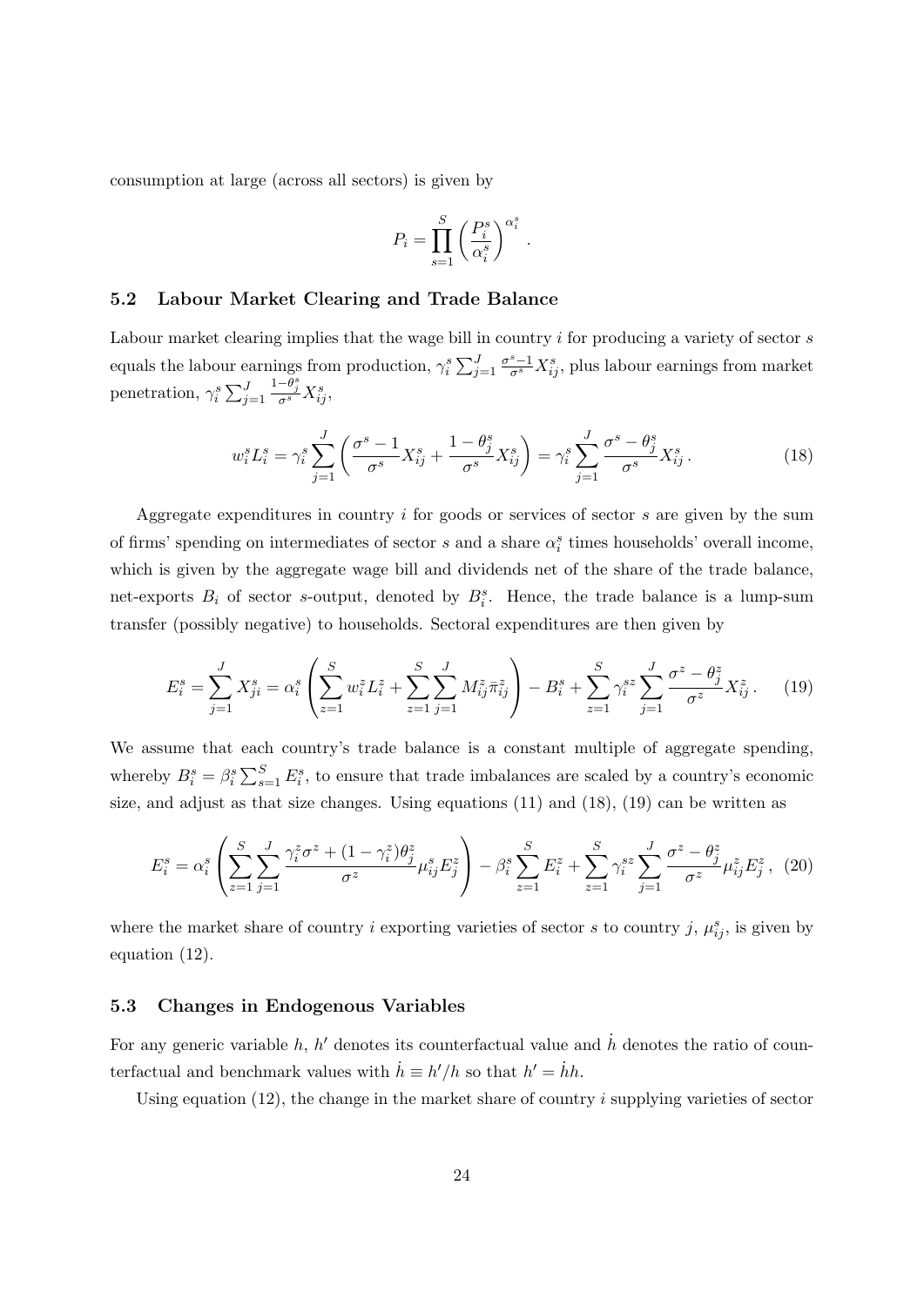consumption at large (across all sectors) is given by

$$P_i = \prod_{s=1}^{S} \left( \frac{P_i^s}{\alpha_i^s} \right)^{\alpha_i^s}.$$

### 5.2 Labour Market Clearing and Trade Balance

Labour market clearing implies that the wage bill in country $i$ for producing a variety of sector $s$ equals the labour earnings from production, $\gamma_i^s \sum_{j=1}^{J} \frac{\sigma^s - 1}{\sigma^s} X_{ij}^s$, plus labour earnings from market penetration, $\gamma_i^s \sum_{j=1}^{J} \frac{1-\theta_j^s}{\sigma^s} X_{ij}^s$,

$$w_i^s L_i^s = \gamma_i^s \sum_{j=1}^{J} \left( \frac{\sigma^s - 1}{\sigma^s} X_{ij}^s + \frac{1 - \theta_j^s}{\sigma^s} X_{ij}^s \right) = \gamma_i^s \sum_{j=1}^{J} \frac{\sigma^s - \theta_j^s}{\sigma^s} X_{ij}^s \,. \tag{18}$$

Aggregate expenditures in country $i$ for goods or services of sector $s$ are given by the sum of firms' spending on intermediates of sector $s$ and a share $\alpha_i^s$ times households' overall income, which is given by the aggregate wage bill and dividends net of the share of the trade balance, net-exports $B_i$ of sector $s$-output, denoted by $B_i^s$. Hence, the trade balance is a lump-sum transfer (possibly negative) to households. Sectoral expenditures are then given by

$$E_i^s = \sum_{j=1}^{J} X_{ji}^s = \alpha_i^s \left( \sum_{z=1}^{S} w_i^z L_i^z + \sum_{z=1}^{S} \sum_{j=1}^{J} M_{ij}^z \bar{\pi}_{ij}^z \right) - B_i^s + \sum_{z=1}^{S} \gamma_i^{sz} \sum_{j=1}^{J} \frac{\sigma^z - \theta_j^z}{\sigma^z} X_{ij}^z \,. \tag{19}$$

We assume that each country's trade balance is a constant multiple of aggregate spending, whereby $B_i^s = \beta_i^s \sum_{s=1}^{S} E_i^s$, to ensure that trade imbalances are scaled by a country's economic size, and adjust as that size changes. Using equations (11) and (18), (19) can be written as

$$E_i^s = \alpha_i^s \left( \sum_{z=1}^{S} \sum_{j=1}^{J} \frac{\gamma_i^z \sigma^z + (1 - \gamma_i^z) \theta_j^z}{\sigma^z} \mu_{ij}^s E_j^z \right) - \beta_i^s \sum_{z=1}^{S} E_i^z + \sum_{z=1}^{S} \gamma_i^{sz} \sum_{j=1}^{J} \frac{\sigma^z - \theta_j^z}{\sigma^z} \mu_{ij}^z E_j^z \,, \tag{20}$$

where the market share of country $i$ exporting varieties of sector $s$ to country $j$, $\mu_{ij}^s$, is given by equation (12).

### 5.3 Changes in Endogenous Variables

For any generic variable $h$, $h'$ denotes its counterfactual value and $\dot{h}$ denotes the ratio of counterfactual and benchmark values with $\dot{h} \equiv h'/h$ so that $h' = \dot{h}h$.

Using equation (12), the change in the market share of country $i$ supplying varieties of sector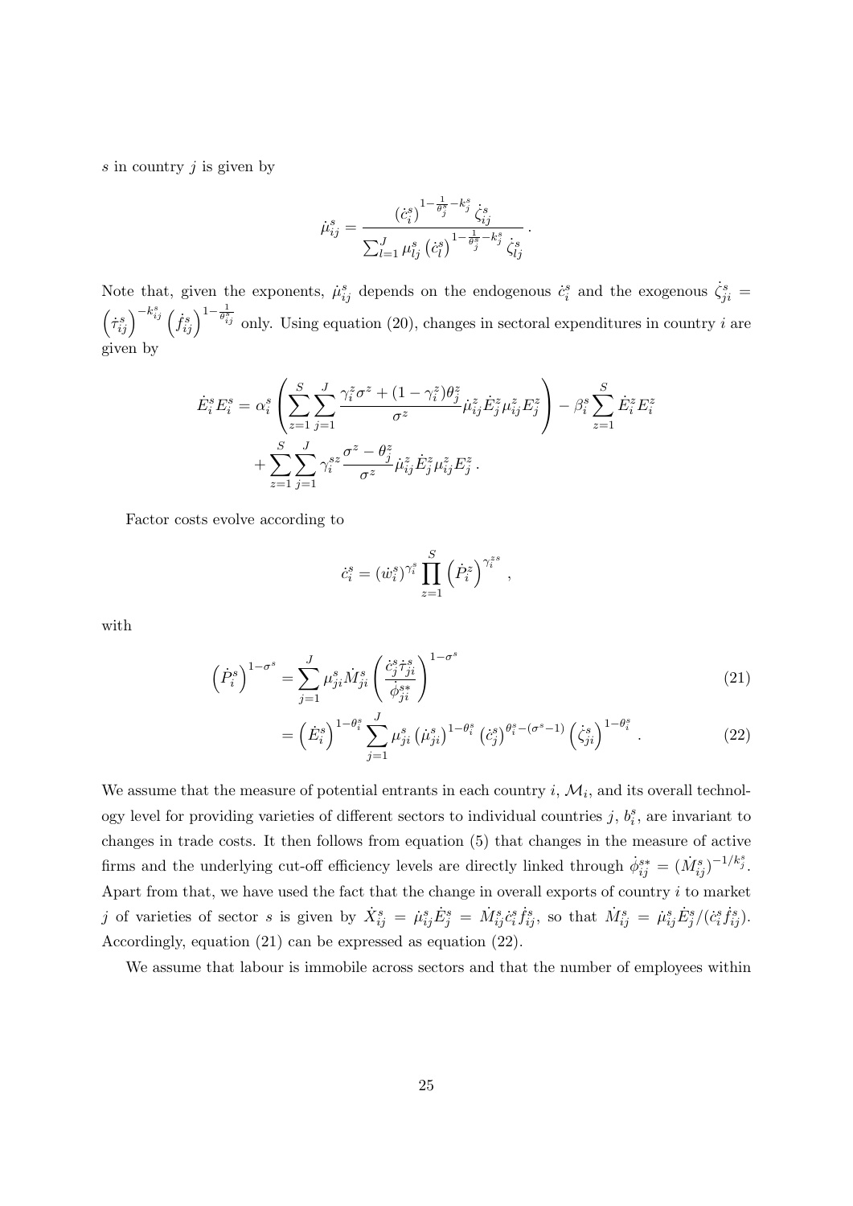$s$ in country $j$ is given by

$$\dot{\mu}_{ij}^{s} = \frac{\left(\dot{c}_i^s\right)^{1-\frac{1}{\theta_j^s}-k_j^s}\dot{\zeta}_{ij}^s}{\sum_{l=1}^{J}\mu_{lj}^s\left(\dot{c}_l^s\right)^{1-\frac{1}{\theta_j^s}-k_j^s}\dot{\zeta}_{lj}^s}\,.$$

Note that, given the exponents, $\dot{\mu}_{ij}^s$ depends on the endogenous $\dot{c}_i^s$ and the exogenous $\dot{\zeta}_{ji}^s = \left(\dot{\tau}_{ij}^s\right)^{-k_{ij}^s}\left(\dot{f}_{ij}^s\right)^{1-\frac{1}{\theta_{ij}^s}}$ only. Using equation (20), changes in sectoral expenditures in country $i$ are given by

$$\begin{aligned}
\dot{E}_i^s E_i^s = {} & \alpha_i^s\left(\sum_{z=1}^{S}\sum_{j=1}^{J}\frac{\gamma_i^z\sigma^z+(1-\gamma_i^z)\theta_j^z}{\sigma^z}\dot{\mu}_{ij}^z\dot{E}_j^z\mu_{ij}^z E_j^z\right) - \beta_i^s\sum_{z=1}^{S}\dot{E}_i^z E_i^z \\
& + \sum_{z=1}^{S}\sum_{j=1}^{J}\gamma_i^{sz}\frac{\sigma^z-\theta_j^z}{\sigma^z}\dot{\mu}_{ij}^z\dot{E}_j^z\mu_{ij}^z E_j^z\,.
\end{aligned}$$

Factor costs evolve according to

$$\dot{c}_i^s = \left(\dot{w}_i^s\right)^{\gamma_i^s}\prod_{z=1}^{S}\left(\dot{P}_i^z\right)^{\gamma_i^{zs}}\,,$$

with

$$\begin{aligned}
\left(\dot{P}_i^s\right)^{1-\sigma^s} &= \sum_{j=1}^{J}\mu_{ji}^s\dot{M}_{ji}^s\left(\frac{\dot{c}_j^s\dot{\tau}_{ji}^s}{\dot{\phi}_{ji}^{s*}}\right)^{1-\sigma^s} && (21)\\
&= \left(\dot{E}_i^s\right)^{1-\theta_i^s}\sum_{j=1}^{J}\mu_{ji}^s\left(\dot{\mu}_{ji}^s\right)^{1-\theta_i^s}\left(\dot{c}_j^s\right)^{\theta_i^s-(\sigma^s-1)}\left(\dot{\zeta}_{ji}^s\right)^{1-\theta_i^s}\,. && (22)
\end{aligned}$$

We assume that the measure of potential entrants in each country $i$, $\mathcal{M}_i$, and its overall technology level for providing varieties of different sectors to individual countries $j$, $b_i^s$, are invariant to changes in trade costs. It then follows from equation (5) that changes in the measure of active firms and the underlying cut-off efficiency levels are directly linked through $\dot{\phi}_{ij}^{s*} = (\dot{M}_{ij}^s)^{-1/k_j^s}$. Apart from that, we have used the fact that the change in overall exports of country $i$ to market $j$ of varieties of sector $s$ is given by $\dot{X}_{ij}^s = \dot{\mu}_{ij}^s\dot{E}_j^s = \dot{M}_{ij}^s\dot{c}_i^s\dot{f}_{ij}^s$, so that $\dot{M}_{ij}^s = \dot{\mu}_{ij}^s\dot{E}_j^s/(\dot{c}_i^s\dot{f}_{ij}^s)$. Accordingly, equation (21) can be expressed as equation (22).

We assume that labour is immobile across sectors and that the number of employees within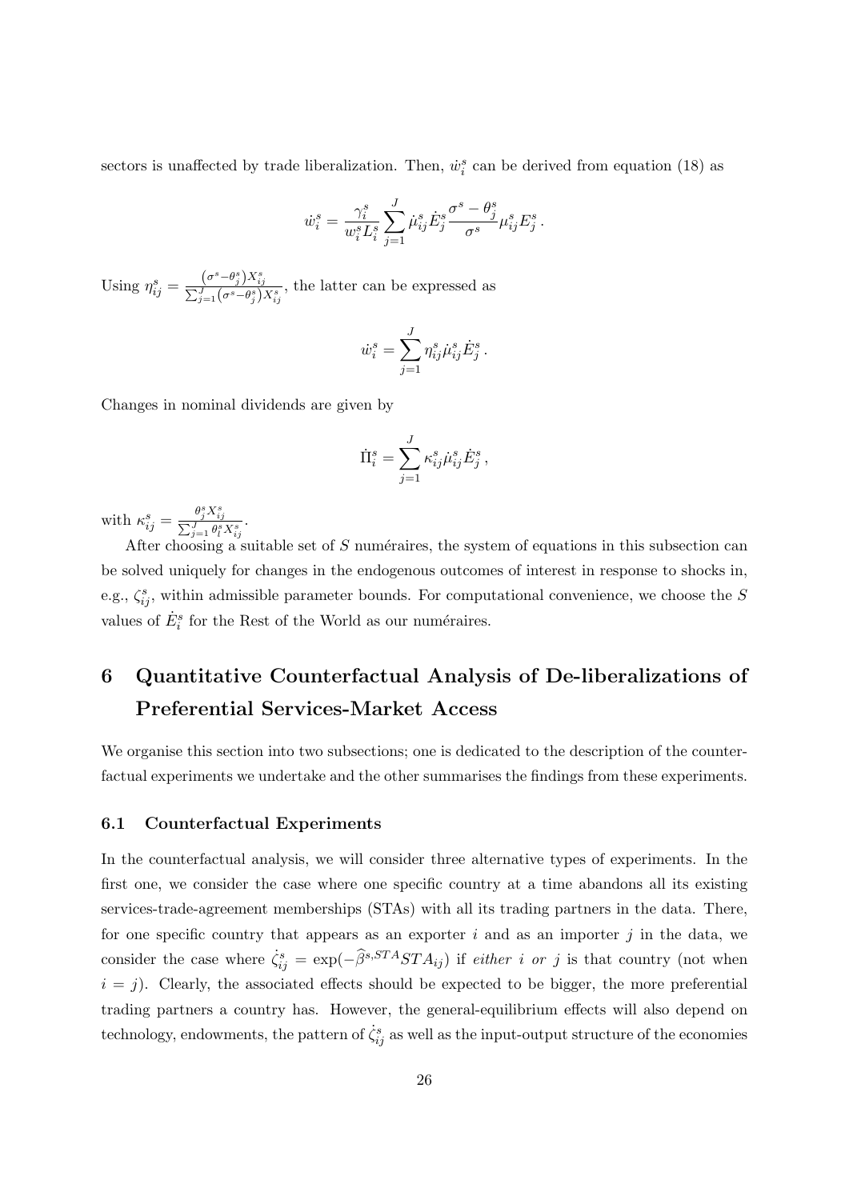sectors is unaffected by trade liberalization. Then, $\dot{w}_i^s$ can be derived from equation (18) as

$$\dot{w}_i^s = \frac{\gamma_i^s}{w_i^s L_i^s} \sum_{j=1}^{J} \dot{\mu}_{ij}^s \dot{E}_j^s \frac{\sigma^s - \theta_j^s}{\sigma^s} \mu_{ij}^s E_j^s \,.$$

Using $\eta_{ij}^s = \frac{(\sigma^s - \theta_j^s) X_{ij}^s}{\sum_{j=1}^{J} (\sigma^s - \theta_j^s) X_{ij}^s}$, the latter can be expressed as

$$\dot{w}_i^s = \sum_{j=1}^{J} \eta_{ij}^s \dot{\mu}_{ij}^s \dot{E}_j^s \,.$$

Changes in nominal dividends are given by

$$\dot{\Pi}_i^s = \sum_{j=1}^{J} \kappa_{ij}^s \dot{\mu}_{ij}^s \dot{E}_j^s \,,$$

with $\kappa_{ij}^s = \frac{\theta_j^s X_{ij}^s}{\sum_{j=1}^{J} \theta_l^s X_{ij}^s}$.

After choosing a suitable set of $S$ numéraires, the system of equations in this subsection can be solved uniquely for changes in the endogenous outcomes of interest in response to shocks in, e.g., $\zeta_{ij}^s$, within admissible parameter bounds. For computational convenience, we choose the $S$ values of $\dot{E}_i^s$ for the Rest of the World as our numéraires.

# 6 Quantitative Counterfactual Analysis of De-liberalizations of Preferential Services-Market Access

We organise this section into two subsections; one is dedicated to the description of the counterfactual experiments we undertake and the other summarises the findings from these experiments.

## 6.1 Counterfactual Experiments

In the counterfactual analysis, we will consider three alternative types of experiments. In the first one, we consider the case where one specific country at a time abandons all its existing services-trade-agreement memberships (STAs) with all its trading partners in the data. There, for one specific country that appears as an exporter $i$ and as an importer $j$ in the data, we consider the case where $\dot{\zeta}_{ij}^s = \exp(-\widehat{\beta}^{s,STA} STA_{ij})$ if *either $i$ or $j$* is that country (not when $i = j$). Clearly, the associated effects should be expected to be bigger, the more preferential trading partners a country has. However, the general-equilibrium effects will also depend on technology, endowments, the pattern of $\dot{\zeta}_{ij}^s$ as well as the input-output structure of the economies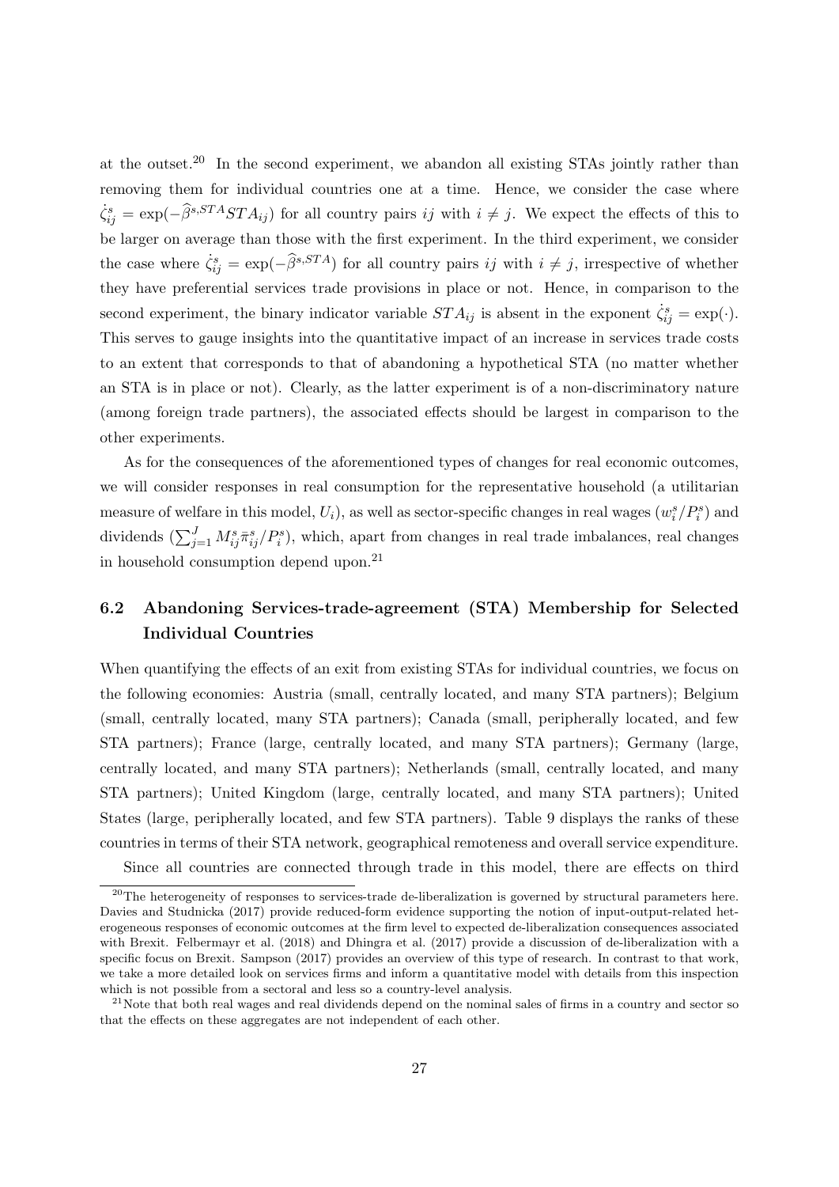at the outset.[20] In the second experiment, we abandon all existing STAs jointly rather than removing them for individual countries one at a time. Hence, we consider the case where $\dot{\zeta}_{ij}^s = \exp(-\widehat{\beta}^{s,STA} STA_{ij})$ for all country pairs $ij$ with $i \neq j$. We expect the effects of this to be larger on average than those with the first experiment. In the third experiment, we consider the case where $\dot{\zeta}_{ij}^s = \exp(-\widehat{\beta}^{s,STA})$ for all country pairs $ij$ with $i \neq j$, irrespective of whether they have preferential services trade provisions in place or not. Hence, in comparison to the second experiment, the binary indicator variable $STA_{ij}$ is absent in the exponent $\dot{\zeta}_{ij}^s = \exp(\cdot)$. This serves to gauge insights into the quantitative impact of an increase in services trade costs to an extent that corresponds to that of abandoning a hypothetical STA (no matter whether an STA is in place or not). Clearly, as the latter experiment is of a non-discriminatory nature (among foreign trade partners), the associated effects should be largest in comparison to the other experiments.

As for the consequences of the aforementioned types of changes for real economic outcomes, we will consider responses in real consumption for the representative household (a utilitarian measure of welfare in this model, $U_i$), as well as sector-specific changes in real wages ($w_i^s/P_i^s$) and dividends ($\sum_{j=1}^{J} M_{ij}^s \bar{\pi}_{ij}^s / P_i^s$), which, apart from changes in real trade imbalances, real changes in household consumption depend upon.[21]

## 6.2 Abandoning Services-trade-agreement (STA) Membership for Selected Individual Countries

When quantifying the effects of an exit from existing STAs for individual countries, we focus on the following economies: Austria (small, centrally located, and many STA partners); Belgium (small, centrally located, many STA partners); Canada (small, peripherally located, and few STA partners); France (large, centrally located, and many STA partners); Germany (large, centrally located, and many STA partners); Netherlands (small, centrally located, and many STA partners); United Kingdom (large, centrally located, and many STA partners); United States (large, peripherally located, and few STA partners). Table 9 displays the ranks of these countries in terms of their STA network, geographical remoteness and overall service expenditure.

Since all countries are connected through trade in this model, there are effects on third

[20] The heterogeneity of responses to services-trade de-liberalization is governed by structural parameters here. Davies and Studnicka (2017) provide reduced-form evidence supporting the notion of input-output-related heterogeneous responses of economic outcomes at the firm level to expected de-liberalization consequences associated with Brexit. Felbermayr et al. (2018) and Dhingra et al. (2017) provide a discussion of de-liberalization with a specific focus on Brexit. Sampson (2017) provides an overview of this type of research. In contrast to that work, we take a more detailed look on services firms and inform a quantitative model with details from this inspection which is not possible from a sectoral and less so a country-level analysis.

[21] Note that both real wages and real dividends depend on the nominal sales of firms in a country and sector so that the effects on these aggregates are not independent of each other.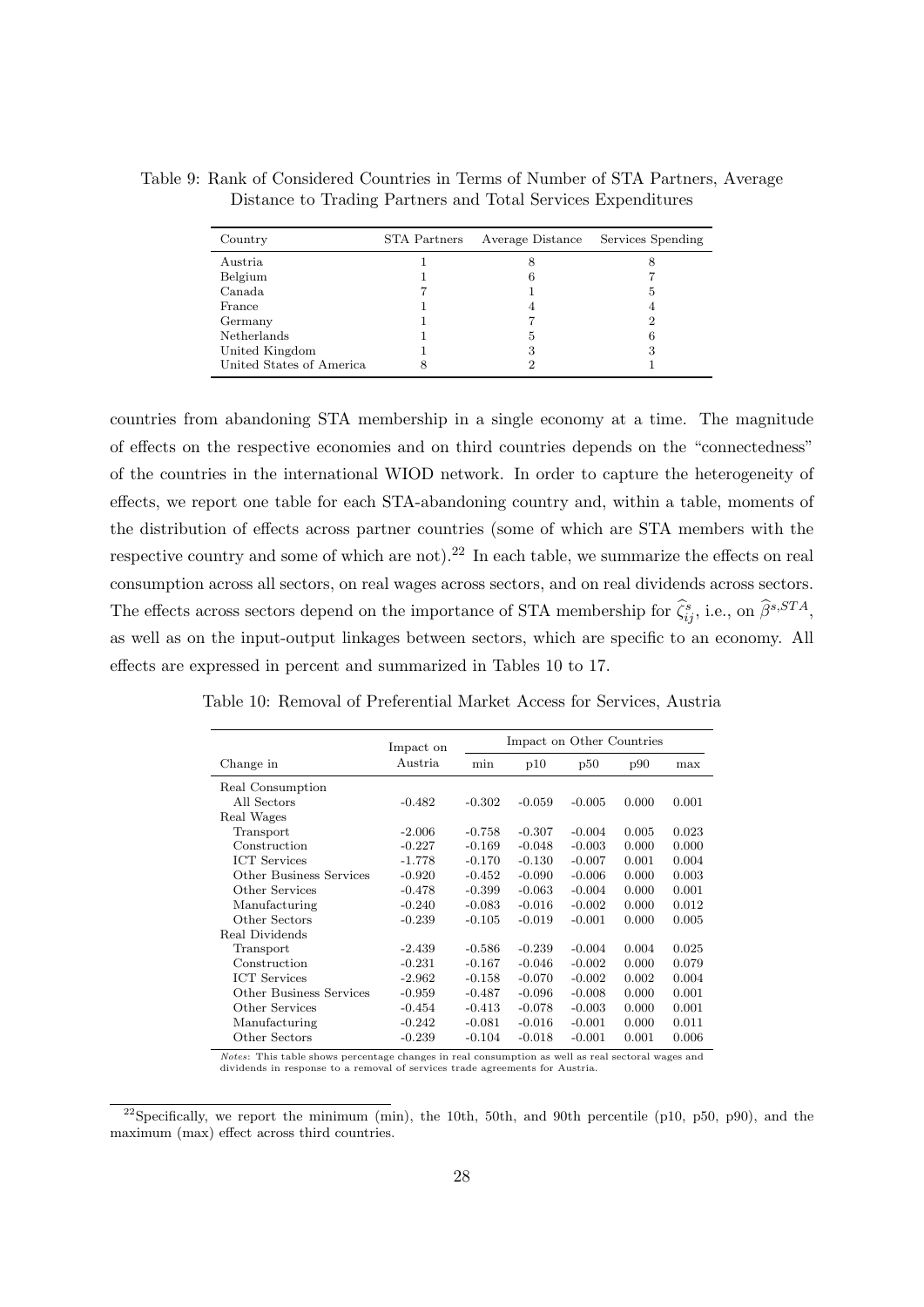Table 9: Rank of Considered Countries in Terms of Number of STA Partners, Average Distance to Trading Partners and Total Services Expenditures

| Country | STA Partners | Average Distance | Services Spending |
|---|---|---|---|
| Austria | 1 | 8 | 8 |
| Belgium | 1 | 6 | 7 |
| Canada | 7 | 1 | 5 |
| France | 1 | 4 | 4 |
| Germany | 1 | 7 | 2 |
| Netherlands | 1 | 5 | 6 |
| United Kingdom | 1 | 3 | 3 |
| United States of America | 8 | 2 | 1 |

countries from abandoning STA membership in a single economy at a time. The magnitude of effects on the respective economies and on third countries depends on the "connectedness" of the countries in the international WIOD network. In order to capture the heterogeneity of effects, we report one table for each STA-abandoning country and, within a table, moments of the distribution of effects across partner countries (some of which are STA members with the respective country and some of which are not).[22] In each table, we summarize the effects on real consumption across all sectors, on real wages across sectors, and on real dividends across sectors. The effects across sectors depend on the importance of STA membership for $\widehat{\zeta}_{ij}^{s}$, i.e., on $\widehat{\beta}^{s,STA}$, as well as on the input-output linkages between sectors, which are specific to an economy. All effects are expressed in percent and summarized in Tables 10 to 17.

Table 10: Removal of Preferential Market Access for Services, Austria

| Change in | Impact on Austria | Impact on Other Countries | | | | |
|---|---|---|---|---|---|---|
| | | min | p10 | p50 | p90 | max |
| Real Consumption | | | | | | |
| All Sectors | -0.482 | -0.302 | -0.059 | -0.005 | 0.000 | 0.001 |
| Real Wages | | | | | | |
| Transport | -2.006 | -0.758 | -0.307 | -0.004 | 0.005 | 0.023 |
| Construction | -0.227 | -0.169 | -0.048 | -0.003 | 0.000 | 0.000 |
| ICT Services | -1.778 | -0.170 | -0.130 | -0.007 | 0.001 | 0.004 |
| Other Business Services | -0.920 | -0.452 | -0.090 | -0.006 | 0.000 | 0.003 |
| Other Services | -0.478 | -0.399 | -0.063 | -0.004 | 0.000 | 0.001 |
| Manufacturing | -0.240 | -0.083 | -0.016 | -0.002 | 0.000 | 0.012 |
| Other Sectors | -0.239 | -0.105 | -0.019 | -0.001 | 0.000 | 0.005 |
| Real Dividends | | | | | | |
| Transport | -2.439 | -0.586 | -0.239 | -0.004 | 0.004 | 0.025 |
| Construction | -0.231 | -0.167 | -0.046 | -0.002 | 0.000 | 0.079 |
| ICT Services | -2.962 | -0.158 | -0.070 | -0.002 | 0.002 | 0.004 |
| Other Business Services | -0.959 | -0.487 | -0.096 | -0.008 | 0.000 | 0.001 |
| Other Services | -0.454 | -0.413 | -0.078 | -0.003 | 0.000 | 0.001 |
| Manufacturing | -0.242 | -0.081 | -0.016 | -0.001 | 0.000 | 0.011 |
| Other Sectors | -0.239 | -0.104 | -0.018 | -0.001 | 0.001 | 0.006 |

*Notes*: This table shows percentage changes in real consumption as well as real sectoral wages and dividends in response to a removal of services trade agreements for Austria.

[22] Specifically, we report the minimum (min), the 10th, 50th, and 90th percentile (p10, p50, p90), and the maximum (max) effect across third countries.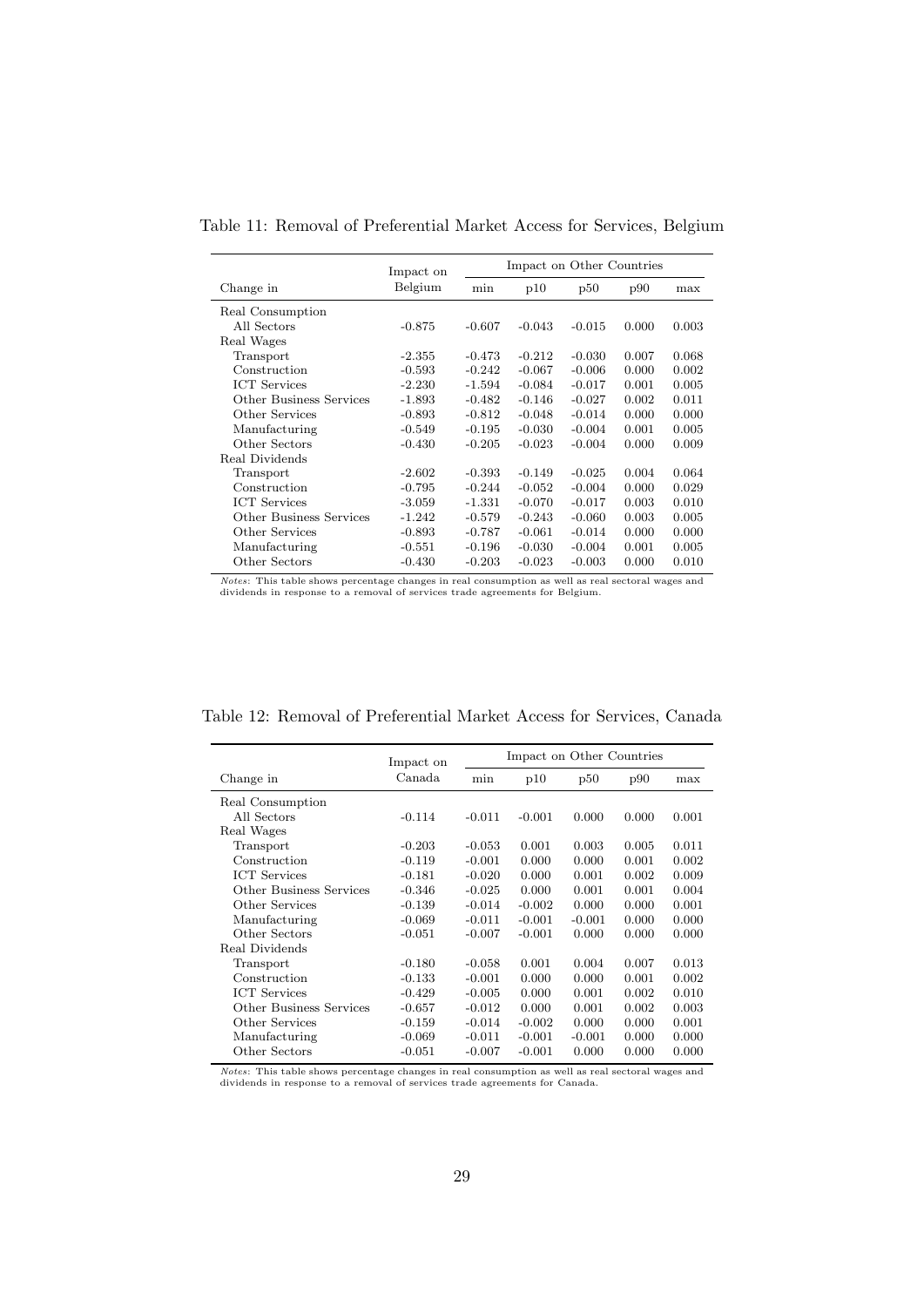Table 11: Removal of Preferential Market Access for Services, Belgium

| Change in | Impact on Belgium | Impact on Other Countries | | | | |
|---|---|---|---|---|---|---|
| | | min | p10 | p50 | p90 | max |
| Real Consumption | | | | | | |
| All Sectors | -0.875 | -0.607 | -0.043 | -0.015 | 0.000 | 0.003 |
| Real Wages | | | | | | |
| Transport | -2.355 | -0.473 | -0.212 | -0.030 | 0.007 | 0.068 |
| Construction | -0.593 | -0.242 | -0.067 | -0.006 | 0.000 | 0.002 |
| ICT Services | -2.230 | -1.594 | -0.084 | -0.017 | 0.001 | 0.005 |
| Other Business Services | -1.893 | -0.482 | -0.146 | -0.027 | 0.002 | 0.011 |
| Other Services | -0.893 | -0.812 | -0.048 | -0.014 | 0.000 | 0.000 |
| Manufacturing | -0.549 | -0.195 | -0.030 | -0.004 | 0.001 | 0.005 |
| Other Sectors | -0.430 | -0.205 | -0.023 | -0.004 | 0.000 | 0.009 |
| Real Dividends | | | | | | |
| Transport | -2.602 | -0.393 | -0.149 | -0.025 | 0.004 | 0.064 |
| Construction | -0.795 | -0.244 | -0.052 | -0.004 | 0.000 | 0.029 |
| ICT Services | -3.059 | -1.331 | -0.070 | -0.017 | 0.003 | 0.010 |
| Other Business Services | -1.242 | -0.579 | -0.243 | -0.060 | 0.003 | 0.005 |
| Other Services | -0.893 | -0.787 | -0.061 | -0.014 | 0.000 | 0.000 |
| Manufacturing | -0.551 | -0.196 | -0.030 | -0.004 | 0.001 | 0.005 |
| Other Sectors | -0.430 | -0.203 | -0.023 | -0.003 | 0.000 | 0.010 |

*Notes*: This table shows percentage changes in real consumption as well as real sectoral wages and dividends in response to a removal of services trade agreements for Belgium.

Table 12: Removal of Preferential Market Access for Services, Canada

| Change in | Impact on Canada | Impact on Other Countries | | | | |
|---|---|---|---|---|---|---|
| | | min | p10 | p50 | p90 | max |
| Real Consumption | | | | | | |
| All Sectors | -0.114 | -0.011 | -0.001 | 0.000 | 0.000 | 0.001 |
| Real Wages | | | | | | |
| Transport | -0.203 | -0.053 | 0.001 | 0.003 | 0.005 | 0.011 |
| Construction | -0.119 | -0.001 | 0.000 | 0.000 | 0.001 | 0.002 |
| ICT Services | -0.181 | -0.020 | 0.000 | 0.001 | 0.002 | 0.009 |
| Other Business Services | -0.346 | -0.025 | 0.000 | 0.001 | 0.001 | 0.004 |
| Other Services | -0.139 | -0.014 | -0.002 | 0.000 | 0.000 | 0.001 |
| Manufacturing | -0.069 | -0.011 | -0.001 | -0.001 | 0.000 | 0.000 |
| Other Sectors | -0.051 | -0.007 | -0.001 | 0.000 | 0.000 | 0.000 |
| Real Dividends | | | | | | |
| Transport | -0.180 | -0.058 | 0.001 | 0.004 | 0.007 | 0.013 |
| Construction | -0.133 | -0.001 | 0.000 | 0.000 | 0.001 | 0.002 |
| ICT Services | -0.429 | -0.005 | 0.000 | 0.001 | 0.002 | 0.010 |
| Other Business Services | -0.657 | -0.012 | 0.000 | 0.001 | 0.002 | 0.003 |
| Other Services | -0.159 | -0.014 | -0.002 | 0.000 | 0.000 | 0.001 |
| Manufacturing | -0.069 | -0.011 | -0.001 | -0.001 | 0.000 | 0.000 |
| Other Sectors | -0.051 | -0.007 | -0.001 | 0.000 | 0.000 | 0.000 |

*Notes*: This table shows percentage changes in real consumption as well as real sectoral wages and dividends in response to a removal of services trade agreements for Canada.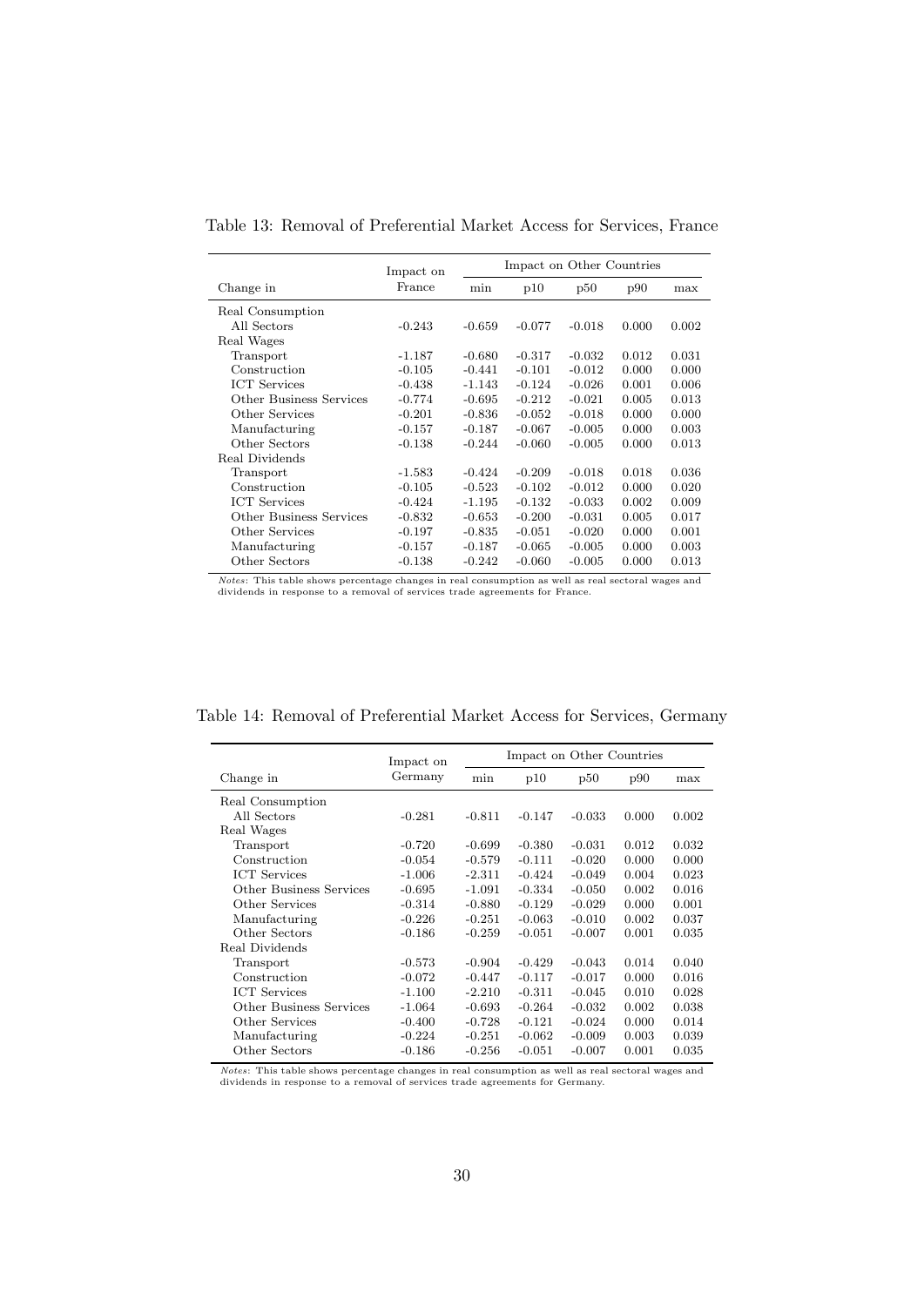Table 13: Removal of Preferential Market Access for Services, France

| Change in | Impact on France | Impact on Other Countries | | | | |
|---|---|---|---|---|---|---|
| | | min | p10 | p50 | p90 | max |
| Real Consumption | | | | | | |
| All Sectors | -0.243 | -0.659 | -0.077 | -0.018 | 0.000 | 0.002 |
| Real Wages | | | | | | |
| Transport | -1.187 | -0.680 | -0.317 | -0.032 | 0.012 | 0.031 |
| Construction | -0.105 | -0.441 | -0.101 | -0.012 | 0.000 | 0.000 |
| ICT Services | -0.438 | -1.143 | -0.124 | -0.026 | 0.001 | 0.006 |
| Other Business Services | -0.774 | -0.695 | -0.212 | -0.021 | 0.005 | 0.013 |
| Other Services | -0.201 | -0.836 | -0.052 | -0.018 | 0.000 | 0.000 |
| Manufacturing | -0.157 | -0.187 | -0.067 | -0.005 | 0.000 | 0.003 |
| Other Sectors | -0.138 | -0.244 | -0.060 | -0.005 | 0.000 | 0.013 |
| Real Dividends | | | | | | |
| Transport | -1.583 | -0.424 | -0.209 | -0.018 | 0.018 | 0.036 |
| Construction | -0.105 | -0.523 | -0.102 | -0.012 | 0.000 | 0.020 |
| ICT Services | -0.424 | -1.195 | -0.132 | -0.033 | 0.002 | 0.009 |
| Other Business Services | -0.832 | -0.653 | -0.200 | -0.031 | 0.005 | 0.017 |
| Other Services | -0.197 | -0.835 | -0.051 | -0.020 | 0.000 | 0.001 |
| Manufacturing | -0.157 | -0.187 | -0.065 | -0.005 | 0.000 | 0.003 |
| Other Sectors | -0.138 | -0.242 | -0.060 | -0.005 | 0.000 | 0.013 |

*Notes*: This table shows percentage changes in real consumption as well as real sectoral wages and dividends in response to a removal of services trade agreements for France.

Table 14: Removal of Preferential Market Access for Services, Germany

| Change in | Impact on Germany | Impact on Other Countries | | | | |
|---|---|---|---|---|---|---|
| | | min | p10 | p50 | p90 | max |
| Real Consumption | | | | | | |
| All Sectors | -0.281 | -0.811 | -0.147 | -0.033 | 0.000 | 0.002 |
| Real Wages | | | | | | |
| Transport | -0.720 | -0.699 | -0.380 | -0.031 | 0.012 | 0.032 |
| Construction | -0.054 | -0.579 | -0.111 | -0.020 | 0.000 | 0.000 |
| ICT Services | -1.006 | -2.311 | -0.424 | -0.049 | 0.004 | 0.023 |
| Other Business Services | -0.695 | -1.091 | -0.334 | -0.050 | 0.002 | 0.016 |
| Other Services | -0.314 | -0.880 | -0.129 | -0.029 | 0.000 | 0.001 |
| Manufacturing | -0.226 | -0.251 | -0.063 | -0.010 | 0.002 | 0.037 |
| Other Sectors | -0.186 | -0.259 | -0.051 | -0.007 | 0.001 | 0.035 |
| Real Dividends | | | | | | |
| Transport | -0.573 | -0.904 | -0.429 | -0.043 | 0.014 | 0.040 |
| Construction | -0.072 | -0.447 | -0.117 | -0.017 | 0.000 | 0.016 |
| ICT Services | -1.100 | -2.210 | -0.311 | -0.045 | 0.010 | 0.028 |
| Other Business Services | -1.064 | -0.693 | -0.264 | -0.032 | 0.002 | 0.038 |
| Other Services | -0.400 | -0.728 | -0.121 | -0.024 | 0.000 | 0.014 |
| Manufacturing | -0.224 | -0.251 | -0.062 | -0.009 | 0.003 | 0.039 |
| Other Sectors | -0.186 | -0.256 | -0.051 | -0.007 | 0.001 | 0.035 |

*Notes*: This table shows percentage changes in real consumption as well as real sectoral wages and dividends in response to a removal of services trade agreements for Germany.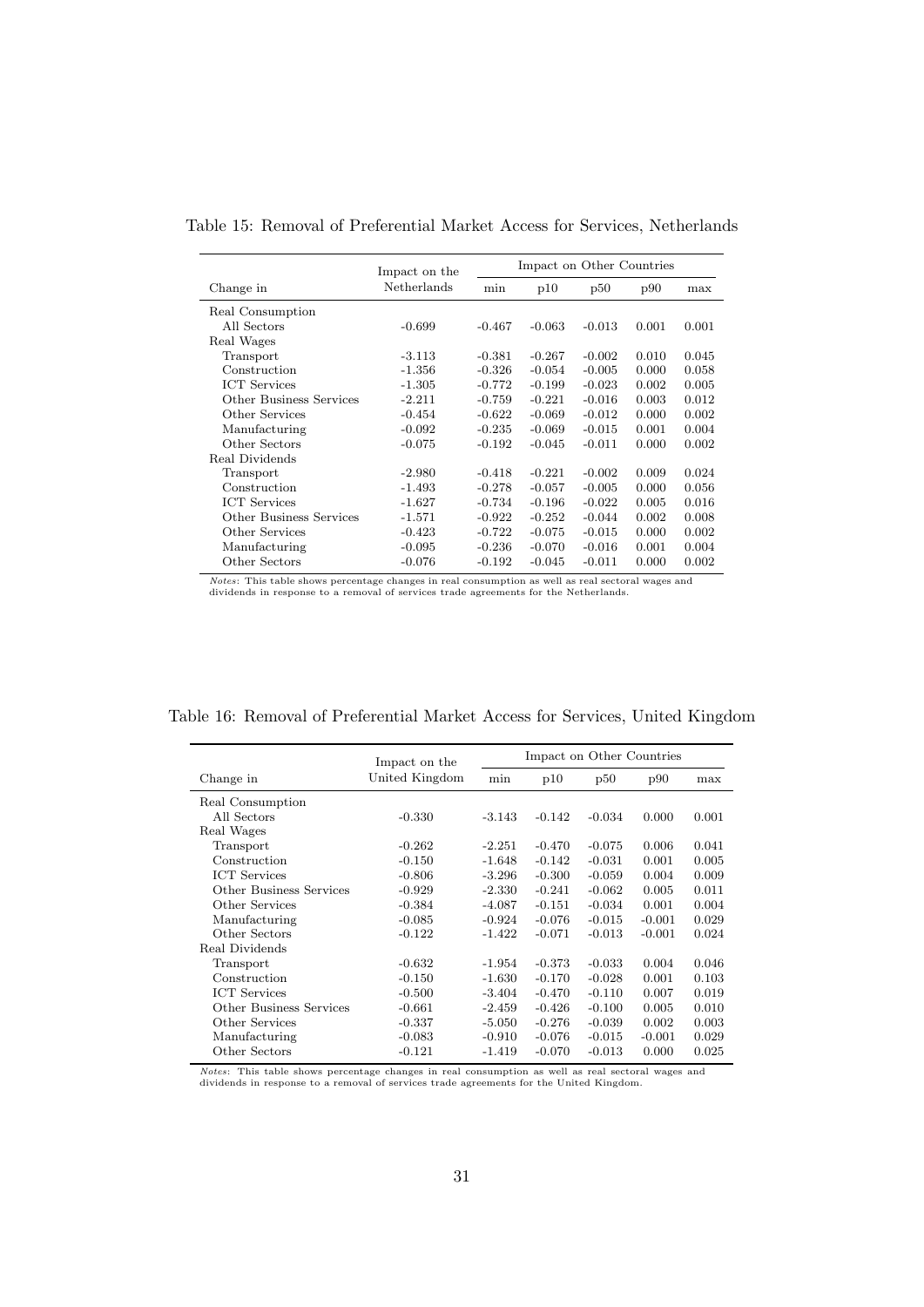Table 15: Removal of Preferential Market Access for Services, Netherlands

| Change in | Impact on the Netherlands | Impact on Other Countries | | | | |
|---|---|---|---|---|---|---|
| | | min | p10 | p50 | p90 | max |
| Real Consumption | | | | | | |
| All Sectors | -0.699 | -0.467 | -0.063 | -0.013 | 0.001 | 0.001 |
| Real Wages | | | | | | |
| Transport | -3.113 | -0.381 | -0.267 | -0.002 | 0.010 | 0.045 |
| Construction | -1.356 | -0.326 | -0.054 | -0.005 | 0.000 | 0.058 |
| ICT Services | -1.305 | -0.772 | -0.199 | -0.023 | 0.002 | 0.005 |
| Other Business Services | -2.211 | -0.759 | -0.221 | -0.016 | 0.003 | 0.012 |
| Other Services | -0.454 | -0.622 | -0.069 | -0.012 | 0.000 | 0.002 |
| Manufacturing | -0.092 | -0.235 | -0.069 | -0.015 | 0.001 | 0.004 |
| Other Sectors | -0.075 | -0.192 | -0.045 | -0.011 | 0.000 | 0.002 |
| Real Dividends | | | | | | |
| Transport | -2.980 | -0.418 | -0.221 | -0.002 | 0.009 | 0.024 |
| Construction | -1.493 | -0.278 | -0.057 | -0.005 | 0.000 | 0.056 |
| ICT Services | -1.627 | -0.734 | -0.196 | -0.022 | 0.005 | 0.016 |
| Other Business Services | -1.571 | -0.922 | -0.252 | -0.044 | 0.002 | 0.008 |
| Other Services | -0.423 | -0.722 | -0.075 | -0.015 | 0.000 | 0.002 |
| Manufacturing | -0.095 | -0.236 | -0.070 | -0.016 | 0.001 | 0.004 |
| Other Sectors | -0.076 | -0.192 | -0.045 | -0.011 | 0.000 | 0.002 |

*Notes*: This table shows percentage changes in real consumption as well as real sectoral wages and dividends in response to a removal of services trade agreements for the Netherlands.

Table 16: Removal of Preferential Market Access for Services, United Kingdom

| Change in | Impact on the United Kingdom | Impact on Other Countries | | | | |
|---|---|---|---|---|---|---|
| | | min | p10 | p50 | p90 | max |
| Real Consumption | | | | | | |
| All Sectors | -0.330 | -3.143 | -0.142 | -0.034 | 0.000 | 0.001 |
| Real Wages | | | | | | |
| Transport | -0.262 | -2.251 | -0.470 | -0.075 | 0.006 | 0.041 |
| Construction | -0.150 | -1.648 | -0.142 | -0.031 | 0.001 | 0.005 |
| ICT Services | -0.806 | -3.296 | -0.300 | -0.059 | 0.004 | 0.009 |
| Other Business Services | -0.929 | -2.330 | -0.241 | -0.062 | 0.005 | 0.011 |
| Other Services | -0.384 | -4.087 | -0.151 | -0.034 | 0.001 | 0.004 |
| Manufacturing | -0.085 | -0.924 | -0.076 | -0.015 | -0.001 | 0.029 |
| Other Sectors | -0.122 | -1.422 | -0.071 | -0.013 | -0.001 | 0.024 |
| Real Dividends | | | | | | |
| Transport | -0.632 | -1.954 | -0.373 | -0.033 | 0.004 | 0.046 |
| Construction | -0.150 | -1.630 | -0.170 | -0.028 | 0.001 | 0.103 |
| ICT Services | -0.500 | -3.404 | -0.470 | -0.110 | 0.007 | 0.019 |
| Other Business Services | -0.661 | -2.459 | -0.426 | -0.100 | 0.005 | 0.010 |
| Other Services | -0.337 | -5.050 | -0.276 | -0.039 | 0.002 | 0.003 |
| Manufacturing | -0.083 | -0.910 | -0.076 | -0.015 | -0.001 | 0.029 |
| Other Sectors | -0.121 | -1.419 | -0.070 | -0.013 | 0.000 | 0.025 |

*Notes*: This table shows percentage changes in real consumption as well as real sectoral wages and dividends in response to a removal of services trade agreements for the United Kingdom.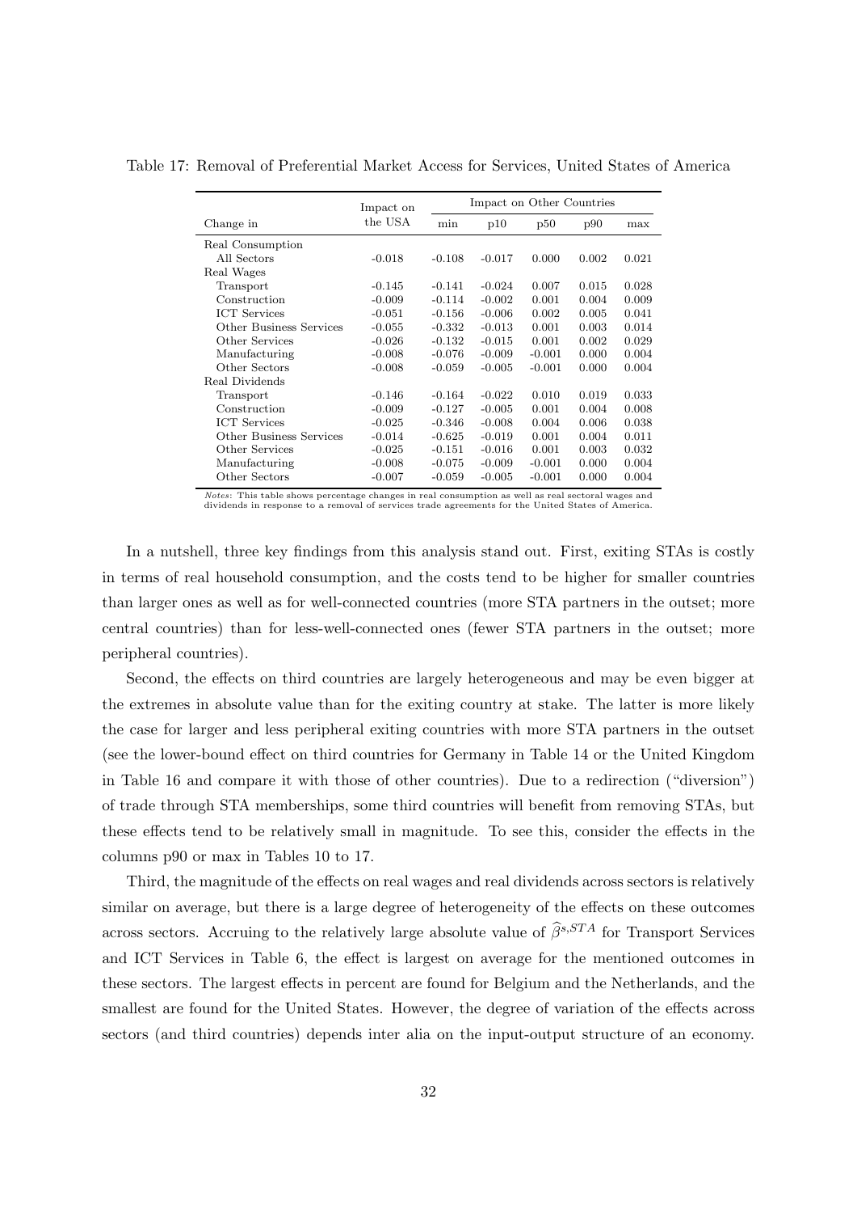Table 17: Removal of Preferential Market Access for Services, United States of America

| Change in | Impact on the USA | Impact on Other Countries | | | | |
|---|---|---|---|---|---|---|
| | | min | p10 | p50 | p90 | max |
| Real Consumption | | | | | | |
| All Sectors | -0.018 | -0.108 | -0.017 | 0.000 | 0.002 | 0.021 |
| Real Wages | | | | | | |
| Transport | -0.145 | -0.141 | -0.024 | 0.007 | 0.015 | 0.028 |
| Construction | -0.009 | -0.114 | -0.002 | 0.001 | 0.004 | 0.009 |
| ICT Services | -0.051 | -0.156 | -0.006 | 0.002 | 0.005 | 0.041 |
| Other Business Services | -0.055 | -0.332 | -0.013 | 0.001 | 0.003 | 0.014 |
| Other Services | -0.026 | -0.132 | -0.015 | 0.001 | 0.002 | 0.029 |
| Manufacturing | -0.008 | -0.076 | -0.009 | -0.001 | 0.000 | 0.004 |
| Other Sectors | -0.008 | -0.059 | -0.005 | -0.001 | 0.000 | 0.004 |
| Real Dividends | | | | | | |
| Transport | -0.146 | -0.164 | -0.022 | 0.010 | 0.019 | 0.033 |
| Construction | -0.009 | -0.127 | -0.005 | 0.001 | 0.004 | 0.008 |
| ICT Services | -0.025 | -0.346 | -0.008 | 0.004 | 0.006 | 0.038 |
| Other Business Services | -0.014 | -0.625 | -0.019 | 0.001 | 0.004 | 0.011 |
| Other Services | -0.025 | -0.151 | -0.016 | 0.001 | 0.003 | 0.032 |
| Manufacturing | -0.008 | -0.075 | -0.009 | -0.001 | 0.000 | 0.004 |
| Other Sectors | -0.007 | -0.059 | -0.005 | -0.001 | 0.000 | 0.004 |

*Notes*: This table shows percentage changes in real consumption as well as real sectoral wages and dividends in response to a removal of services trade agreements for the United States of America.

In a nutshell, three key findings from this analysis stand out. First, exiting STAs is costly in terms of real household consumption, and the costs tend to be higher for smaller countries than larger ones as well as for well-connected countries (more STA partners in the outset; more central countries) than for less-well-connected ones (fewer STA partners in the outset; more peripheral countries).

Second, the effects on third countries are largely heterogeneous and may be even bigger at the extremes in absolute value than for the exiting country at stake. The latter is more likely the case for larger and less peripheral exiting countries with more STA partners in the outset (see the lower-bound effect on third countries for Germany in Table 14 or the United Kingdom in Table 16 and compare it with those of other countries). Due to a redirection ("diversion") of trade through STA memberships, some third countries will benefit from removing STAs, but these effects tend to be relatively small in magnitude. To see this, consider the effects in the columns p90 or max in Tables 10 to 17.

Third, the magnitude of the effects on real wages and real dividends across sectors is relatively similar on average, but there is a large degree of heterogeneity of the effects on these outcomes across sectors. Accruing to the relatively large absolute value of $\widehat{\beta}^{s,STA}$ for Transport Services and ICT Services in Table 6, the effect is largest on average for the mentioned outcomes in these sectors. The largest effects in percent are found for Belgium and the Netherlands, and the smallest are found for the United States. However, the degree of variation of the effects across sectors (and third countries) depends inter alia on the input-output structure of an economy.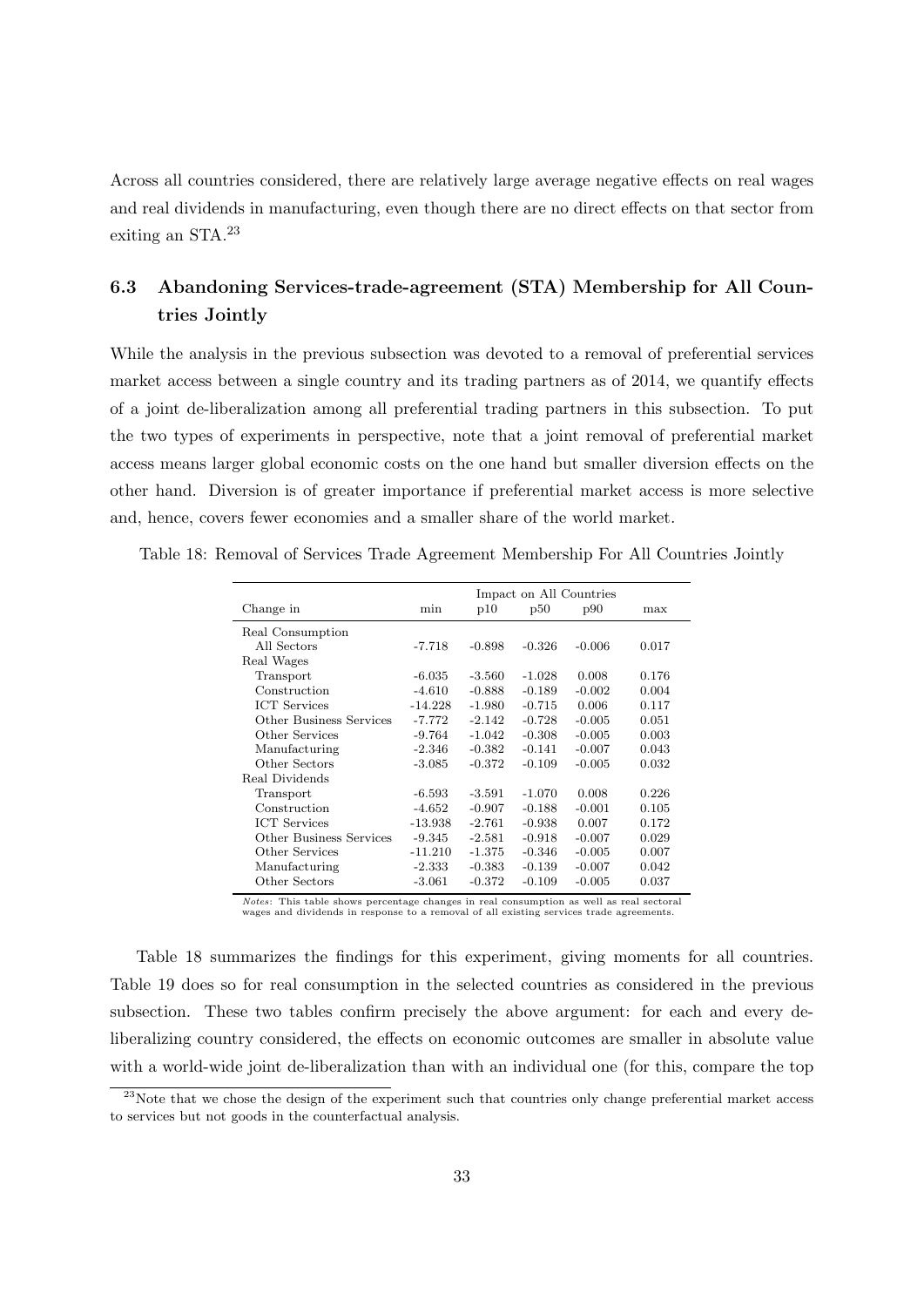Across all countries considered, there are relatively large average negative effects on real wages and real dividends in manufacturing, even though there are no direct effects on that sector from exiting an STA.[23]

### 6.3 Abandoning Services-trade-agreement (STA) Membership for All Countries Jointly

While the analysis in the previous subsection was devoted to a removal of preferential services market access between a single country and its trading partners as of 2014, we quantify effects of a joint de-liberalization among all preferential trading partners in this subsection. To put the two types of experiments in perspective, note that a joint removal of preferential market access means larger global economic costs on the one hand but smaller diversion effects on the other hand. Diversion is of greater importance if preferential market access is more selective and, hence, covers fewer economies and a smaller share of the world market.

Table 18: Removal of Services Trade Agreement Membership For All Countries Jointly

| | Impact on All Countries | | | | |
|---|---|---|---|---|---|
| Change in | min | p10 | p50 | p90 | max |
| Real Consumption | | | | | |
| All Sectors | -7.718 | -0.898 | -0.326 | -0.006 | 0.017 |
| Real Wages | | | | | |
| Transport | -6.035 | -3.560 | -1.028 | 0.008 | 0.176 |
| Construction | -4.610 | -0.888 | -0.189 | -0.002 | 0.004 |
| ICT Services | -14.228 | -1.980 | -0.715 | 0.006 | 0.117 |
| Other Business Services | -7.772 | -2.142 | -0.728 | -0.005 | 0.051 |
| Other Services | -9.764 | -1.042 | -0.308 | -0.005 | 0.003 |
| Manufacturing | -2.346 | -0.382 | -0.141 | -0.007 | 0.043 |
| Other Sectors | -3.085 | -0.372 | -0.109 | -0.005 | 0.032 |
| Real Dividends | | | | | |
| Transport | -6.593 | -3.591 | -1.070 | 0.008 | 0.226 |
| Construction | -4.652 | -0.907 | -0.188 | -0.001 | 0.105 |
| ICT Services | -13.938 | -2.761 | -0.938 | 0.007 | 0.172 |
| Other Business Services | -9.345 | -2.581 | -0.918 | -0.007 | 0.029 |
| Other Services | -11.210 | -1.375 | -0.346 | -0.005 | 0.007 |
| Manufacturing | -2.333 | -0.383 | -0.139 | -0.007 | 0.042 |
| Other Sectors | -3.061 | -0.372 | -0.109 | -0.005 | 0.037 |

*Notes:* This table shows percentage changes in real consumption as well as real sectoral wages and dividends in response to a removal of all existing services trade agreements.

Table 18 summarizes the findings for this experiment, giving moments for all countries. Table 19 does so for real consumption in the selected countries as considered in the previous subsection. These two tables confirm precisely the above argument: for each and every de-liberalizing country considered, the effects on economic outcomes are smaller in absolute value with a world-wide joint de-liberalization than with an individual one (for this, compare the top

[23] Note that we chose the design of the experiment such that countries only change preferential market access to services but not goods in the counterfactual analysis.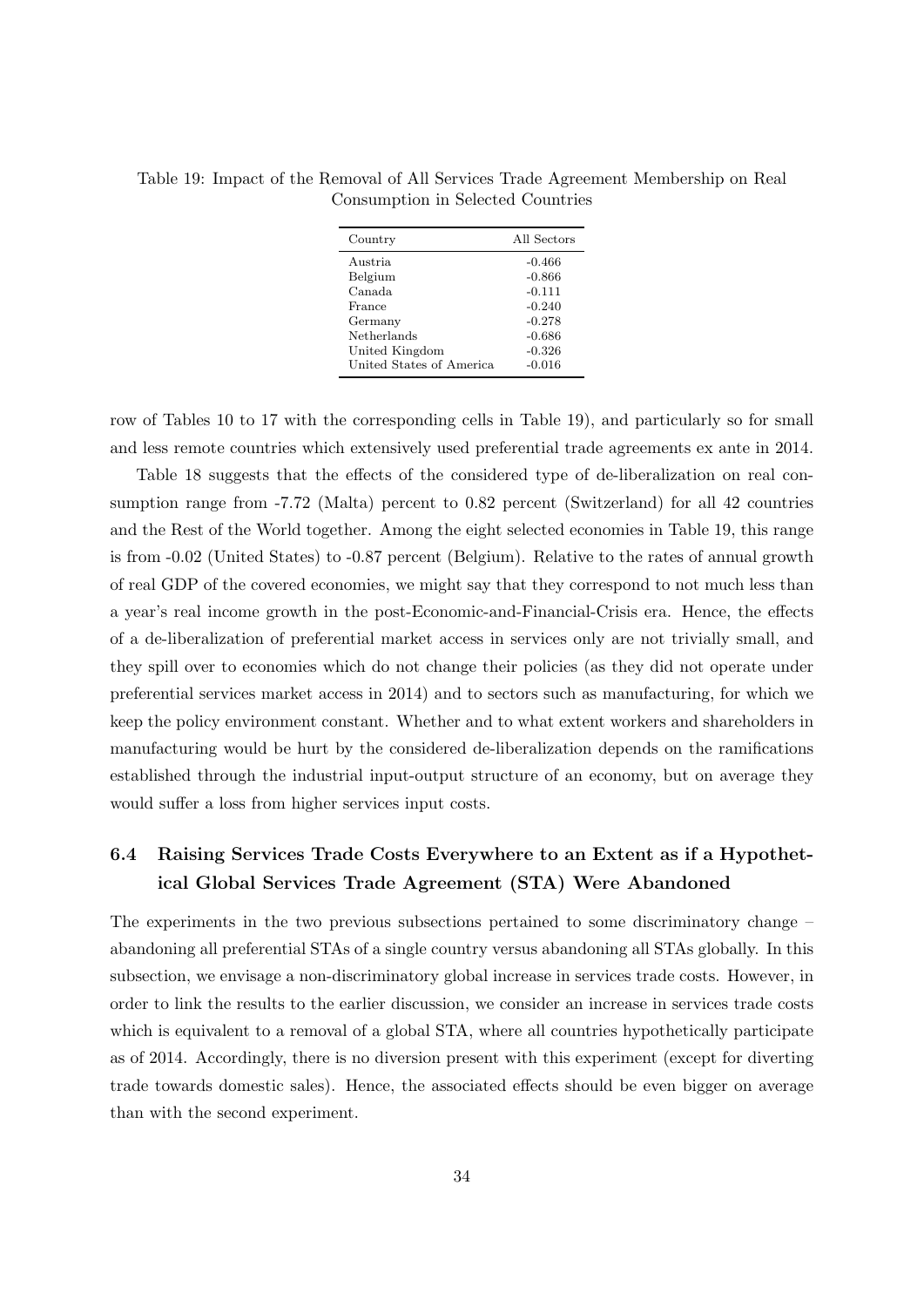Table 19: Impact of the Removal of All Services Trade Agreement Membership on Real Consumption in Selected Countries

| Country | All Sectors |
|---|---|
| Austria | -0.466 |
| Belgium | -0.866 |
| Canada | -0.111 |
| France | -0.240 |
| Germany | -0.278 |
| Netherlands | -0.686 |
| United Kingdom | -0.326 |
| United States of America | -0.016 |

row of Tables 10 to 17 with the corresponding cells in Table 19), and particularly so for small and less remote countries which extensively used preferential trade agreements ex ante in 2014.

Table 18 suggests that the effects of the considered type of de-liberalization on real consumption range from -7.72 (Malta) percent to 0.82 percent (Switzerland) for all 42 countries and the Rest of the World together. Among the eight selected economies in Table 19, this range is from -0.02 (United States) to -0.87 percent (Belgium). Relative to the rates of annual growth of real GDP of the covered economies, we might say that they correspond to not much less than a year's real income growth in the post-Economic-and-Financial-Crisis era. Hence, the effects of a de-liberalization of preferential market access in services only are not trivially small, and they spill over to economies which do not change their policies (as they did not operate under preferential services market access in 2014) and to sectors such as manufacturing, for which we keep the policy environment constant. Whether and to what extent workers and shareholders in manufacturing would be hurt by the considered de-liberalization depends on the ramifications established through the industrial input-output structure of an economy, but on average they would suffer a loss from higher services input costs.

### 6.4 Raising Services Trade Costs Everywhere to an Extent as if a Hypothetical Global Services Trade Agreement (STA) Were Abandoned

The experiments in the two previous subsections pertained to some discriminatory change – abandoning all preferential STAs of a single country versus abandoning all STAs globally. In this subsection, we envisage a non-discriminatory global increase in services trade costs. However, in order to link the results to the earlier discussion, we consider an increase in services trade costs which is equivalent to a removal of a global STA, where all countries hypothetically participate as of 2014. Accordingly, there is no diversion present with this experiment (except for diverting trade towards domestic sales). Hence, the associated effects should be even bigger on average than with the second experiment.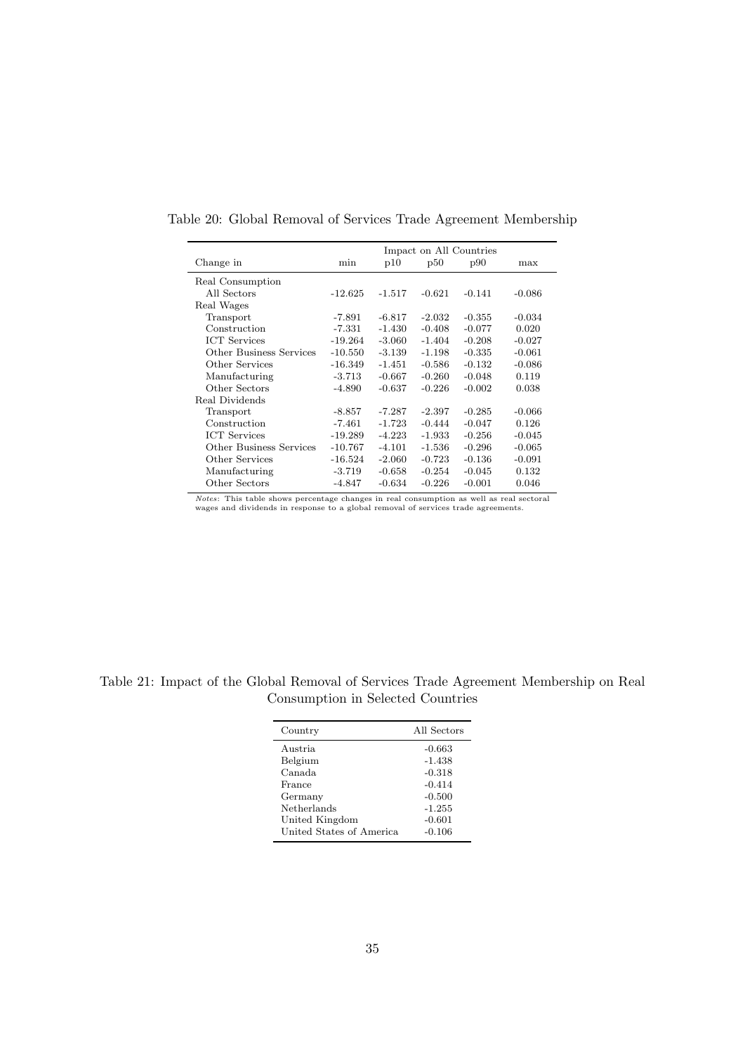Table 20: Global Removal of Services Trade Agreement Membership

| | Impact on All Countries | | | | |
|---|---|---|---|---|---|
| Change in | min | p10 | p50 | p90 | max |
| Real Consumption | | | | | |
| All Sectors | -12.625 | -1.517 | -0.621 | -0.141 | -0.086 |
| Real Wages | | | | | |
| Transport | -7.891 | -6.817 | -2.032 | -0.355 | -0.034 |
| Construction | -7.331 | -1.430 | -0.408 | -0.077 | 0.020 |
| ICT Services | -19.264 | -3.060 | -1.404 | -0.208 | -0.027 |
| Other Business Services | -10.550 | -3.139 | -1.198 | -0.335 | -0.061 |
| Other Services | -16.349 | -1.451 | -0.586 | -0.132 | -0.086 |
| Manufacturing | -3.713 | -0.667 | -0.260 | -0.048 | 0.119 |
| Other Sectors | -4.890 | -0.637 | -0.226 | -0.002 | 0.038 |
| Real Dividends | | | | | |
| Transport | -8.857 | -7.287 | -2.397 | -0.285 | -0.066 |
| Construction | -7.461 | -1.723 | -0.444 | -0.047 | 0.126 |
| ICT Services | -19.289 | -4.223 | -1.933 | -0.256 | -0.045 |
| Other Business Services | -10.767 | -4.101 | -1.536 | -0.296 | -0.065 |
| Other Services | -16.524 | -2.060 | -0.723 | -0.136 | -0.091 |
| Manufacturing | -3.719 | -0.658 | -0.254 | -0.045 | 0.132 |
| Other Sectors | -4.847 | -0.634 | -0.226 | -0.001 | 0.046 |

*Notes:* This table shows percentage changes in real consumption as well as real sectoral wages and dividends in response to a global removal of services trade agreements.

Table 21: Impact of the Global Removal of Services Trade Agreement Membership on Real Consumption in Selected Countries

| Country | All Sectors |
|---|---|
| Austria | -0.663 |
| Belgium | -1.438 |
| Canada | -0.318 |
| France | -0.414 |
| Germany | -0.500 |
| Netherlands | -1.255 |
| United Kingdom | -0.601 |
| United States of America | -0.106 |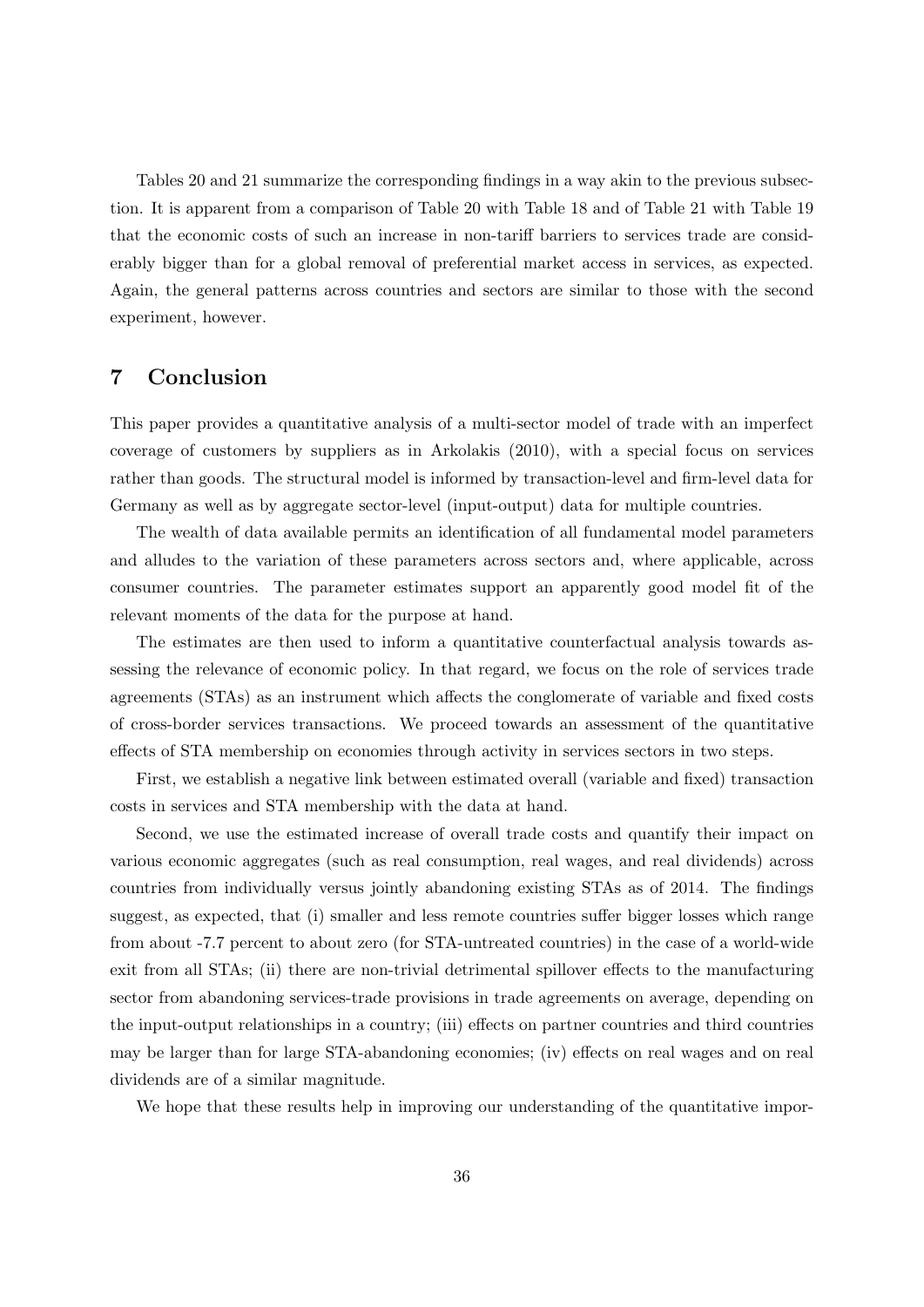Tables 20 and 21 summarize the corresponding findings in a way akin to the previous subsection. It is apparent from a comparison of Table 20 with Table 18 and of Table 21 with Table 19 that the economic costs of such an increase in non-tariff barriers to services trade are considerably bigger than for a global removal of preferential market access in services, as expected. Again, the general patterns across countries and sectors are similar to those with the second experiment, however.

# 7 Conclusion

This paper provides a quantitative analysis of a multi-sector model of trade with an imperfect coverage of customers by suppliers as in Arkolakis (2010), with a special focus on services rather than goods. The structural model is informed by transaction-level and firm-level data for Germany as well as by aggregate sector-level (input-output) data for multiple countries.

The wealth of data available permits an identification of all fundamental model parameters and alludes to the variation of these parameters across sectors and, where applicable, across consumer countries. The parameter estimates support an apparently good model fit of the relevant moments of the data for the purpose at hand.

The estimates are then used to inform a quantitative counterfactual analysis towards assessing the relevance of economic policy. In that regard, we focus on the role of services trade agreements (STAs) as an instrument which affects the conglomerate of variable and fixed costs of cross-border services transactions. We proceed towards an assessment of the quantitative effects of STA membership on economies through activity in services sectors in two steps.

First, we establish a negative link between estimated overall (variable and fixed) transaction costs in services and STA membership with the data at hand.

Second, we use the estimated increase of overall trade costs and quantify their impact on various economic aggregates (such as real consumption, real wages, and real dividends) across countries from individually versus jointly abandoning existing STAs as of 2014. The findings suggest, as expected, that (i) smaller and less remote countries suffer bigger losses which range from about -7.7 percent to about zero (for STA-untreated countries) in the case of a world-wide exit from all STAs; (ii) there are non-trivial detrimental spillover effects to the manufacturing sector from abandoning services-trade provisions in trade agreements on average, depending on the input-output relationships in a country; (iii) effects on partner countries and third countries may be larger than for large STA-abandoning economies; (iv) effects on real wages and on real dividends are of a similar magnitude.

We hope that these results help in improving our understanding of the quantitative impor-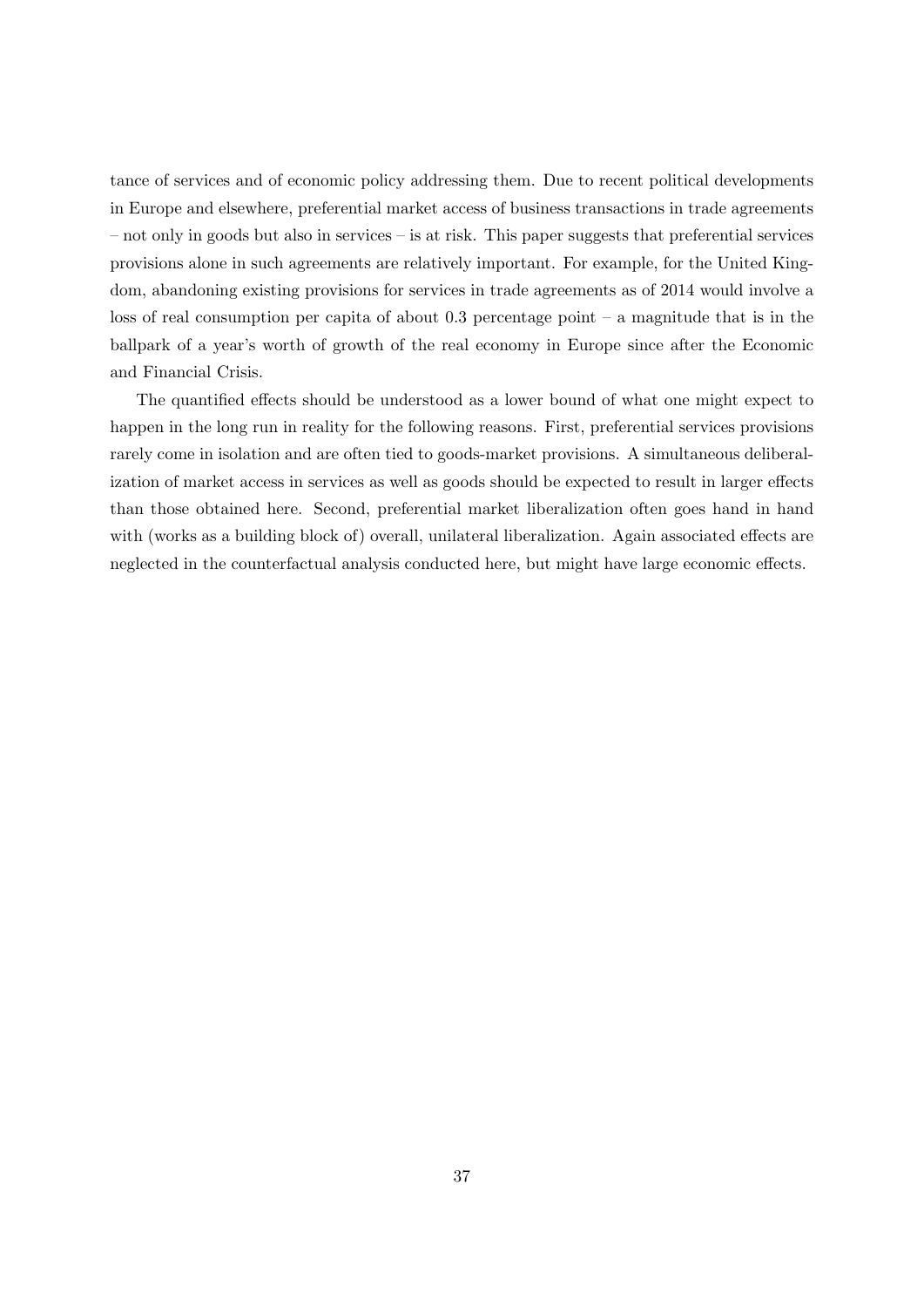tance of services and of economic policy addressing them. Due to recent political developments in Europe and elsewhere, preferential market access of business transactions in trade agreements – not only in goods but also in services – is at risk. This paper suggests that preferential services provisions alone in such agreements are relatively important. For example, for the United Kingdom, abandoning existing provisions for services in trade agreements as of 2014 would involve a loss of real consumption per capita of about 0.3 percentage point – a magnitude that is in the ballpark of a year's worth of growth of the real economy in Europe since after the Economic and Financial Crisis.

The quantified effects should be understood as a lower bound of what one might expect to happen in the long run in reality for the following reasons. First, preferential services provisions rarely come in isolation and are often tied to goods-market provisions. A simultaneous deliberalization of market access in services as well as goods should be expected to result in larger effects than those obtained here. Second, preferential market liberalization often goes hand in hand with (works as a building block of) overall, unilateral liberalization. Again associated effects are neglected in the counterfactual analysis conducted here, but might have large economic effects.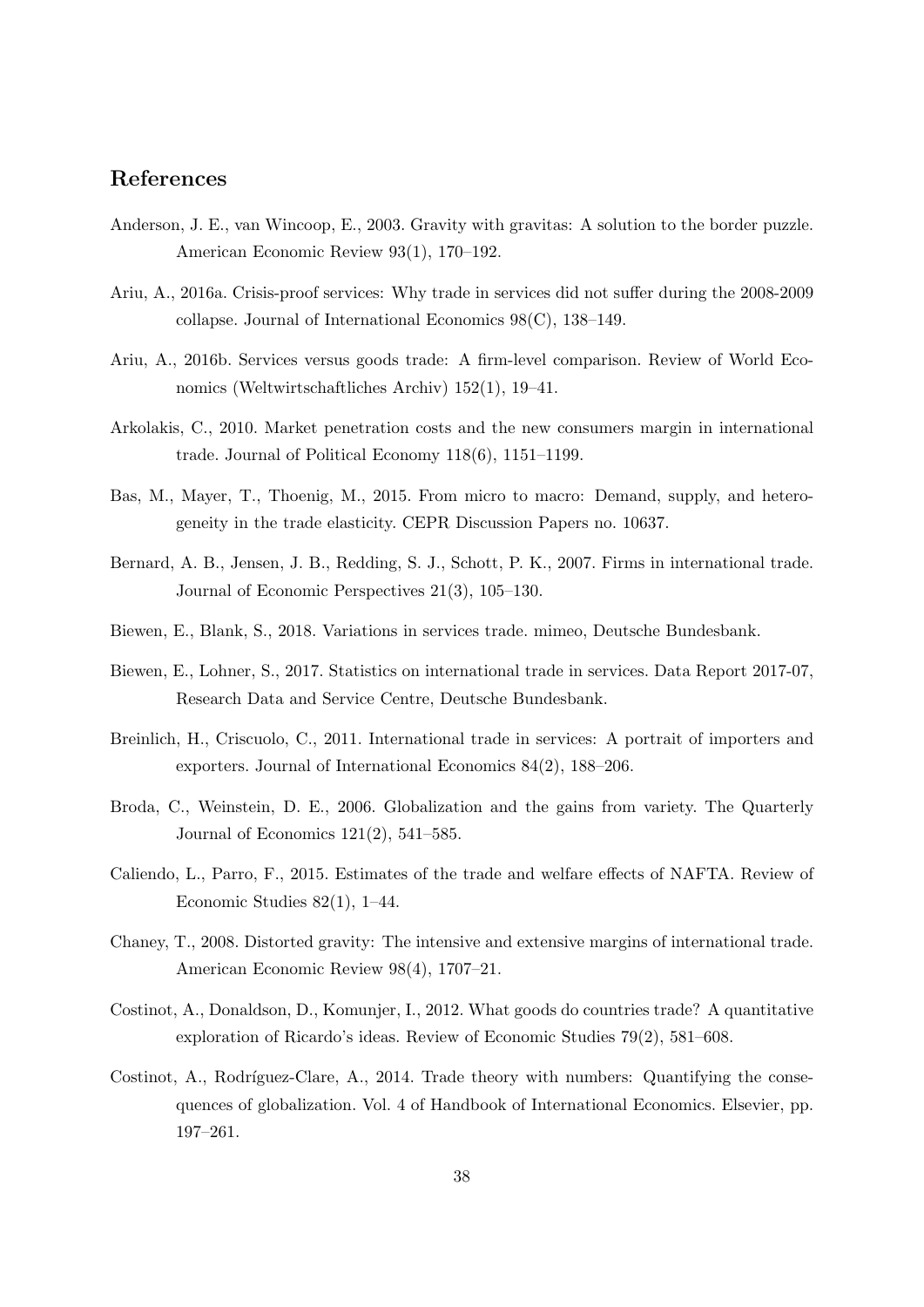## References

Anderson, J. E., van Wincoop, E., 2003. Gravity with gravitas: A solution to the border puzzle. American Economic Review 93(1), 170–192.

Ariu, A., 2016a. Crisis-proof services: Why trade in services did not suffer during the 2008-2009 collapse. Journal of International Economics 98(C), 138–149.

Ariu, A., 2016b. Services versus goods trade: A firm-level comparison. Review of World Economics (Weltwirtschaftliches Archiv) 152(1), 19–41.

Arkolakis, C., 2010. Market penetration costs and the new consumers margin in international trade. Journal of Political Economy 118(6), 1151–1199.

Bas, M., Mayer, T., Thoenig, M., 2015. From micro to macro: Demand, supply, and heterogeneity in the trade elasticity. CEPR Discussion Papers no. 10637.

Bernard, A. B., Jensen, J. B., Redding, S. J., Schott, P. K., 2007. Firms in international trade. Journal of Economic Perspectives 21(3), 105–130.

Biewen, E., Blank, S., 2018. Variations in services trade. mimeo, Deutsche Bundesbank.

Biewen, E., Lohner, S., 2017. Statistics on international trade in services. Data Report 2017-07, Research Data and Service Centre, Deutsche Bundesbank.

Breinlich, H., Criscuolo, C., 2011. International trade in services: A portrait of importers and exporters. Journal of International Economics 84(2), 188–206.

Broda, C., Weinstein, D. E., 2006. Globalization and the gains from variety. The Quarterly Journal of Economics 121(2), 541–585.

Caliendo, L., Parro, F., 2015. Estimates of the trade and welfare effects of NAFTA. Review of Economic Studies 82(1), 1–44.

Chaney, T., 2008. Distorted gravity: The intensive and extensive margins of international trade. American Economic Review 98(4), 1707–21.

Costinot, A., Donaldson, D., Komunjer, I., 2012. What goods do countries trade? A quantitative exploration of Ricardo's ideas. Review of Economic Studies 79(2), 581–608.

Costinot, A., Rodríguez-Clare, A., 2014. Trade theory with numbers: Quantifying the consequences of globalization. Vol. 4 of Handbook of International Economics. Elsevier, pp. 197–261.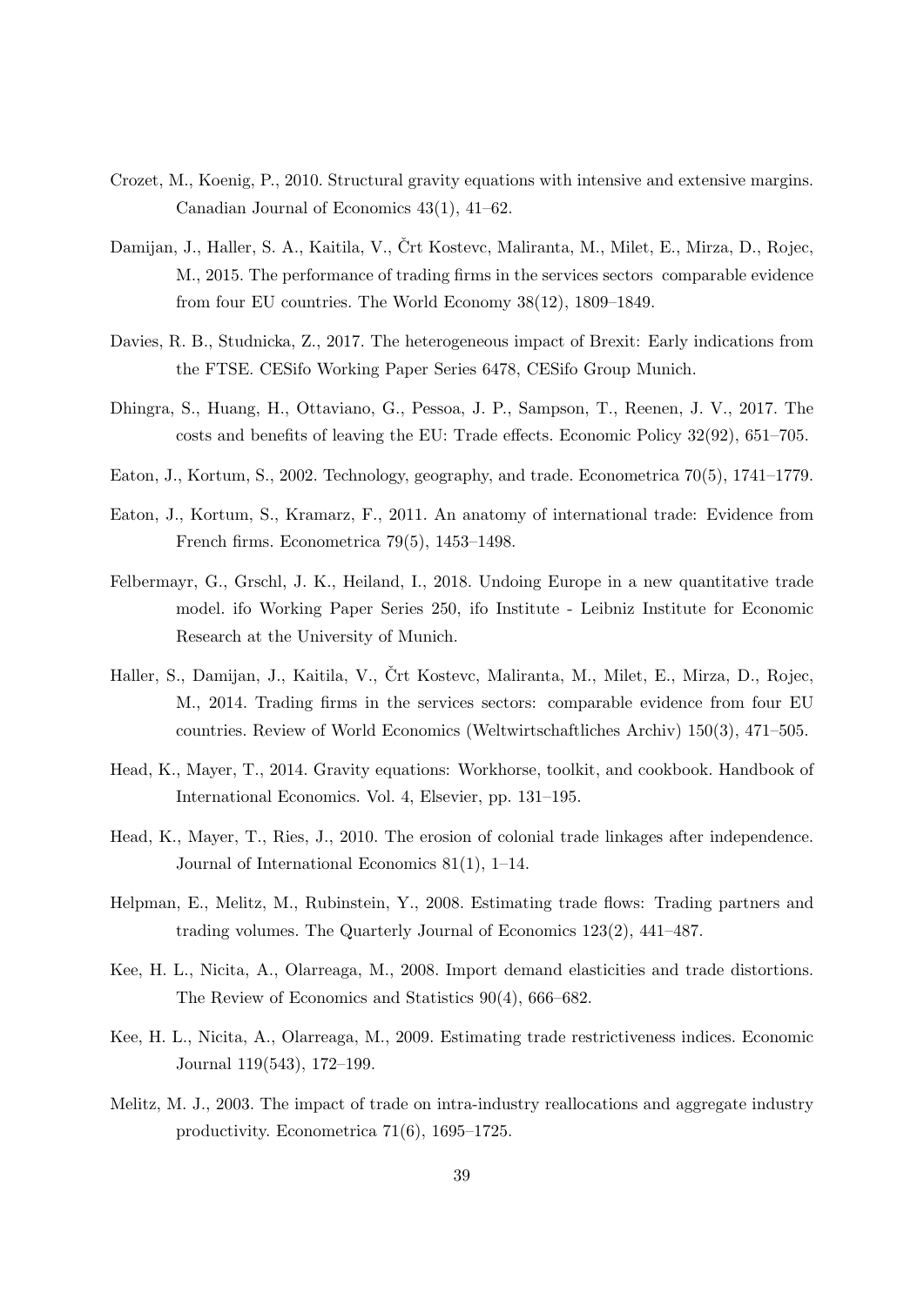Crozet, M., Koenig, P., 2010. Structural gravity equations with intensive and extensive margins. Canadian Journal of Economics 43(1), 41–62.

Damijan, J., Haller, S. A., Kaitila, V., Črt Kostevc, Maliranta, M., Milet, E., Mirza, D., Rojec, M., 2015. The performance of trading firms in the services sectors comparable evidence from four EU countries. The World Economy 38(12), 1809–1849.

Davies, R. B., Studnicka, Z., 2017. The heterogeneous impact of Brexit: Early indications from the FTSE. CESifo Working Paper Series 6478, CESifo Group Munich.

Dhingra, S., Huang, H., Ottaviano, G., Pessoa, J. P., Sampson, T., Reenen, J. V., 2017. The costs and benefits of leaving the EU: Trade effects. Economic Policy 32(92), 651–705.

Eaton, J., Kortum, S., 2002. Technology, geography, and trade. Econometrica 70(5), 1741–1779.

Eaton, J., Kortum, S., Kramarz, F., 2011. An anatomy of international trade: Evidence from French firms. Econometrica 79(5), 1453–1498.

Felbermayr, G., Grschl, J. K., Heiland, I., 2018. Undoing Europe in a new quantitative trade model. ifo Working Paper Series 250, ifo Institute - Leibniz Institute for Economic Research at the University of Munich.

Haller, S., Damijan, J., Kaitila, V., Črt Kostevc, Maliranta, M., Milet, E., Mirza, D., Rojec, M., 2014. Trading firms in the services sectors: comparable evidence from four EU countries. Review of World Economics (Weltwirtschaftliches Archiv) 150(3), 471–505.

Head, K., Mayer, T., 2014. Gravity equations: Workhorse, toolkit, and cookbook. Handbook of International Economics. Vol. 4, Elsevier, pp. 131–195.

Head, K., Mayer, T., Ries, J., 2010. The erosion of colonial trade linkages after independence. Journal of International Economics 81(1), 1–14.

Helpman, E., Melitz, M., Rubinstein, Y., 2008. Estimating trade flows: Trading partners and trading volumes. The Quarterly Journal of Economics 123(2), 441–487.

Kee, H. L., Nicita, A., Olarreaga, M., 2008. Import demand elasticities and trade distortions. The Review of Economics and Statistics 90(4), 666–682.

Kee, H. L., Nicita, A., Olarreaga, M., 2009. Estimating trade restrictiveness indices. Economic Journal 119(543), 172–199.

Melitz, M. J., 2003. The impact of trade on intra-industry reallocations and aggregate industry productivity. Econometrica 71(6), 1695–1725.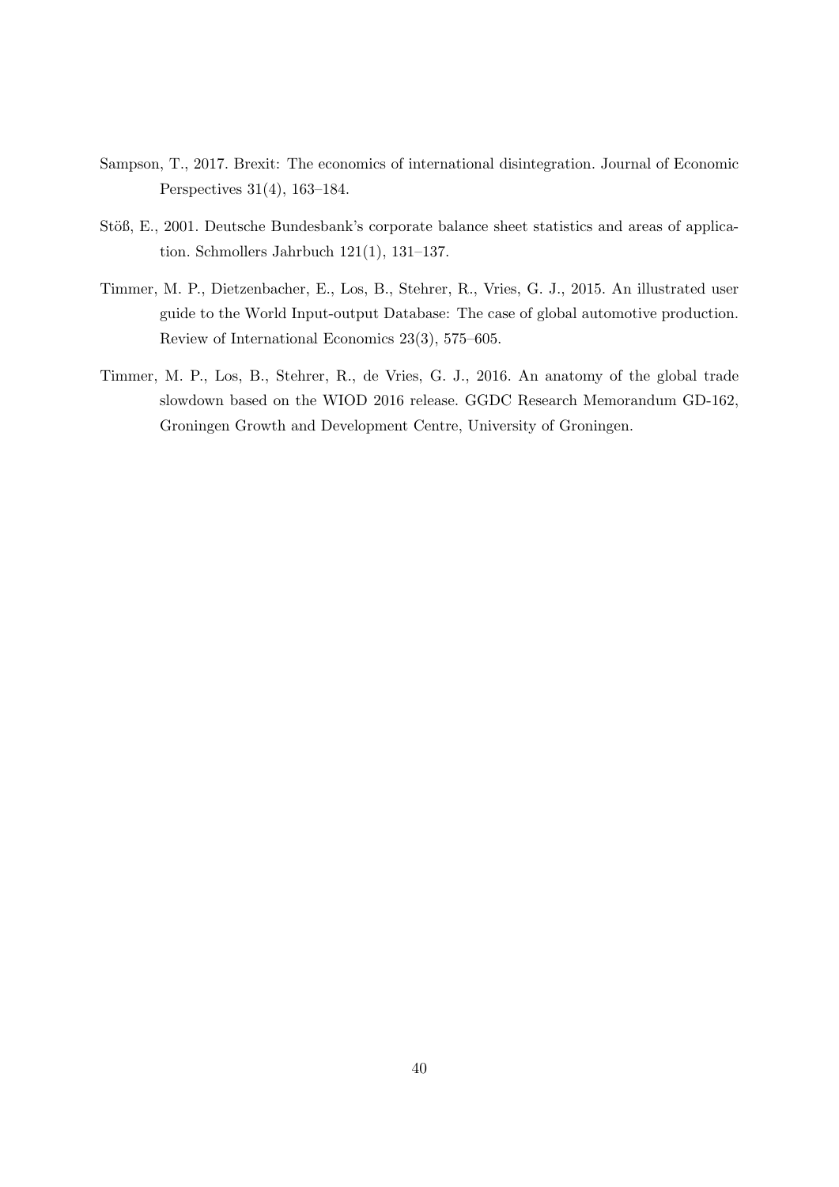Sampson, T., 2017. Brexit: The economics of international disintegration. Journal of Economic Perspectives 31(4), 163–184.

Stöß, E., 2001. Deutsche Bundesbank's corporate balance sheet statistics and areas of application. Schmollers Jahrbuch 121(1), 131–137.

Timmer, M. P., Dietzenbacher, E., Los, B., Stehrer, R., Vries, G. J., 2015. An illustrated user guide to the World Input-output Database: The case of global automotive production. Review of International Economics 23(3), 575–605.

Timmer, M. P., Los, B., Stehrer, R., de Vries, G. J., 2016. An anatomy of the global trade slowdown based on the WIOD 2016 release. GGDC Research Memorandum GD-162, Groningen Growth and Development Centre, University of Groningen.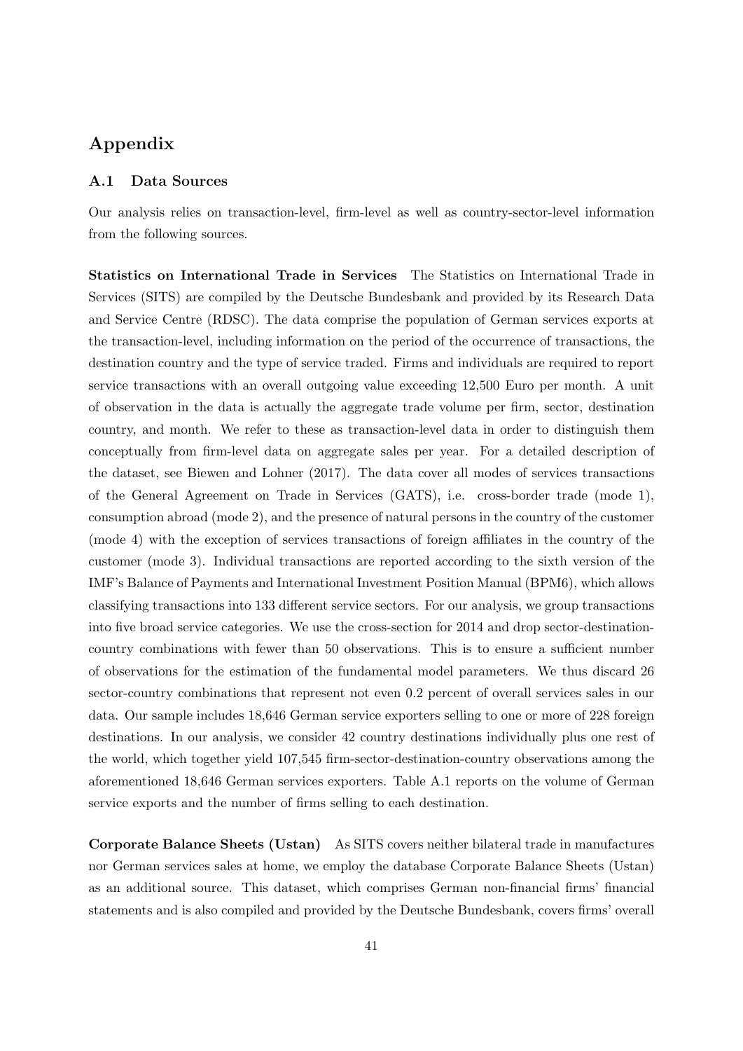# Appendix

## A.1 Data Sources

Our analysis relies on transaction-level, firm-level as well as country-sector-level information from the following sources.

**Statistics on International Trade in Services** The Statistics on International Trade in Services (SITS) are compiled by the Deutsche Bundesbank and provided by its Research Data and Service Centre (RDSC). The data comprise the population of German services exports at the transaction-level, including information on the period of the occurrence of transactions, the destination country and the type of service traded. Firms and individuals are required to report service transactions with an overall outgoing value exceeding 12,500 Euro per month. A unit of observation in the data is actually the aggregate trade volume per firm, sector, destination country, and month. We refer to these as transaction-level data in order to distinguish them conceptually from firm-level data on aggregate sales per year. For a detailed description of the dataset, see Biewen and Lohner (2017). The data cover all modes of services transactions of the General Agreement on Trade in Services (GATS), i.e. cross-border trade (mode 1), consumption abroad (mode 2), and the presence of natural persons in the country of the customer (mode 4) with the exception of services transactions of foreign affiliates in the country of the customer (mode 3). Individual transactions are reported according to the sixth version of the IMF's Balance of Payments and International Investment Position Manual (BPM6), which allows classifying transactions into 133 different service sectors. For our analysis, we group transactions into five broad service categories. We use the cross-section for 2014 and drop sector-destination-country combinations with fewer than 50 observations. This is to ensure a sufficient number of observations for the estimation of the fundamental model parameters. We thus discard 26 sector-country combinations that represent not even 0.2 percent of overall services sales in our data. Our sample includes 18,646 German service exporters selling to one or more of 228 foreign destinations. In our analysis, we consider 42 country destinations individually plus one rest of the world, which together yield 107,545 firm-sector-destination-country observations among the aforementioned 18,646 German services exporters. Table A.1 reports on the volume of German service exports and the number of firms selling to each destination.

**Corporate Balance Sheets (Ustan)** As SITS covers neither bilateral trade in manufactures nor German services sales at home, we employ the database Corporate Balance Sheets (Ustan) as an additional source. This dataset, which comprises German non-financial firms' financial statements and is also compiled and provided by the Deutsche Bundesbank, covers firms' overall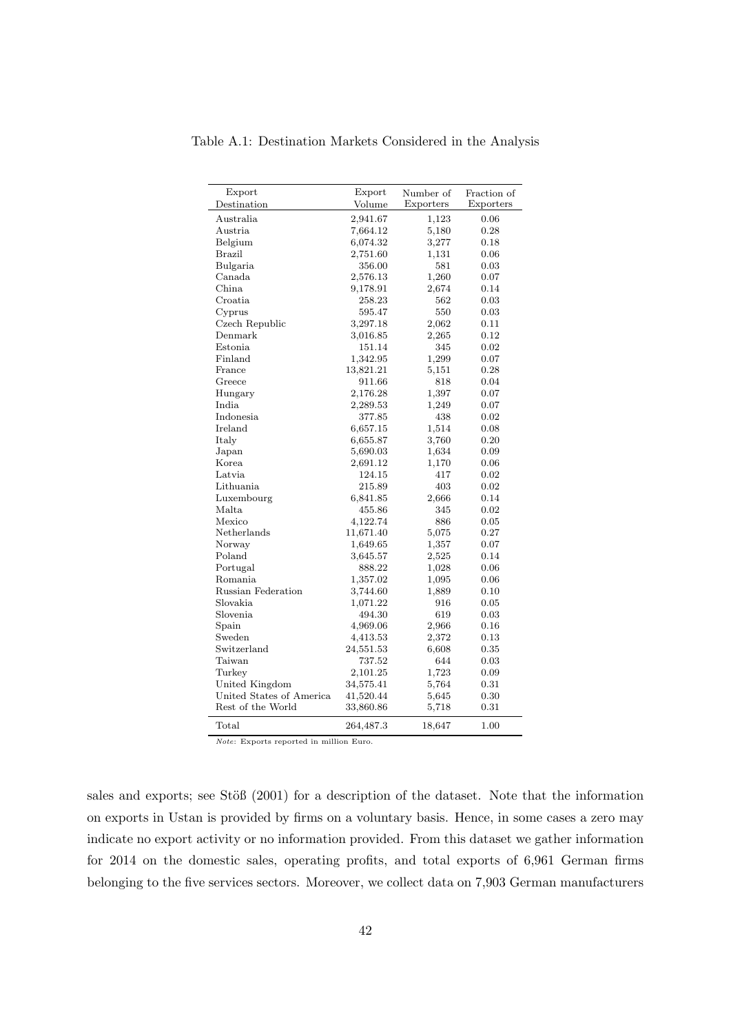Table A.1: Destination Markets Considered in the Analysis

| Export Destination | Export Volume | Number of Exporters | Fraction of Exporters |
|---|---|---|---|
| Australia | 2,941.67 | 1,123 | 0.06 |
| Austria | 7,664.12 | 5,180 | 0.28 |
| Belgium | 6,074.32 | 3,277 | 0.18 |
| Brazil | 2,751.60 | 1,131 | 0.06 |
| Bulgaria | 356.00 | 581 | 0.03 |
| Canada | 2,576.13 | 1,260 | 0.07 |
| China | 9,178.91 | 2,674 | 0.14 |
| Croatia | 258.23 | 562 | 0.03 |
| Cyprus | 595.47 | 550 | 0.03 |
| Czech Republic | 3,297.18 | 2,062 | 0.11 |
| Denmark | 3,016.85 | 2,265 | 0.12 |
| Estonia | 151.14 | 345 | 0.02 |
| Finland | 1,342.95 | 1,299 | 0.07 |
| France | 13,821.21 | 5,151 | 0.28 |
| Greece | 911.66 | 818 | 0.04 |
| Hungary | 2,176.28 | 1,397 | 0.07 |
| India | 2,289.53 | 1,249 | 0.07 |
| Indonesia | 377.85 | 438 | 0.02 |
| Ireland | 6,657.15 | 1,514 | 0.08 |
| Italy | 6,655.87 | 3,760 | 0.20 |
| Japan | 5,690.03 | 1,634 | 0.09 |
| Korea | 2,691.12 | 1,170 | 0.06 |
| Latvia | 124.15 | 417 | 0.02 |
| Lithuania | 215.89 | 403 | 0.02 |
| Luxembourg | 6,841.85 | 2,666 | 0.14 |
| Malta | 455.86 | 345 | 0.02 |
| Mexico | 4,122.74 | 886 | 0.05 |
| Netherlands | 11,671.40 | 5,075 | 0.27 |
| Norway | 1,649.65 | 1,357 | 0.07 |
| Poland | 3,645.57 | 2,525 | 0.14 |
| Portugal | 888.22 | 1,028 | 0.06 |
| Romania | 1,357.02 | 1,095 | 0.06 |
| Russian Federation | 3,744.60 | 1,889 | 0.10 |
| Slovakia | 1,071.22 | 916 | 0.05 |
| Slovenia | 494.30 | 619 | 0.03 |
| Spain | 4,969.06 | 2,966 | 0.16 |
| Sweden | 4,413.53 | 2,372 | 0.13 |
| Switzerland | 24,551.53 | 6,608 | 0.35 |
| Taiwan | 737.52 | 644 | 0.03 |
| Turkey | 2,101.25 | 1,723 | 0.09 |
| United Kingdom | 34,575.41 | 5,764 | 0.31 |
| United States of America | 41,520.44 | 5,645 | 0.30 |
| Rest of the World | 33,860.86 | 5,718 | 0.31 |
| Total | 264,487.3 | 18,647 | 1.00 |

*Note:* Exports reported in million Euro.

sales and exports; see Stöß (2001) for a description of the dataset. Note that the information on exports in Ustan is provided by firms on a voluntary basis. Hence, in some cases a zero may indicate no export activity or no information provided. From this dataset we gather information for 2014 on the domestic sales, operating profits, and total exports of 6,961 German firms belonging to the five services sectors. Moreover, we collect data on 7,903 German manufacturers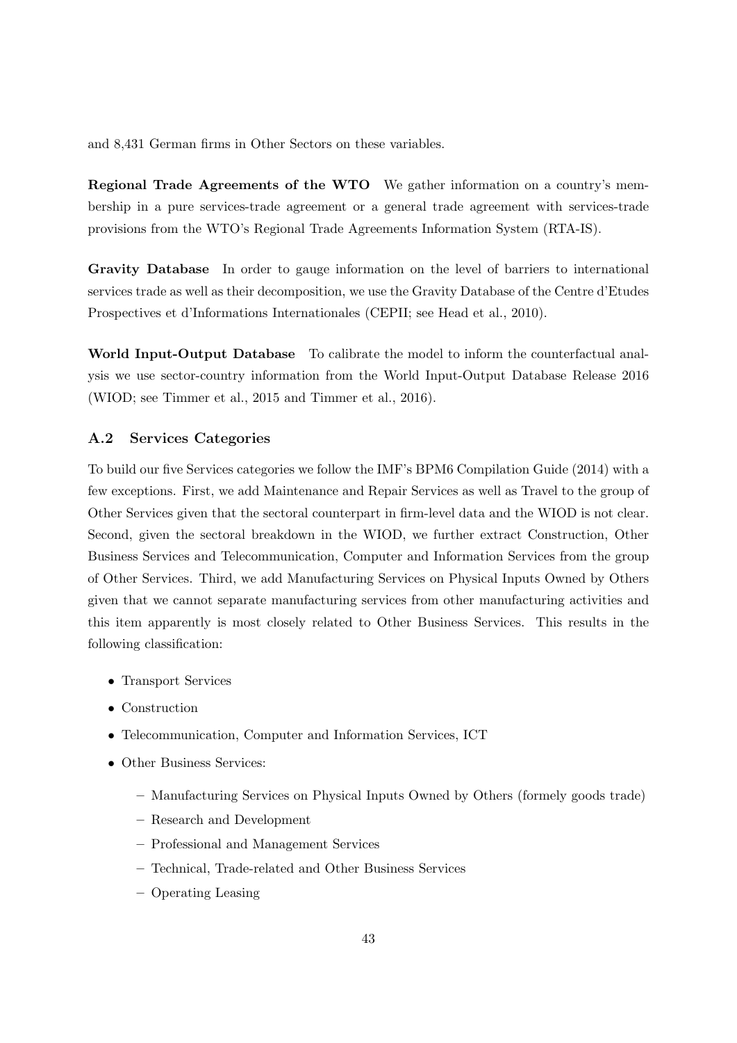and 8,431 German firms in Other Sectors on these variables.

**Regional Trade Agreements of the WTO** We gather information on a country's membership in a pure services-trade agreement or a general trade agreement with services-trade provisions from the WTO's Regional Trade Agreements Information System (RTA-IS).

**Gravity Database** In order to gauge information on the level of barriers to international services trade as well as their decomposition, we use the Gravity Database of the Centre d'Etudes Prospectives et d'Informations Internationales (CEPII; see Head et al., 2010).

**World Input-Output Database** To calibrate the model to inform the counterfactual analysis we use sector-country information from the World Input-Output Database Release 2016 (WIOD; see Timmer et al., 2015 and Timmer et al., 2016).

### A.2 Services Categories

To build our five Services categories we follow the IMF's BPM6 Compilation Guide (2014) with a few exceptions. First, we add Maintenance and Repair Services as well as Travel to the group of Other Services given that the sectoral counterpart in firm-level data and the WIOD is not clear. Second, given the sectoral breakdown in the WIOD, we further extract Construction, Other Business Services and Telecommunication, Computer and Information Services from the group of Other Services. Third, we add Manufacturing Services on Physical Inputs Owned by Others given that we cannot separate manufacturing services from other manufacturing activities and this item apparently is most closely related to Other Business Services. This results in the following classification:

- Transport Services
- Construction
- Telecommunication, Computer and Information Services, ICT
- Other Business Services:
  - Manufacturing Services on Physical Inputs Owned by Others (formely goods trade)
  - Research and Development
  - Professional and Management Services
  - Technical, Trade-related and Other Business Services
  - Operating Leasing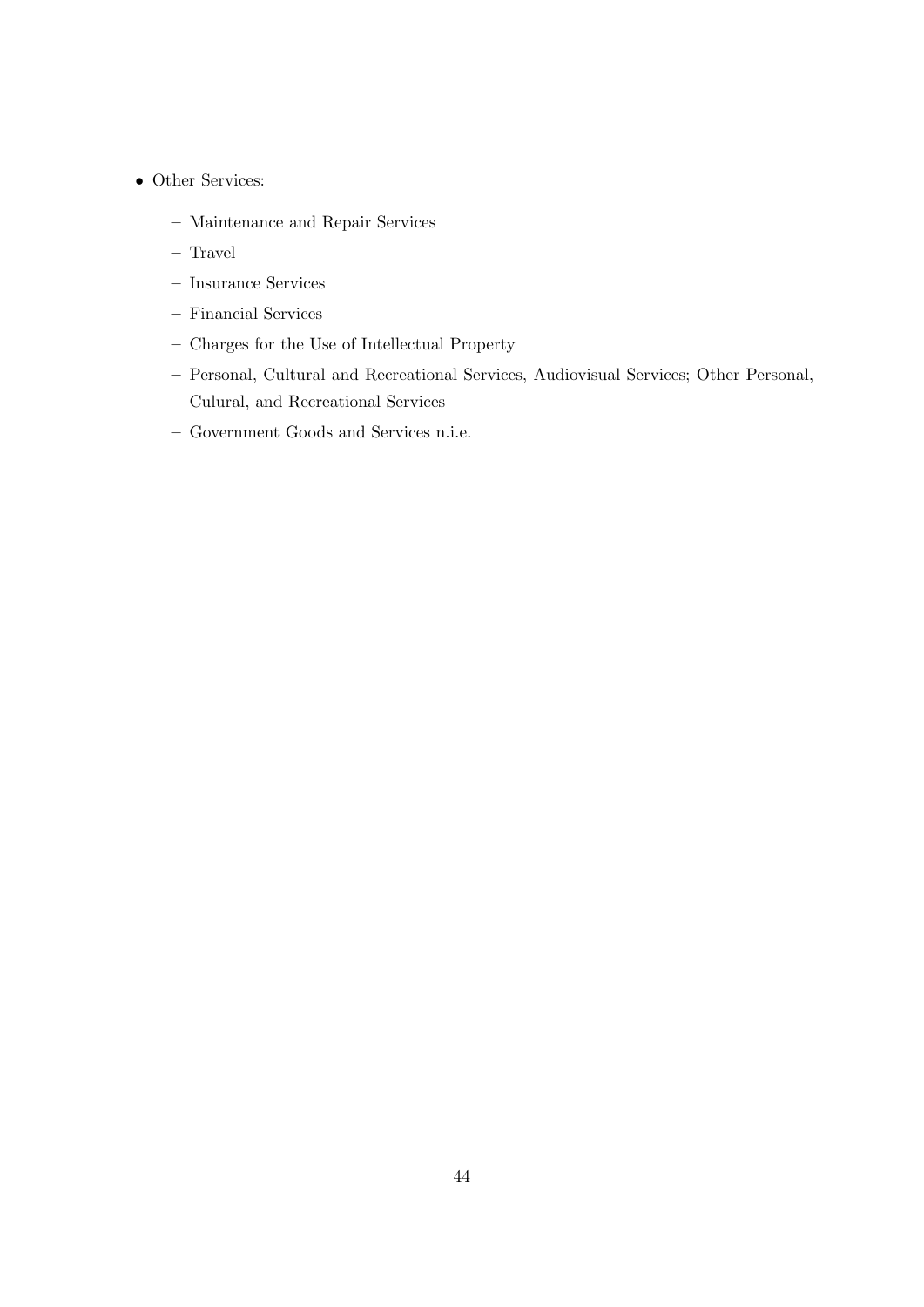- Other Services:
  - Maintenance and Repair Services
  - Travel
  - Insurance Services
  - Financial Services
  - Charges for the Use of Intellectual Property
  - Personal, Cultural and Recreational Services, Audiovisual Services; Other Personal, Culural, and Recreational Services
  - Government Goods and Services n.i.e.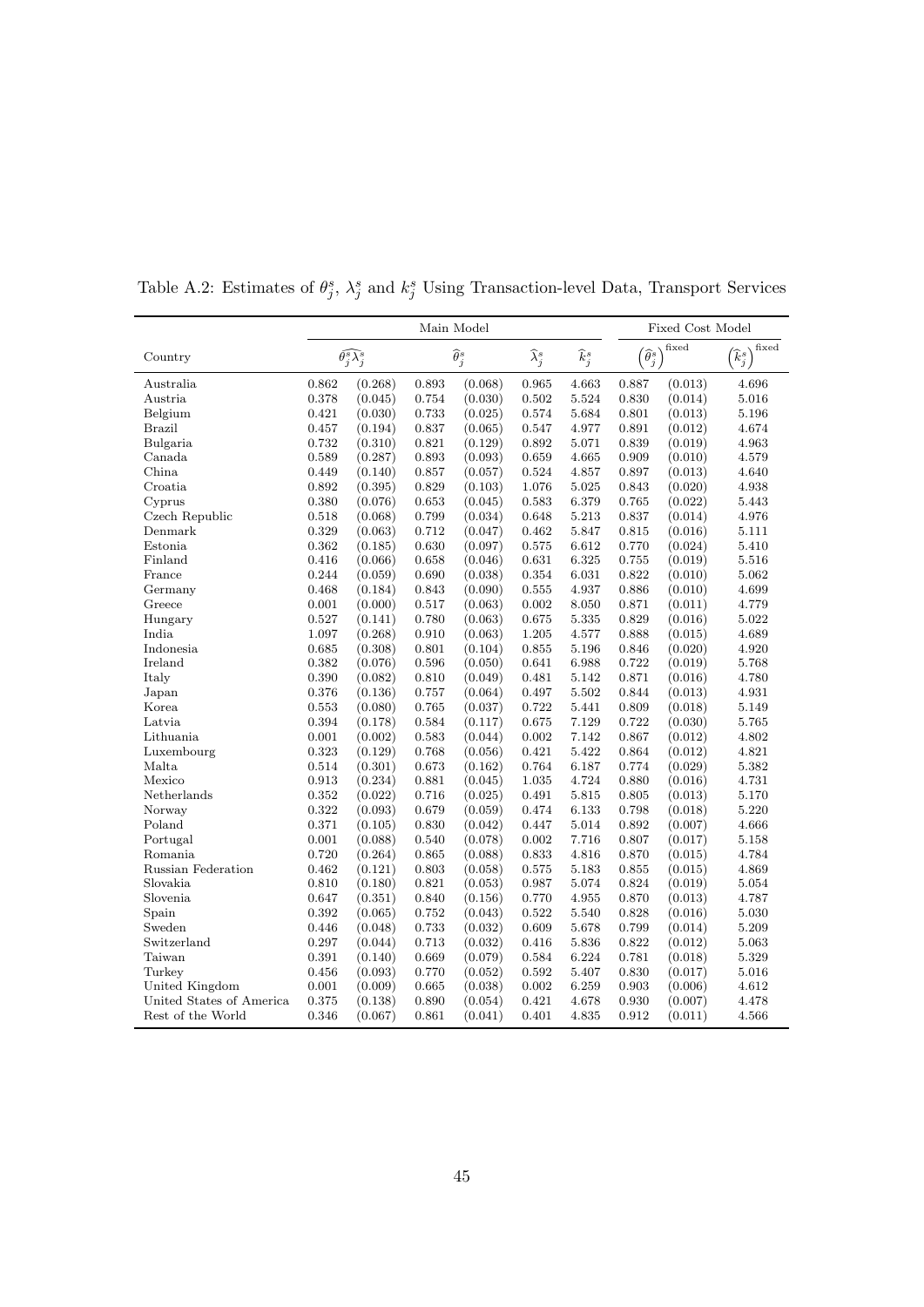Table A.2: Estimates of $\theta_j^s$, $\lambda_j^s$ and $k_j^s$ Using Transaction-level Data, Transport Services

| | Main Model | | | | | | Fixed Cost Model | | |
|---|---|---|---|---|---|---|---|---|---|
| Country | $\widehat{\theta_j^s \lambda_j^s}$ | | $\widehat{\theta}_j^s$ | | $\widehat{\lambda}_j^s$ | $\widehat{k}_j^s$ | $\left(\widehat{\theta}_j^s\right)^{\text{fixed}}$ | | $\left(\widehat{k}_j^s\right)^{\text{fixed}}$ |
| Australia | 0.862 | (0.268) | 0.893 | (0.068) | 0.965 | 4.663 | 0.887 | (0.013) | 4.696 |
| Austria | 0.378 | (0.045) | 0.754 | (0.030) | 0.502 | 5.524 | 0.830 | (0.014) | 5.016 |
| Belgium | 0.421 | (0.030) | 0.733 | (0.025) | 0.574 | 5.684 | 0.801 | (0.013) | 5.196 |
| Brazil | 0.457 | (0.194) | 0.837 | (0.065) | 0.547 | 4.977 | 0.891 | (0.012) | 4.674 |
| Bulgaria | 0.732 | (0.310) | 0.821 | (0.129) | 0.892 | 5.071 | 0.839 | (0.019) | 4.963 |
| Canada | 0.589 | (0.287) | 0.893 | (0.093) | 0.659 | 4.665 | 0.909 | (0.010) | 4.579 |
| China | 0.449 | (0.140) | 0.857 | (0.057) | 0.524 | 4.857 | 0.897 | (0.013) | 4.640 |
| Croatia | 0.892 | (0.395) | 0.829 | (0.103) | 1.076 | 5.025 | 0.843 | (0.020) | 4.938 |
| Cyprus | 0.380 | (0.076) | 0.653 | (0.045) | 0.583 | 6.379 | 0.765 | (0.022) | 5.443 |
| Czech Republic | 0.518 | (0.068) | 0.799 | (0.034) | 0.648 | 5.213 | 0.837 | (0.014) | 4.976 |
| Denmark | 0.329 | (0.063) | 0.712 | (0.047) | 0.462 | 5.847 | 0.815 | (0.016) | 5.111 |
| Estonia | 0.362 | (0.185) | 0.630 | (0.097) | 0.575 | 6.612 | 0.770 | (0.024) | 5.410 |
| Finland | 0.416 | (0.066) | 0.658 | (0.046) | 0.631 | 6.325 | 0.755 | (0.019) | 5.516 |
| France | 0.244 | (0.059) | 0.690 | (0.038) | 0.354 | 6.031 | 0.822 | (0.010) | 5.062 |
| Germany | 0.468 | (0.184) | 0.843 | (0.090) | 0.555 | 4.937 | 0.886 | (0.010) | 4.699 |
| Greece | 0.001 | (0.000) | 0.517 | (0.063) | 0.002 | 8.050 | 0.871 | (0.011) | 4.779 |
| Hungary | 0.527 | (0.141) | 0.780 | (0.063) | 0.675 | 5.335 | 0.829 | (0.016) | 5.022 |
| India | 1.097 | (0.268) | 0.910 | (0.063) | 1.205 | 4.577 | 0.888 | (0.015) | 4.689 |
| Indonesia | 0.685 | (0.308) | 0.801 | (0.104) | 0.855 | 5.196 | 0.846 | (0.020) | 4.920 |
| Ireland | 0.382 | (0.076) | 0.596 | (0.050) | 0.641 | 6.988 | 0.722 | (0.019) | 5.768 |
| Italy | 0.390 | (0.082) | 0.810 | (0.049) | 0.481 | 5.142 | 0.871 | (0.016) | 4.780 |
| Japan | 0.376 | (0.136) | 0.757 | (0.064) | 0.497 | 5.502 | 0.844 | (0.013) | 4.931 |
| Korea | 0.553 | (0.080) | 0.765 | (0.037) | 0.722 | 5.441 | 0.809 | (0.018) | 5.149 |
| Latvia | 0.394 | (0.178) | 0.584 | (0.117) | 0.675 | 7.129 | 0.722 | (0.030) | 5.765 |
| Lithuania | 0.001 | (0.002) | 0.583 | (0.044) | 0.002 | 7.142 | 0.867 | (0.012) | 4.802 |
| Luxembourg | 0.323 | (0.129) | 0.768 | (0.056) | 0.421 | 5.422 | 0.864 | (0.012) | 4.821 |
| Malta | 0.514 | (0.301) | 0.673 | (0.162) | 0.764 | 6.187 | 0.774 | (0.029) | 5.382 |
| Mexico | 0.913 | (0.234) | 0.881 | (0.045) | 1.035 | 4.724 | 0.880 | (0.016) | 4.731 |
| Netherlands | 0.352 | (0.022) | 0.716 | (0.025) | 0.491 | 5.815 | 0.805 | (0.013) | 5.170 |
| Norway | 0.322 | (0.093) | 0.679 | (0.059) | 0.474 | 6.133 | 0.798 | (0.018) | 5.220 |
| Poland | 0.371 | (0.105) | 0.830 | (0.042) | 0.447 | 5.014 | 0.892 | (0.007) | 4.666 |
| Portugal | 0.001 | (0.088) | 0.540 | (0.078) | 0.002 | 7.716 | 0.807 | (0.017) | 5.158 |
| Romania | 0.720 | (0.264) | 0.865 | (0.088) | 0.833 | 4.816 | 0.870 | (0.015) | 4.784 |
| Russian Federation | 0.462 | (0.121) | 0.803 | (0.058) | 0.575 | 5.183 | 0.855 | (0.015) | 4.869 |
| Slovakia | 0.810 | (0.180) | 0.821 | (0.053) | 0.987 | 5.074 | 0.824 | (0.019) | 5.054 |
| Slovenia | 0.647 | (0.351) | 0.840 | (0.156) | 0.770 | 4.955 | 0.870 | (0.013) | 4.787 |
| Spain | 0.392 | (0.065) | 0.752 | (0.043) | 0.522 | 5.540 | 0.828 | (0.016) | 5.030 |
| Sweden | 0.446 | (0.048) | 0.733 | (0.032) | 0.609 | 5.678 | 0.799 | (0.014) | 5.209 |
| Switzerland | 0.297 | (0.044) | 0.713 | (0.032) | 0.416 | 5.836 | 0.822 | (0.012) | 5.063 |
| Taiwan | 0.391 | (0.140) | 0.669 | (0.079) | 0.584 | 6.224 | 0.781 | (0.018) | 5.329 |
| Turkey | 0.456 | (0.093) | 0.770 | (0.052) | 0.592 | 5.407 | 0.830 | (0.017) | 5.016 |
| United Kingdom | 0.001 | (0.009) | 0.665 | (0.038) | 0.002 | 6.259 | 0.903 | (0.006) | 4.612 |
| United States of America | 0.375 | (0.138) | 0.890 | (0.054) | 0.421 | 4.678 | 0.930 | (0.007) | 4.478 |
| Rest of the World | 0.346 | (0.067) | 0.861 | (0.041) | 0.401 | 4.835 | 0.912 | (0.011) | 4.566 |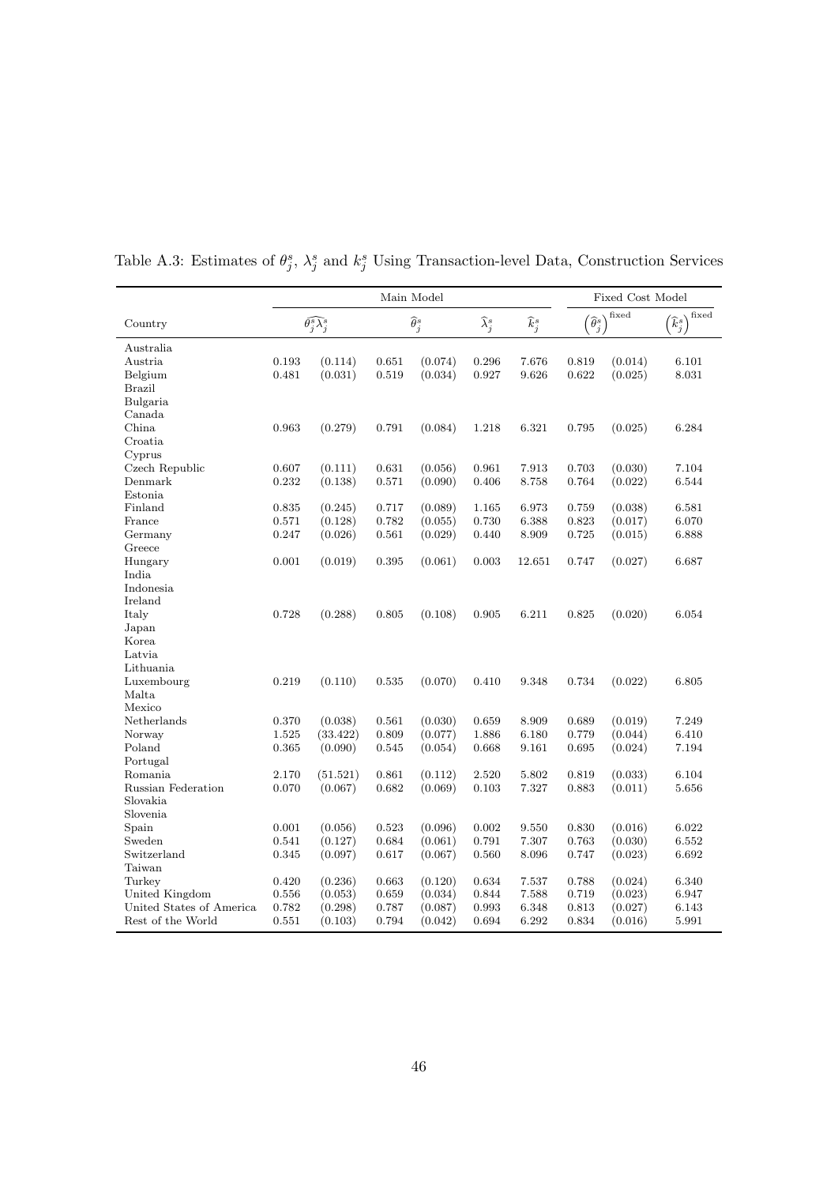Table A.3: Estimates of $\theta_j^s$, $\lambda_j^s$ and $k_j^s$ Using Transaction-level Data, Construction Services

| | Main Model | | | | | | Fixed Cost Model | | |
|---|---|---|---|---|---|---|---|---|---|
| Country | $\widehat{\theta_j^s \lambda_j^s}$ | | $\widehat{\theta}_j^s$ | | $\widehat{\lambda}_j^s$ | $\widehat{k}_j^s$ | $\left(\widehat{\theta}_j^s\right)^{\text{fixed}}$ | | $\left(\widehat{k}_j^s\right)^{\text{fixed}}$ |
| Australia | | | | | | | | | |
| Austria | 0.193 | (0.114) | 0.651 | (0.074) | 0.296 | 7.676 | 0.819 | (0.014) | 6.101 |
| Belgium | 0.481 | (0.031) | 0.519 | (0.034) | 0.927 | 9.626 | 0.622 | (0.025) | 8.031 |
| Brazil | | | | | | | | | |
| Bulgaria | | | | | | | | | |
| Canada | | | | | | | | | |
| China | 0.963 | (0.279) | 0.791 | (0.084) | 1.218 | 6.321 | 0.795 | (0.025) | 6.284 |
| Croatia | | | | | | | | | |
| Cyprus | | | | | | | | | |
| Czech Republic | 0.607 | (0.111) | 0.631 | (0.056) | 0.961 | 7.913 | 0.703 | (0.030) | 7.104 |
| Denmark | 0.232 | (0.138) | 0.571 | (0.090) | 0.406 | 8.758 | 0.764 | (0.022) | 6.544 |
| Estonia | | | | | | | | | |
| Finland | 0.835 | (0.245) | 0.717 | (0.089) | 1.165 | 6.973 | 0.759 | (0.038) | 6.581 |
| France | 0.571 | (0.128) | 0.782 | (0.055) | 0.730 | 6.388 | 0.823 | (0.017) | 6.070 |
| Germany | 0.247 | (0.026) | 0.561 | (0.029) | 0.440 | 8.909 | 0.725 | (0.015) | 6.888 |
| Greece | | | | | | | | | |
| Hungary | 0.001 | (0.019) | 0.395 | (0.061) | 0.003 | 12.651 | 0.747 | (0.027) | 6.687 |
| India | | | | | | | | | |
| Indonesia | | | | | | | | | |
| Ireland | | | | | | | | | |
| Italy | 0.728 | (0.288) | 0.805 | (0.108) | 0.905 | 6.211 | 0.825 | (0.020) | 6.054 |
| Japan | | | | | | | | | |
| Korea | | | | | | | | | |
| Latvia | | | | | | | | | |
| Lithuania | | | | | | | | | |
| Luxembourg | 0.219 | (0.110) | 0.535 | (0.070) | 0.410 | 9.348 | 0.734 | (0.022) | 6.805 |
| Malta | | | | | | | | | |
| Mexico | | | | | | | | | |
| Netherlands | 0.370 | (0.038) | 0.561 | (0.030) | 0.659 | 8.909 | 0.689 | (0.019) | 7.249 |
| Norway | 1.525 | (33.422) | 0.809 | (0.077) | 1.886 | 6.180 | 0.779 | (0.044) | 6.410 |
| Poland | 0.365 | (0.090) | 0.545 | (0.054) | 0.668 | 9.161 | 0.695 | (0.024) | 7.194 |
| Portugal | | | | | | | | | |
| Romania | 2.170 | (51.521) | 0.861 | (0.112) | 2.520 | 5.802 | 0.819 | (0.033) | 6.104 |
| Russian Federation | 0.070 | (0.067) | 0.682 | (0.069) | 0.103 | 7.327 | 0.883 | (0.011) | 5.656 |
| Slovakia | | | | | | | | | |
| Slovenia | | | | | | | | | |
| Spain | 0.001 | (0.056) | 0.523 | (0.096) | 0.002 | 9.550 | 0.830 | (0.016) | 6.022 |
| Sweden | 0.541 | (0.127) | 0.684 | (0.061) | 0.791 | 7.307 | 0.763 | (0.030) | 6.552 |
| Switzerland | 0.345 | (0.097) | 0.617 | (0.067) | 0.560 | 8.096 | 0.747 | (0.023) | 6.692 |
| Taiwan | | | | | | | | | |
| Turkey | 0.420 | (0.236) | 0.663 | (0.120) | 0.634 | 7.537 | 0.788 | (0.024) | 6.340 |
| United Kingdom | 0.556 | (0.053) | 0.659 | (0.034) | 0.844 | 7.588 | 0.719 | (0.023) | 6.947 |
| United States of America | 0.782 | (0.298) | 0.787 | (0.087) | 0.993 | 6.348 | 0.813 | (0.027) | 6.143 |
| Rest of the World | 0.551 | (0.103) | 0.794 | (0.042) | 0.694 | 6.292 | 0.834 | (0.016) | 5.991 |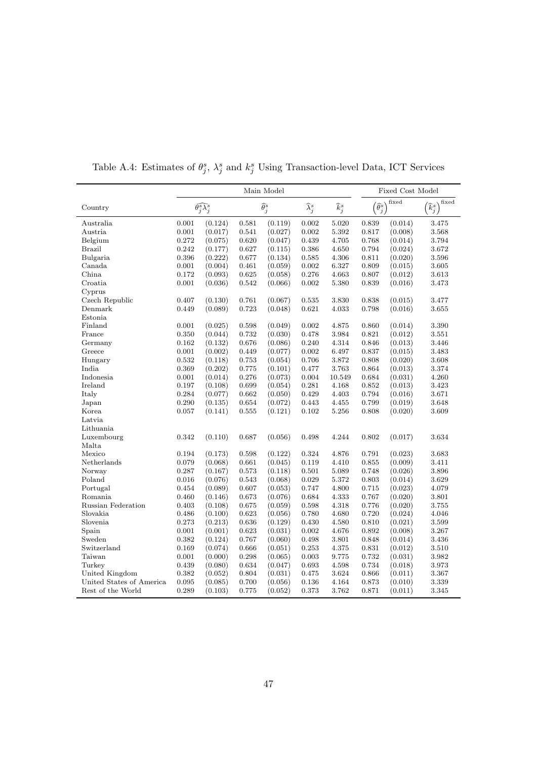Table A.4: Estimates of $\theta_j^s$, $\lambda_j^s$ and $k_j^s$ Using Transaction-level Data, ICT Services

| | Main Model | | | | | | Fixed Cost Model | | |
|---|---|---|---|---|---|---|---|---|---|
| Country | $\widehat{\theta_j^s \lambda_j^s}$ | | $\widehat{\theta}_j^s$ | | $\widehat{\lambda}_j^s$ | $\widehat{k}_j^s$ | $\left(\widehat{\theta}_j^s\right)^{\text{fixed}}$ | | $\left(\widehat{k}_j^s\right)^{\text{fixed}}$ |
| Australia | 0.001 | (0.124) | 0.581 | (0.119) | 0.002 | 5.020 | 0.839 | (0.014) | 3.475 |
| Austria | 0.001 | (0.017) | 0.541 | (0.027) | 0.002 | 5.392 | 0.817 | (0.008) | 3.568 |
| Belgium | 0.272 | (0.075) | 0.620 | (0.047) | 0.439 | 4.705 | 0.768 | (0.014) | 3.794 |
| Brazil | 0.242 | (0.177) | 0.627 | (0.115) | 0.386 | 4.650 | 0.794 | (0.024) | 3.672 |
| Bulgaria | 0.396 | (0.222) | 0.677 | (0.134) | 0.585 | 4.306 | 0.811 | (0.020) | 3.596 |
| Canada | 0.001 | (0.004) | 0.461 | (0.059) | 0.002 | 6.327 | 0.809 | (0.015) | 3.605 |
| China | 0.172 | (0.093) | 0.625 | (0.058) | 0.276 | 4.663 | 0.807 | (0.012) | 3.613 |
| Croatia | 0.001 | (0.036) | 0.542 | (0.066) | 0.002 | 5.380 | 0.839 | (0.016) | 3.473 |
| Cyprus | | | | | | | | | |
| Czech Republic | 0.407 | (0.130) | 0.761 | (0.067) | 0.535 | 3.830 | 0.838 | (0.015) | 3.477 |
| Denmark | 0.449 | (0.089) | 0.723 | (0.048) | 0.621 | 4.033 | 0.798 | (0.016) | 3.655 |
| Estonia | | | | | | | | | |
| Finland | 0.001 | (0.025) | 0.598 | (0.049) | 0.002 | 4.875 | 0.860 | (0.014) | 3.390 |
| France | 0.350 | (0.044) | 0.732 | (0.030) | 0.478 | 3.984 | 0.821 | (0.012) | 3.551 |
| Germany | 0.162 | (0.132) | 0.676 | (0.086) | 0.240 | 4.314 | 0.846 | (0.013) | 3.446 |
| Greece | 0.001 | (0.002) | 0.449 | (0.077) | 0.002 | 6.497 | 0.837 | (0.015) | 3.483 |
| Hungary | 0.532 | (0.118) | 0.753 | (0.054) | 0.706 | 3.872 | 0.808 | (0.020) | 3.608 |
| India | 0.369 | (0.202) | 0.775 | (0.101) | 0.477 | 3.763 | 0.864 | (0.013) | 3.374 |
| Indonesia | 0.001 | (0.014) | 0.276 | (0.073) | 0.004 | 10.549 | 0.684 | (0.031) | 4.260 |
| Ireland | 0.197 | (0.108) | 0.699 | (0.054) | 0.281 | 4.168 | 0.852 | (0.013) | 3.423 |
| Italy | 0.284 | (0.077) | 0.662 | (0.050) | 0.429 | 4.403 | 0.794 | (0.016) | 3.671 |
| Japan | 0.290 | (0.135) | 0.654 | (0.072) | 0.443 | 4.455 | 0.799 | (0.019) | 3.648 |
| Korea | 0.057 | (0.141) | 0.555 | (0.121) | 0.102 | 5.256 | 0.808 | (0.020) | 3.609 |
| Latvia | | | | | | | | | |
| Lithuania | | | | | | | | | |
| Luxembourg | 0.342 | (0.110) | 0.687 | (0.056) | 0.498 | 4.244 | 0.802 | (0.017) | 3.634 |
| Malta | | | | | | | | | |
| Mexico | 0.194 | (0.173) | 0.598 | (0.122) | 0.324 | 4.876 | 0.791 | (0.023) | 3.683 |
| Netherlands | 0.079 | (0.068) | 0.661 | (0.045) | 0.119 | 4.410 | 0.855 | (0.009) | 3.411 |
| Norway | 0.287 | (0.167) | 0.573 | (0.118) | 0.501 | 5.089 | 0.748 | (0.026) | 3.896 |
| Poland | 0.016 | (0.076) | 0.543 | (0.068) | 0.029 | 5.372 | 0.803 | (0.014) | 3.629 |
| Portugal | 0.454 | (0.089) | 0.607 | (0.053) | 0.747 | 4.800 | 0.715 | (0.023) | 4.079 |
| Romania | 0.460 | (0.146) | 0.673 | (0.076) | 0.684 | 4.333 | 0.767 | (0.020) | 3.801 |
| Russian Federation | 0.403 | (0.108) | 0.675 | (0.059) | 0.598 | 4.318 | 0.776 | (0.020) | 3.755 |
| Slovakia | 0.486 | (0.100) | 0.623 | (0.056) | 0.780 | 4.680 | 0.720 | (0.024) | 4.046 |
| Slovenia | 0.273 | (0.213) | 0.636 | (0.129) | 0.430 | 4.580 | 0.810 | (0.021) | 3.599 |
| Spain | 0.001 | (0.001) | 0.623 | (0.031) | 0.002 | 4.676 | 0.892 | (0.008) | 3.267 |
| Sweden | 0.382 | (0.124) | 0.767 | (0.060) | 0.498 | 3.801 | 0.848 | (0.014) | 3.436 |
| Switzerland | 0.169 | (0.074) | 0.666 | (0.051) | 0.253 | 4.375 | 0.831 | (0.012) | 3.510 |
| Taiwan | 0.001 | (0.000) | 0.298 | (0.065) | 0.003 | 9.775 | 0.732 | (0.031) | 3.982 |
| Turkey | 0.439 | (0.080) | 0.634 | (0.047) | 0.693 | 4.598 | 0.734 | (0.018) | 3.973 |
| United Kingdom | 0.382 | (0.052) | 0.804 | (0.031) | 0.475 | 3.624 | 0.866 | (0.011) | 3.367 |
| United States of America | 0.095 | (0.085) | 0.700 | (0.056) | 0.136 | 4.164 | 0.873 | (0.010) | 3.339 |
| Rest of the World | 0.289 | (0.103) | 0.775 | (0.052) | 0.373 | 3.762 | 0.871 | (0.011) | 3.345 |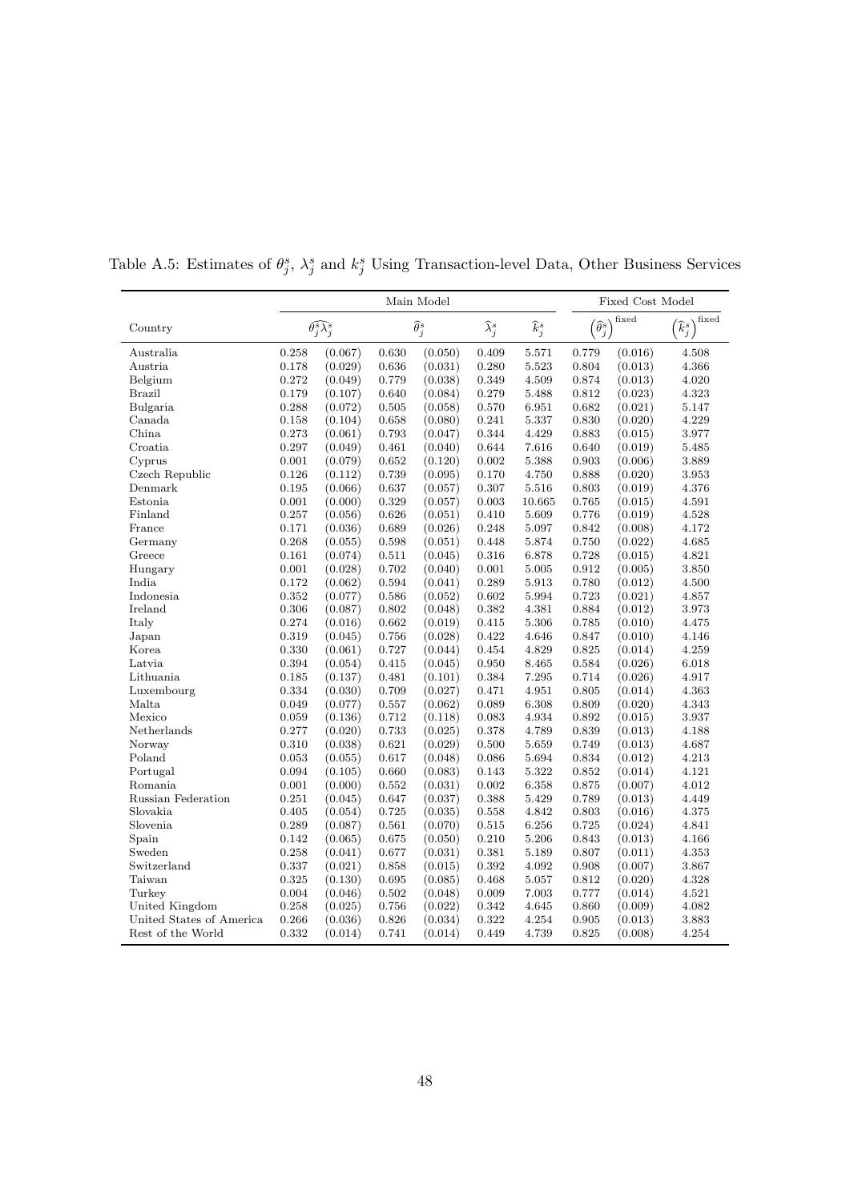Table A.5: Estimates of $\theta_j^s$, $\lambda_j^s$ and $k_j^s$ Using Transaction-level Data, Other Business Services

| | Main Model | | | | | | Fixed Cost Model | | |
|---|---|---|---|---|---|---|---|---|---|
| Country | $\widehat{\theta_j^s \lambda_j^s}$ | | $\widehat{\theta}_j^s$ | | $\widehat{\lambda}_j^s$ | $\widehat{k}_j^s$ | $\left(\widehat{\theta}_j^s\right)^{\text{fixed}}$ | | $\left(\widehat{k}_j^s\right)^{\text{fixed}}$ |
| Australia | 0.258 | (0.067) | 0.630 | (0.050) | 0.409 | 5.571 | 0.779 | (0.016) | 4.508 |
| Austria | 0.178 | (0.029) | 0.636 | (0.031) | 0.280 | 5.523 | 0.804 | (0.013) | 4.366 |
| Belgium | 0.272 | (0.049) | 0.779 | (0.038) | 0.349 | 4.509 | 0.874 | (0.013) | 4.020 |
| Brazil | 0.179 | (0.107) | 0.640 | (0.084) | 0.279 | 5.488 | 0.812 | (0.023) | 4.323 |
| Bulgaria | 0.288 | (0.072) | 0.505 | (0.058) | 0.570 | 6.951 | 0.682 | (0.021) | 5.147 |
| Canada | 0.158 | (0.104) | 0.658 | (0.080) | 0.241 | 5.337 | 0.830 | (0.020) | 4.229 |
| China | 0.273 | (0.061) | 0.793 | (0.047) | 0.344 | 4.429 | 0.883 | (0.015) | 3.977 |
| Croatia | 0.297 | (0.049) | 0.461 | (0.040) | 0.644 | 7.616 | 0.640 | (0.019) | 5.485 |
| Cyprus | 0.001 | (0.079) | 0.652 | (0.120) | 0.002 | 5.388 | 0.903 | (0.006) | 3.889 |
| Czech Republic | 0.126 | (0.112) | 0.739 | (0.095) | 0.170 | 4.750 | 0.888 | (0.020) | 3.953 |
| Denmark | 0.195 | (0.066) | 0.637 | (0.057) | 0.307 | 5.516 | 0.803 | (0.019) | 4.376 |
| Estonia | 0.001 | (0.000) | 0.329 | (0.057) | 0.003 | 10.665 | 0.765 | (0.015) | 4.591 |
| Finland | 0.257 | (0.056) | 0.626 | (0.051) | 0.410 | 5.609 | 0.776 | (0.019) | 4.528 |
| France | 0.171 | (0.036) | 0.689 | (0.026) | 0.248 | 5.097 | 0.842 | (0.008) | 4.172 |
| Germany | 0.268 | (0.055) | 0.598 | (0.051) | 0.448 | 5.874 | 0.750 | (0.022) | 4.685 |
| Greece | 0.161 | (0.074) | 0.511 | (0.045) | 0.316 | 6.878 | 0.728 | (0.015) | 4.821 |
| Hungary | 0.001 | (0.028) | 0.702 | (0.040) | 0.001 | 5.005 | 0.912 | (0.005) | 3.850 |
| India | 0.172 | (0.062) | 0.594 | (0.041) | 0.289 | 5.913 | 0.780 | (0.012) | 4.500 |
| Indonesia | 0.352 | (0.077) | 0.586 | (0.052) | 0.602 | 5.994 | 0.723 | (0.021) | 4.857 |
| Ireland | 0.306 | (0.087) | 0.802 | (0.048) | 0.382 | 4.381 | 0.884 | (0.012) | 3.973 |
| Italy | 0.274 | (0.016) | 0.662 | (0.019) | 0.415 | 5.306 | 0.785 | (0.010) | 4.475 |
| Japan | 0.319 | (0.045) | 0.756 | (0.028) | 0.422 | 4.646 | 0.847 | (0.010) | 4.146 |
| Korea | 0.330 | (0.061) | 0.727 | (0.044) | 0.454 | 4.829 | 0.825 | (0.014) | 4.259 |
| Latvia | 0.394 | (0.054) | 0.415 | (0.045) | 0.950 | 8.465 | 0.584 | (0.026) | 6.018 |
| Lithuania | 0.185 | (0.137) | 0.481 | (0.101) | 0.384 | 7.295 | 0.714 | (0.026) | 4.917 |
| Luxembourg | 0.334 | (0.030) | 0.709 | (0.027) | 0.471 | 4.951 | 0.805 | (0.014) | 4.363 |
| Malta | 0.049 | (0.077) | 0.557 | (0.062) | 0.089 | 6.308 | 0.809 | (0.020) | 4.343 |
| Mexico | 0.059 | (0.136) | 0.712 | (0.118) | 0.083 | 4.934 | 0.892 | (0.015) | 3.937 |
| Netherlands | 0.277 | (0.020) | 0.733 | (0.025) | 0.378 | 4.789 | 0.839 | (0.013) | 4.188 |
| Norway | 0.310 | (0.038) | 0.621 | (0.029) | 0.500 | 5.659 | 0.749 | (0.013) | 4.687 |
| Poland | 0.053 | (0.055) | 0.617 | (0.048) | 0.086 | 5.694 | 0.834 | (0.012) | 4.213 |
| Portugal | 0.094 | (0.105) | 0.660 | (0.083) | 0.143 | 5.322 | 0.852 | (0.014) | 4.121 |
| Romania | 0.001 | (0.000) | 0.552 | (0.031) | 0.002 | 6.358 | 0.875 | (0.007) | 4.012 |
| Russian Federation | 0.251 | (0.045) | 0.647 | (0.037) | 0.388 | 5.429 | 0.789 | (0.013) | 4.449 |
| Slovakia | 0.405 | (0.054) | 0.725 | (0.035) | 0.558 | 4.842 | 0.803 | (0.016) | 4.375 |
| Slovenia | 0.289 | (0.087) | 0.561 | (0.070) | 0.515 | 6.256 | 0.725 | (0.024) | 4.841 |
| Spain | 0.142 | (0.065) | 0.675 | (0.050) | 0.210 | 5.206 | 0.843 | (0.013) | 4.166 |
| Sweden | 0.258 | (0.041) | 0.677 | (0.031) | 0.381 | 5.189 | 0.807 | (0.011) | 4.353 |
| Switzerland | 0.337 | (0.021) | 0.858 | (0.015) | 0.392 | 4.092 | 0.908 | (0.007) | 3.867 |
| Taiwan | 0.325 | (0.130) | 0.695 | (0.085) | 0.468 | 5.057 | 0.812 | (0.020) | 4.328 |
| Turkey | 0.004 | (0.046) | 0.502 | (0.048) | 0.009 | 7.003 | 0.777 | (0.014) | 4.521 |
| United Kingdom | 0.258 | (0.025) | 0.756 | (0.022) | 0.342 | 4.645 | 0.860 | (0.009) | 4.082 |
| United States of America | 0.266 | (0.036) | 0.826 | (0.034) | 0.322 | 4.254 | 0.905 | (0.013) | 3.883 |
| Rest of the World | 0.332 | (0.014) | 0.741 | (0.014) | 0.449 | 4.739 | 0.825 | (0.008) | 4.254 |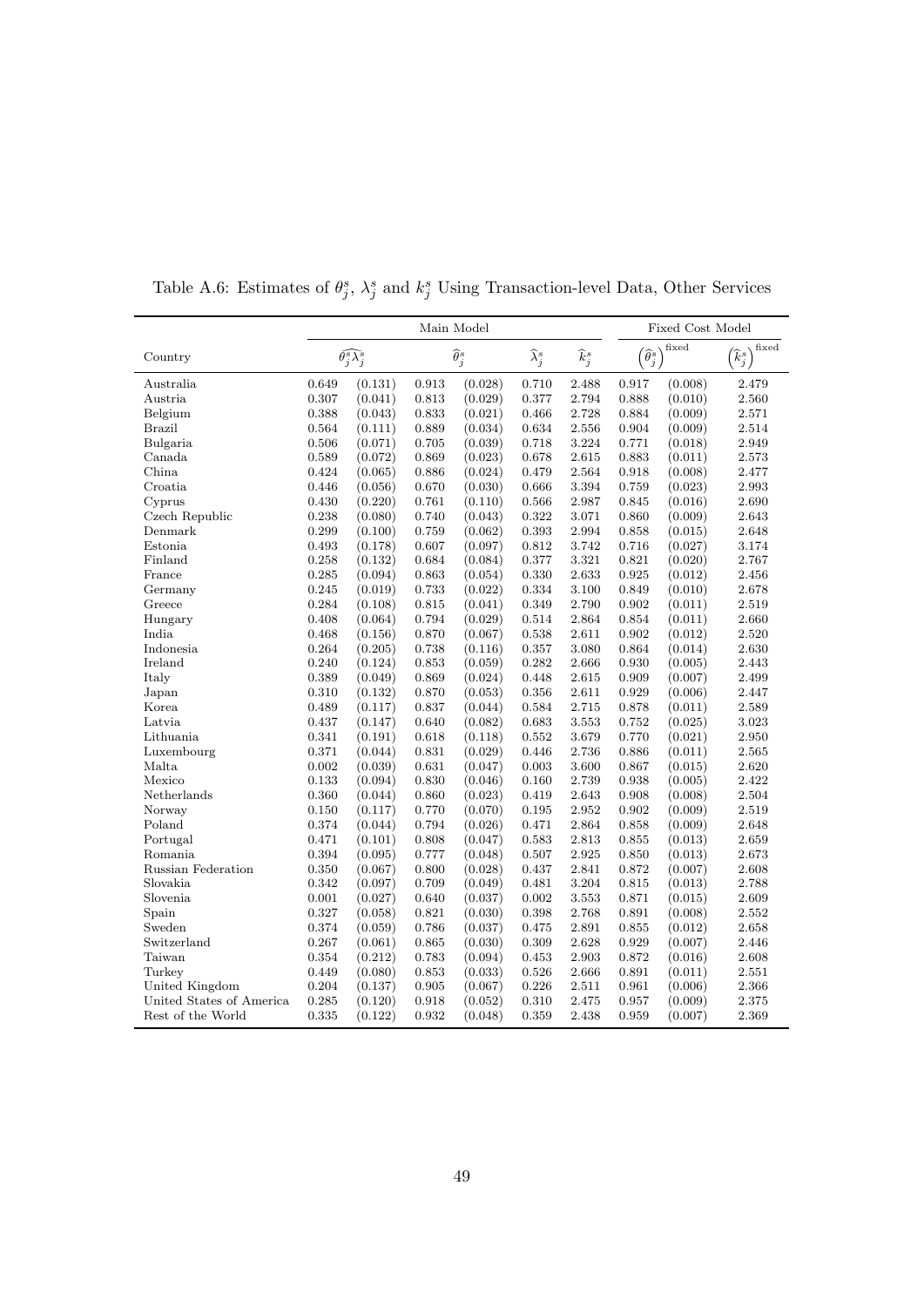Table A.6: Estimates of $\theta_j^s$, $\lambda_j^s$ and $k_j^s$ Using Transaction-level Data, Other Services

| | Main Model | | | | | | Fixed Cost Model | | |
|---|---|---|---|---|---|---|---|---|---|
| Country | $\widehat{\theta_j^s \lambda_j^s}$ | | $\widehat{\theta}_j^s$ | | $\widehat{\lambda}_j^s$ | $\widehat{k}_j^s$ | $\left(\widehat{\theta}_j^s\right)^{\text{fixed}}$ | | $\left(\widehat{k}_j^s\right)^{\text{fixed}}$ |
| Australia | 0.649 | (0.131) | 0.913 | (0.028) | 0.710 | 2.488 | 0.917 | (0.008) | 2.479 |
| Austria | 0.307 | (0.041) | 0.813 | (0.029) | 0.377 | 2.794 | 0.888 | (0.010) | 2.560 |
| Belgium | 0.388 | (0.043) | 0.833 | (0.021) | 0.466 | 2.728 | 0.884 | (0.009) | 2.571 |
| Brazil | 0.564 | (0.111) | 0.889 | (0.034) | 0.634 | 2.556 | 0.904 | (0.009) | 2.514 |
| Bulgaria | 0.506 | (0.071) | 0.705 | (0.039) | 0.718 | 3.224 | 0.771 | (0.018) | 2.949 |
| Canada | 0.589 | (0.072) | 0.869 | (0.023) | 0.678 | 2.615 | 0.883 | (0.011) | 2.573 |
| China | 0.424 | (0.065) | 0.886 | (0.024) | 0.479 | 2.564 | 0.918 | (0.008) | 2.477 |
| Croatia | 0.446 | (0.056) | 0.670 | (0.030) | 0.666 | 3.394 | 0.759 | (0.023) | 2.993 |
| Cyprus | 0.430 | (0.220) | 0.761 | (0.110) | 0.566 | 2.987 | 0.845 | (0.016) | 2.690 |
| Czech Republic | 0.238 | (0.080) | 0.740 | (0.043) | 0.322 | 3.071 | 0.860 | (0.009) | 2.643 |
| Denmark | 0.299 | (0.100) | 0.759 | (0.062) | 0.393 | 2.994 | 0.858 | (0.015) | 2.648 |
| Estonia | 0.493 | (0.178) | 0.607 | (0.097) | 0.812 | 3.742 | 0.716 | (0.027) | 3.174 |
| Finland | 0.258 | (0.132) | 0.684 | (0.084) | 0.377 | 3.321 | 0.821 | (0.020) | 2.767 |
| France | 0.285 | (0.094) | 0.863 | (0.054) | 0.330 | 2.633 | 0.925 | (0.012) | 2.456 |
| Germany | 0.245 | (0.019) | 0.733 | (0.022) | 0.334 | 3.100 | 0.849 | (0.010) | 2.678 |
| Greece | 0.284 | (0.108) | 0.815 | (0.041) | 0.349 | 2.790 | 0.902 | (0.011) | 2.519 |
| Hungary | 0.408 | (0.064) | 0.794 | (0.029) | 0.514 | 2.864 | 0.854 | (0.011) | 2.660 |
| India | 0.468 | (0.156) | 0.870 | (0.067) | 0.538 | 2.611 | 0.902 | (0.012) | 2.520 |
| Indonesia | 0.264 | (0.205) | 0.738 | (0.116) | 0.357 | 3.080 | 0.864 | (0.014) | 2.630 |
| Ireland | 0.240 | (0.124) | 0.853 | (0.059) | 0.282 | 2.666 | 0.930 | (0.005) | 2.443 |
| Italy | 0.389 | (0.049) | 0.869 | (0.024) | 0.448 | 2.615 | 0.909 | (0.007) | 2.499 |
| Japan | 0.310 | (0.132) | 0.870 | (0.053) | 0.356 | 2.611 | 0.929 | (0.006) | 2.447 |
| Korea | 0.489 | (0.117) | 0.837 | (0.044) | 0.584 | 2.715 | 0.878 | (0.011) | 2.589 |
| Latvia | 0.437 | (0.147) | 0.640 | (0.082) | 0.683 | 3.553 | 0.752 | (0.025) | 3.023 |
| Lithuania | 0.341 | (0.191) | 0.618 | (0.118) | 0.552 | 3.679 | 0.770 | (0.021) | 2.950 |
| Luxembourg | 0.371 | (0.044) | 0.831 | (0.029) | 0.446 | 2.736 | 0.886 | (0.011) | 2.565 |
| Malta | 0.002 | (0.039) | 0.631 | (0.047) | 0.003 | 3.600 | 0.867 | (0.015) | 2.620 |
| Mexico | 0.133 | (0.094) | 0.830 | (0.046) | 0.160 | 2.739 | 0.938 | (0.005) | 2.422 |
| Netherlands | 0.360 | (0.044) | 0.860 | (0.023) | 0.419 | 2.643 | 0.908 | (0.008) | 2.504 |
| Norway | 0.150 | (0.117) | 0.770 | (0.070) | 0.195 | 2.952 | 0.902 | (0.009) | 2.519 |
| Poland | 0.374 | (0.044) | 0.794 | (0.026) | 0.471 | 2.864 | 0.858 | (0.009) | 2.648 |
| Portugal | 0.471 | (0.101) | 0.808 | (0.047) | 0.583 | 2.813 | 0.855 | (0.013) | 2.659 |
| Romania | 0.394 | (0.095) | 0.777 | (0.048) | 0.507 | 2.925 | 0.850 | (0.013) | 2.673 |
| Russian Federation | 0.350 | (0.067) | 0.800 | (0.028) | 0.437 | 2.841 | 0.872 | (0.007) | 2.608 |
| Slovakia | 0.342 | (0.097) | 0.709 | (0.049) | 0.481 | 3.204 | 0.815 | (0.013) | 2.788 |
| Slovenia | 0.001 | (0.027) | 0.640 | (0.037) | 0.002 | 3.553 | 0.871 | (0.015) | 2.609 |
| Spain | 0.327 | (0.058) | 0.821 | (0.030) | 0.398 | 2.768 | 0.891 | (0.008) | 2.552 |
| Sweden | 0.374 | (0.059) | 0.786 | (0.037) | 0.475 | 2.891 | 0.855 | (0.012) | 2.658 |
| Switzerland | 0.267 | (0.061) | 0.865 | (0.030) | 0.309 | 2.628 | 0.929 | (0.007) | 2.446 |
| Taiwan | 0.354 | (0.212) | 0.783 | (0.094) | 0.453 | 2.903 | 0.872 | (0.016) | 2.608 |
| Turkey | 0.449 | (0.080) | 0.853 | (0.033) | 0.526 | 2.666 | 0.891 | (0.011) | 2.551 |
| United Kingdom | 0.204 | (0.137) | 0.905 | (0.067) | 0.226 | 2.511 | 0.961 | (0.006) | 2.366 |
| United States of America | 0.285 | (0.120) | 0.918 | (0.052) | 0.310 | 2.475 | 0.957 | (0.009) | 2.375 |
| Rest of the World | 0.335 | (0.122) | 0.932 | (0.048) | 0.359 | 2.438 | 0.959 | (0.007) | 2.369 |